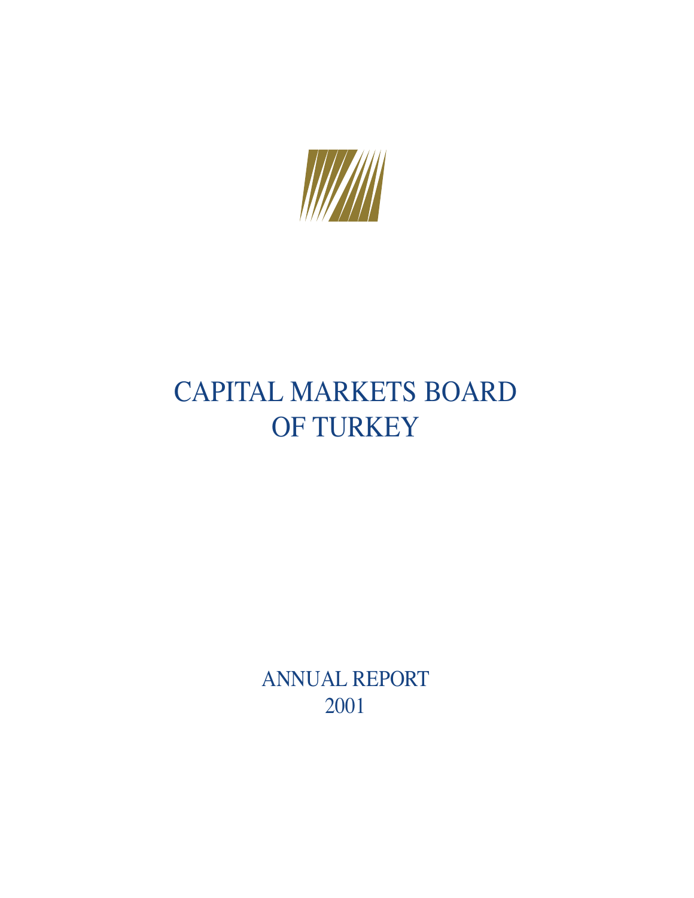# CAPITAL MARKETS BOARD OF TURKEY

ANNUAL REPORT
2001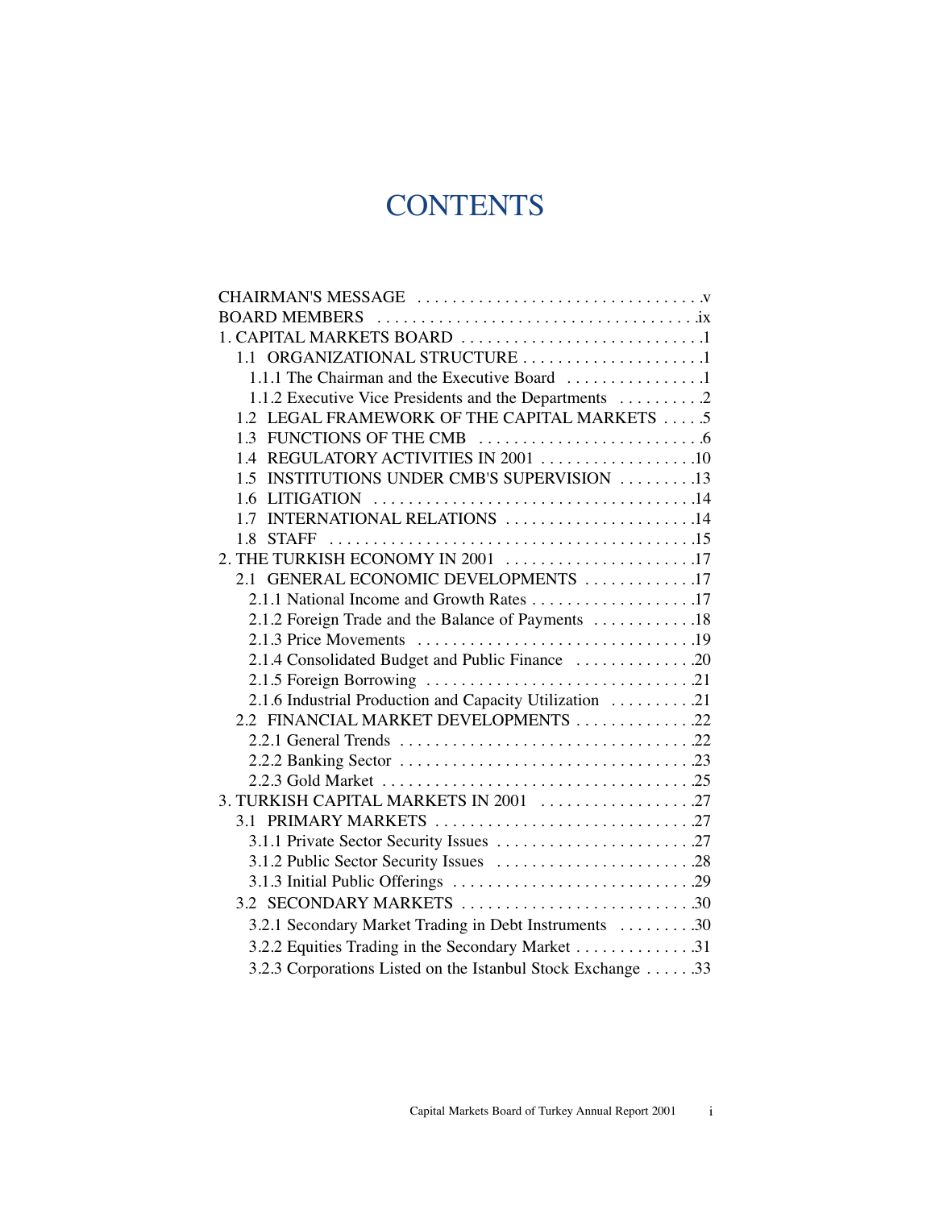# CONTENTS

CHAIRMAN'S MESSAGE . . . . . . . . . . . . . . . . . . . . . . . . . . . . . . . . .v
BOARD MEMBERS . . . . . . . . . . . . . . . . . . . . . . . . . . . . . . . . . . . .ix
1. CAPITAL MARKETS BOARD . . . . . . . . . . . . . . . . . . . . . . . . . . . .1
  1.1 ORGANIZATIONAL STRUCTURE . . . . . . . . . . . . . . . . . . . . .1
    1.1.1 The Chairman and the Executive Board . . . . . . . . . . . . . . . .1
    1.1.2 Executive Vice Presidents and the Departments . . . . . . . . . .2
  1.2 LEGAL FRAMEWORK OF THE CAPITAL MARKETS . . . . .5
  1.3 FUNCTIONS OF THE CMB . . . . . . . . . . . . . . . . . . . . . . . . . .6
  1.4 REGULATORY ACTIVITIES IN 2001 . . . . . . . . . . . . . . . . . .10
  1.5 INSTITUTIONS UNDER CMB'S SUPERVISION . . . . . . . . .13
  1.6 LITIGATION . . . . . . . . . . . . . . . . . . . . . . . . . . . . . . . . . . . .14
  1.7 INTERNATIONAL RELATIONS . . . . . . . . . . . . . . . . . . . . . .14
  1.8 STAFF . . . . . . . . . . . . . . . . . . . . . . . . . . . . . . . . . . . . . . . . .15
2. THE TURKISH ECONOMY IN 2001 . . . . . . . . . . . . . . . . . . . . . .17
  2.1 GENERAL ECONOMIC DEVELOPMENTS . . . . . . . . . . . . .17
    2.1.1 National Income and Growth Rates . . . . . . . . . . . . . . . . . . .17
    2.1.2 Foreign Trade and the Balance of Payments . . . . . . . . . . . .18
    2.1.3 Price Movements . . . . . . . . . . . . . . . . . . . . . . . . . . . . . . . .19
    2.1.4 Consolidated Budget and Public Finance . . . . . . . . . . . . . .20
    2.1.5 Foreign Borrowing . . . . . . . . . . . . . . . . . . . . . . . . . . . . . .21
    2.1.6 Industrial Production and Capacity Utilization . . . . . . . . . .21
  2.2 FINANCIAL MARKET DEVELOPMENTS . . . . . . . . . . . . . .22
    2.2.1 General Trends . . . . . . . . . . . . . . . . . . . . . . . . . . . . . . . . .22
    2.2.2 Banking Sector . . . . . . . . . . . . . . . . . . . . . . . . . . . . . . . . .23
    2.2.3 Gold Market . . . . . . . . . . . . . . . . . . . . . . . . . . . . . . . . . . .25
3. TURKISH CAPITAL MARKETS IN 2001 . . . . . . . . . . . . . . . . . .27
  3.1 PRIMARY MARKETS . . . . . . . . . . . . . . . . . . . . . . . . . . . . . .27
    3.1.1 Private Sector Security Issues . . . . . . . . . . . . . . . . . . . . . . .27
    3.1.2 Public Sector Security Issues . . . . . . . . . . . . . . . . . . . . . . .28
    3.1.3 Initial Public Offerings . . . . . . . . . . . . . . . . . . . . . . . . . . . .29
  3.2 SECONDARY MARKETS . . . . . . . . . . . . . . . . . . . . . . . . . . .30
    3.2.1 Secondary Market Trading in Debt Instruments . . . . . . . . .30
    3.2.2 Equities Trading in the Secondary Market . . . . . . . . . . . . . .31
    3.2.3 Corporations Listed on the Istanbul Stock Exchange . . . . . .33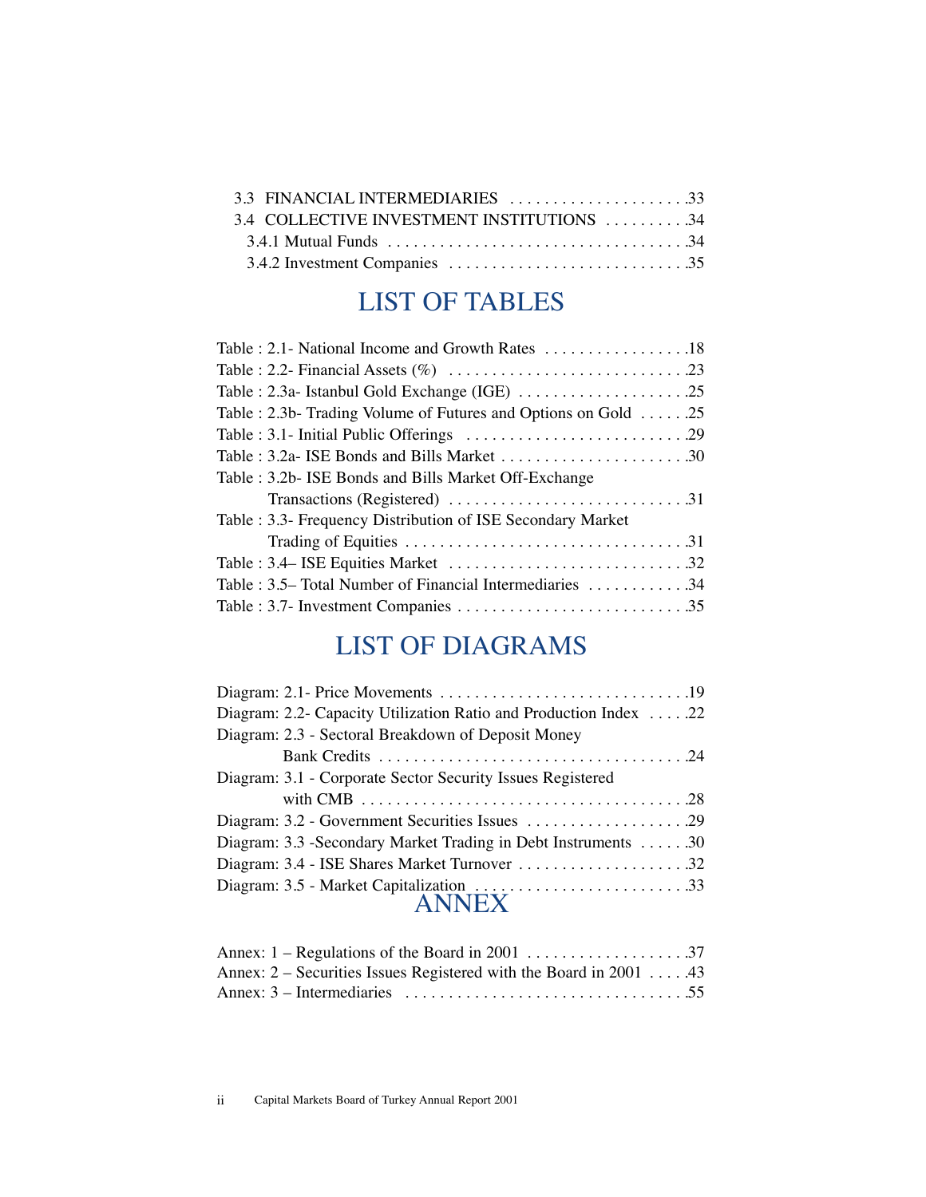3.3 FINANCIAL INTERMEDIARIES .....................33
3.4 COLLECTIVE INVESTMENT INSTITUTIONS ..........34
3.4.1 Mutual Funds ..................................34
3.4.2 Investment Companies ............................35

## LIST OF TABLES

Table : 2.1- National Income and Growth Rates .................18
Table : 2.2- Financial Assets (%) ............................23
Table : 2.3a- Istanbul Gold Exchange (IGE) ....................25
Table : 2.3b- Trading Volume of Futures and Options on Gold ......25
Table : 3.1- Initial Public Offerings ..........................29
Table : 3.2a- ISE Bonds and Bills Market .......................30
Table : 3.2b- ISE Bonds and Bills Market Off-Exchange Transactions (Registered) ............................31
Table : 3.3- Frequency Distribution of ISE Secondary Market Trading of Equities .................................31
Table : 3.4– ISE Equities Market ............................32
Table : 3.5– Total Number of Financial Intermediaries ............34
Table : 3.7- Investment Companies ...........................35

## LIST OF DIAGRAMS

Diagram: 2.1- Price Movements .............................19
Diagram: 2.2- Capacity Utilization Ratio and Production Index .....22
Diagram: 2.3 - Sectoral Breakdown of Deposit Money Bank Credits ...................................24
Diagram: 3.1 - Corporate Sector Security Issues Registered with CMB .....................................28
Diagram: 3.2 - Government Securities Issues ...................29
Diagram: 3.3 -Secondary Market Trading in Debt Instruments ......30
Diagram: 3.4 - ISE Shares Market Turnover ....................32
Diagram: 3.5 - Market Capitalization .........................33

## ANNEX

Annex: 1 – Regulations of the Board in 2001 ..................37
Annex: 2 – Securities Issues Registered with the Board in 2001 .....43
Annex: 3 – Intermediaries .................................55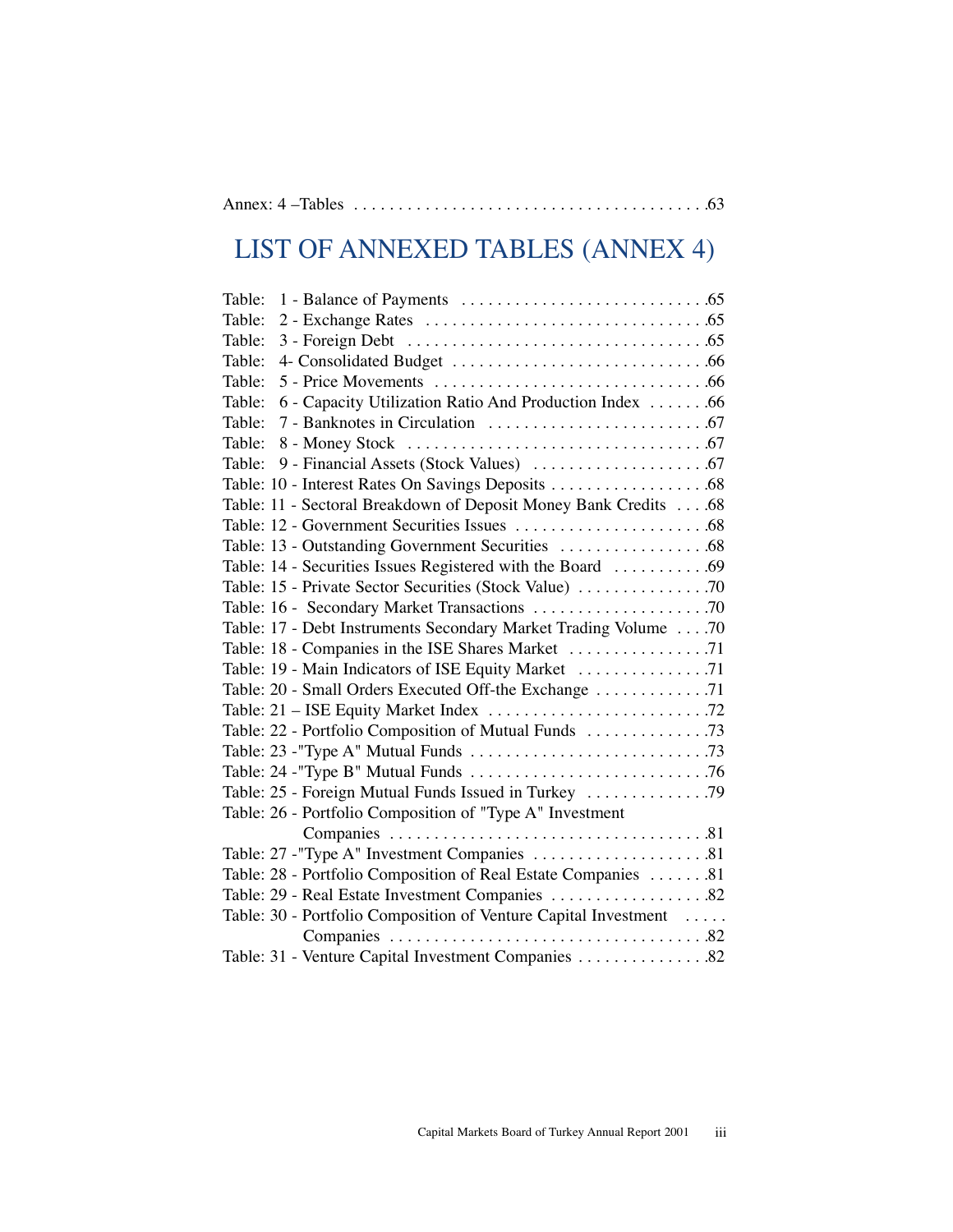Annex: 4 –Tables . . . . . . . . . . . . . . . . . . . . . . . . . . . . . . . . . . . . . . . .63

# LIST OF ANNEXED TABLES (ANNEX 4)

Table: 1 - Balance of Payments . . . . . . . . . . . . . . . . . . . . . . . . . . . .65
Table: 2 - Exchange Rates . . . . . . . . . . . . . . . . . . . . . . . . . . . . . . . .65
Table: 3 - Foreign Debt . . . . . . . . . . . . . . . . . . . . . . . . . . . . . . . . . .65
Table: 4- Consolidated Budget . . . . . . . . . . . . . . . . . . . . . . . . . . . .66
Table: 5 - Price Movements . . . . . . . . . . . . . . . . . . . . . . . . . . . . . .66
Table: 6 - Capacity Utilization Ratio And Production Index . . . . . . .66
Table: 7 - Banknotes in Circulation . . . . . . . . . . . . . . . . . . . . . . . . .67
Table: 8 - Money Stock . . . . . . . . . . . . . . . . . . . . . . . . . . . . . . . . . .67
Table: 9 - Financial Assets (Stock Values) . . . . . . . . . . . . . . . . . . . .67
Table: 10 - Interest Rates On Savings Deposits . . . . . . . . . . . . . . . . . .68
Table: 11 - Sectoral Breakdown of Deposit Money Bank Credits . . . .68
Table: 12 - Government Securities Issues . . . . . . . . . . . . . . . . . . . . . .68
Table: 13 - Outstanding Government Securities . . . . . . . . . . . . . . . . .68
Table: 14 - Securities Issues Registered with the Board . . . . . . . . . . .69
Table: 15 - Private Sector Securities (Stock Value) . . . . . . . . . . . . . . .70
Table: 16 - Secondary Market Transactions . . . . . . . . . . . . . . . . . . . .70
Table: 17 - Debt Instruments Secondary Market Trading Volume . . . .70
Table: 18 - Companies in the ISE Shares Market . . . . . . . . . . . . . . . .71
Table: 19 - Main Indicators of ISE Equity Market . . . . . . . . . . . . . . .71
Table: 20 - Small Orders Executed Off-the Exchange . . . . . . . . . . . . .71
Table: 21 – ISE Equity Market Index . . . . . . . . . . . . . . . . . . . . . . . . .72
Table: 22 - Portfolio Composition of Mutual Funds . . . . . . . . . . . . . .73
Table: 23 -"Type A" Mutual Funds . . . . . . . . . . . . . . . . . . . . . . . . . . .73
Table: 24 -"Type B" Mutual Funds . . . . . . . . . . . . . . . . . . . . . . . . . . .76
Table: 25 - Foreign Mutual Funds Issued in Turkey . . . . . . . . . . . . . .79
Table: 26 - Portfolio Composition of "Type A" Investment Companies . . . . . . . . . . . . . . . . . . . . . . . . . . . . . . . . . . .81
Table: 27 -"Type A" Investment Companies . . . . . . . . . . . . . . . . . . . .81
Table: 28 - Portfolio Composition of Real Estate Companies . . . . . . .81
Table: 29 - Real Estate Investment Companies . . . . . . . . . . . . . . . . . .82
Table: 30 - Portfolio Composition of Venture Capital Investment Companies . . . . . . . . . . . . . . . . . . . . . . . . . . . . . . . . . . .82
Table: 31 - Venture Capital Investment Companies . . . . . . . . . . . . . . .82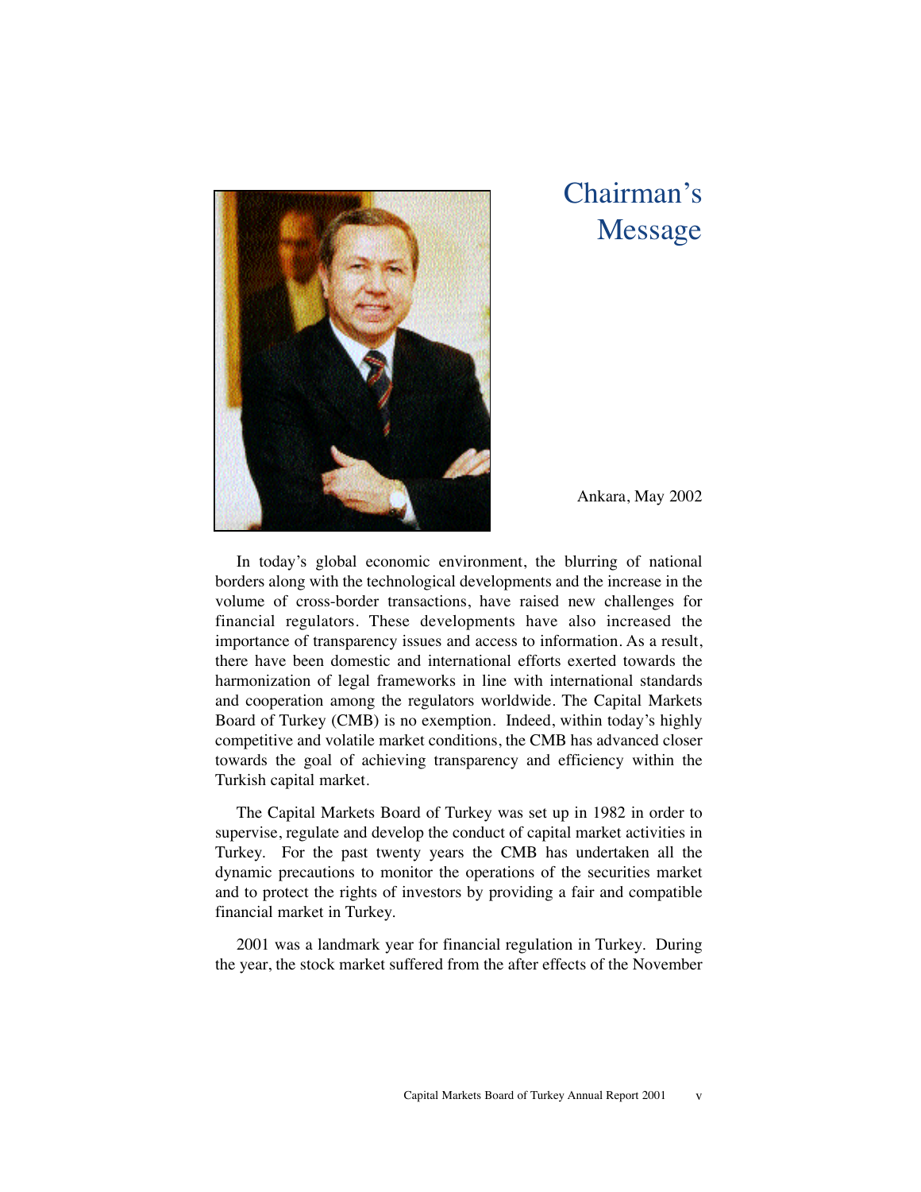# Chairman's Message

Ankara, May 2002

In today's global economic environment, the blurring of national borders along with the technological developments and the increase in the volume of cross-border transactions, have raised new challenges for financial regulators. These developments have also increased the importance of transparency issues and access to information. As a result, there have been domestic and international efforts exerted towards the harmonization of legal frameworks in line with international standards and cooperation among the regulators worldwide. The Capital Markets Board of Turkey (CMB) is no exemption. Indeed, within today's highly competitive and volatile market conditions, the CMB has advanced closer towards the goal of achieving transparency and efficiency within the Turkish capital market.

The Capital Markets Board of Turkey was set up in 1982 in order to supervise, regulate and develop the conduct of capital market activities in Turkey. For the past twenty years the CMB has undertaken all the dynamic precautions to monitor the operations of the securities market and to protect the rights of investors by providing a fair and compatible financial market in Turkey.

2001 was a landmark year for financial regulation in Turkey. During the year, the stock market suffered from the after effects of the November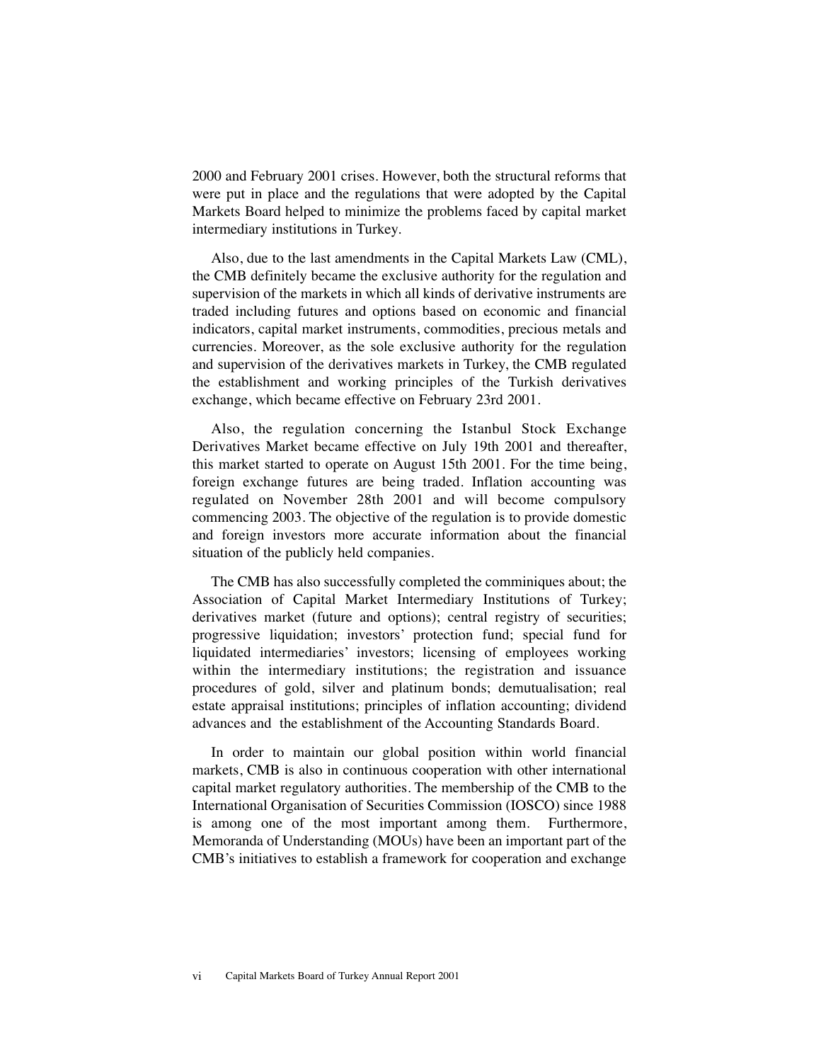2000 and February 2001 crises. However, both the structural reforms that were put in place and the regulations that were adopted by the Capital Markets Board helped to minimize the problems faced by capital market intermediary institutions in Turkey.

Also, due to the last amendments in the Capital Markets Law (CML), the CMB definitely became the exclusive authority for the regulation and supervision of the markets in which all kinds of derivative instruments are traded including futures and options based on economic and financial indicators, capital market instruments, commodities, precious metals and currencies. Moreover, as the sole exclusive authority for the regulation and supervision of the derivatives markets in Turkey, the CMB regulated the establishment and working principles of the Turkish derivatives exchange, which became effective on February 23rd 2001.

Also, the regulation concerning the Istanbul Stock Exchange Derivatives Market became effective on July 19th 2001 and thereafter, this market started to operate on August 15th 2001. For the time being, foreign exchange futures are being traded. Inflation accounting was regulated on November 28th 2001 and will become compulsory commencing 2003. The objective of the regulation is to provide domestic and foreign investors more accurate information about the financial situation of the publicly held companies.

The CMB has also successfully completed the comminiques about; the Association of Capital Market Intermediary Institutions of Turkey; derivatives market (future and options); central registry of securities; progressive liquidation; investors' protection fund; special fund for liquidated intermediaries' investors; licensing of employees working within the intermediary institutions; the registration and issuance procedures of gold, silver and platinum bonds; demutualisation; real estate appraisal institutions; principles of inflation accounting; dividend advances and the establishment of the Accounting Standards Board.

In order to maintain our global position within world financial markets, CMB is also in continuous cooperation with other international capital market regulatory authorities. The membership of the CMB to the International Organisation of Securities Commission (IOSCO) since 1988 is among one of the most important among them. Furthermore, Memoranda of Understanding (MOUs) have been an important part of the CMB's initiatives to establish a framework for cooperation and exchange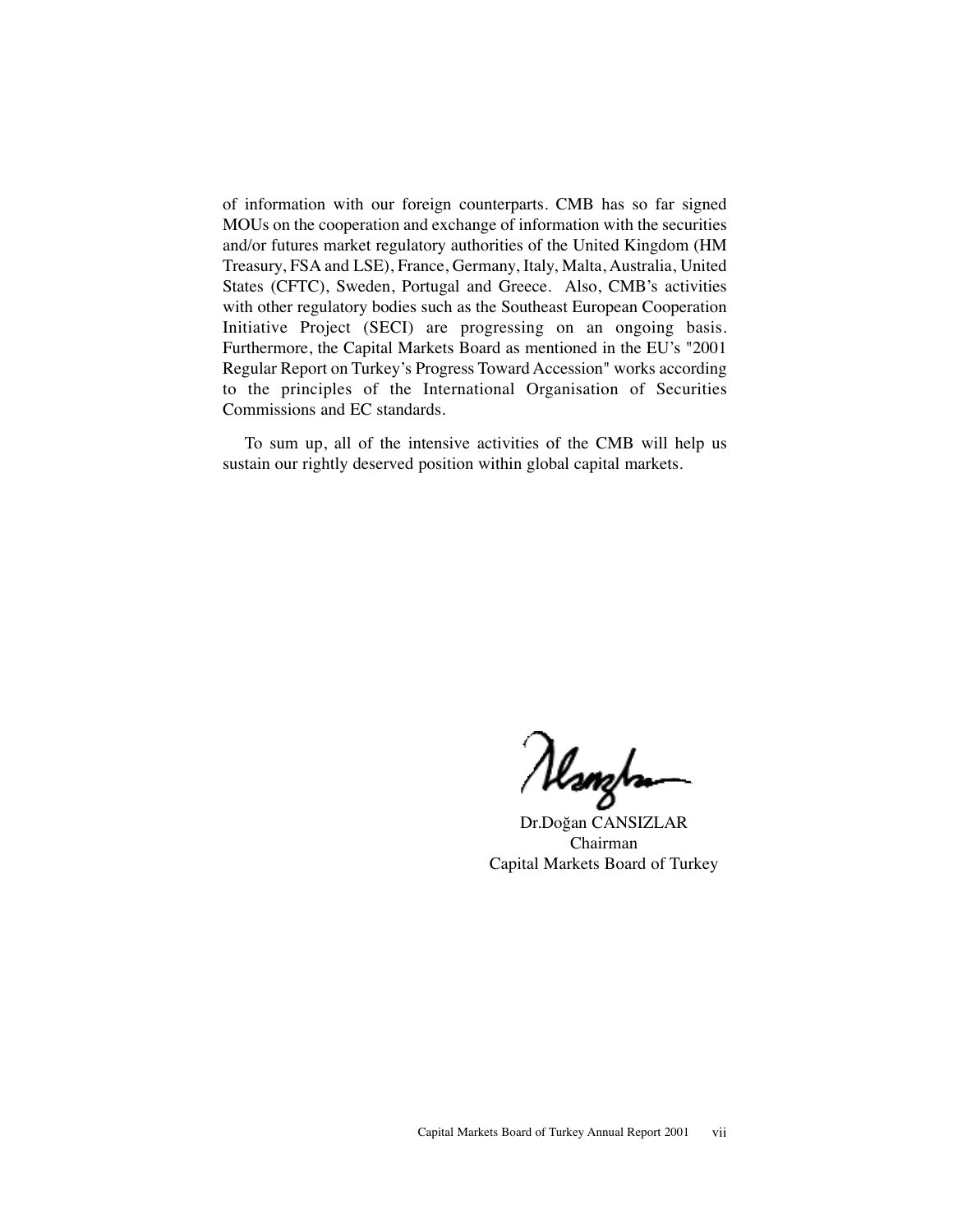of information with our foreign counterparts. CMB has so far signed MOUs on the cooperation and exchange of information with the securities and/or futures market regulatory authorities of the United Kingdom (HM Treasury, FSA and LSE), France, Germany, Italy, Malta, Australia, United States (CFTC), Sweden, Portugal and Greece.  Also, CMB's activities with other regulatory bodies such as the Southeast European Cooperation Initiative Project (SECI) are progressing on an ongoing basis. Furthermore, the Capital Markets Board as mentioned in the EU's "2001 Regular Report on Turkey's Progress Toward Accession" works according to the principles of the International Organisation of Securities Commissions and EC standards.

To sum up, all of the intensive activities of the CMB will help us sustain our rightly deserved position within global capital markets.

Dr.Doğan CANSIZLAR
Chairman
Capital Markets Board of Turkey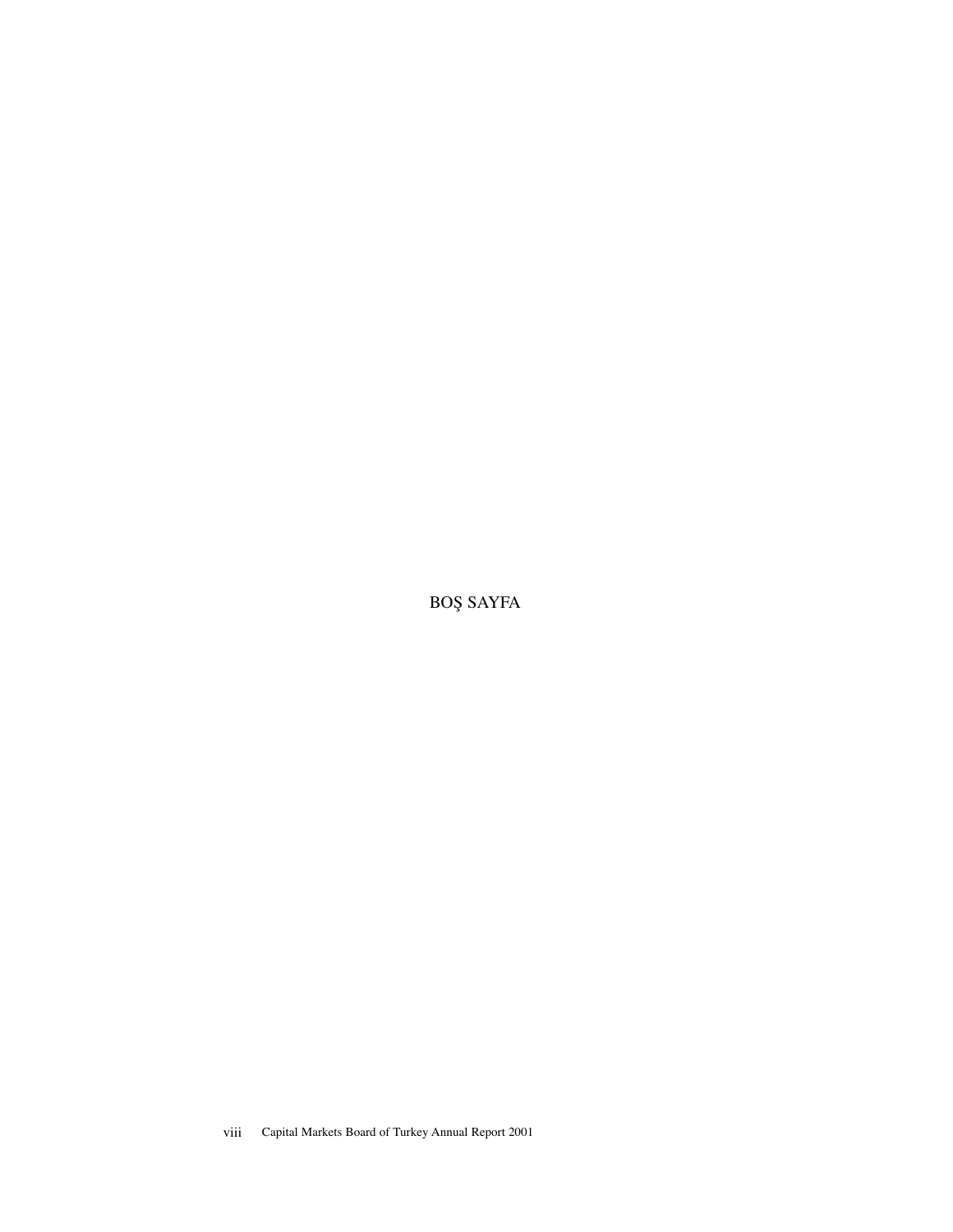BOŞ SAYFA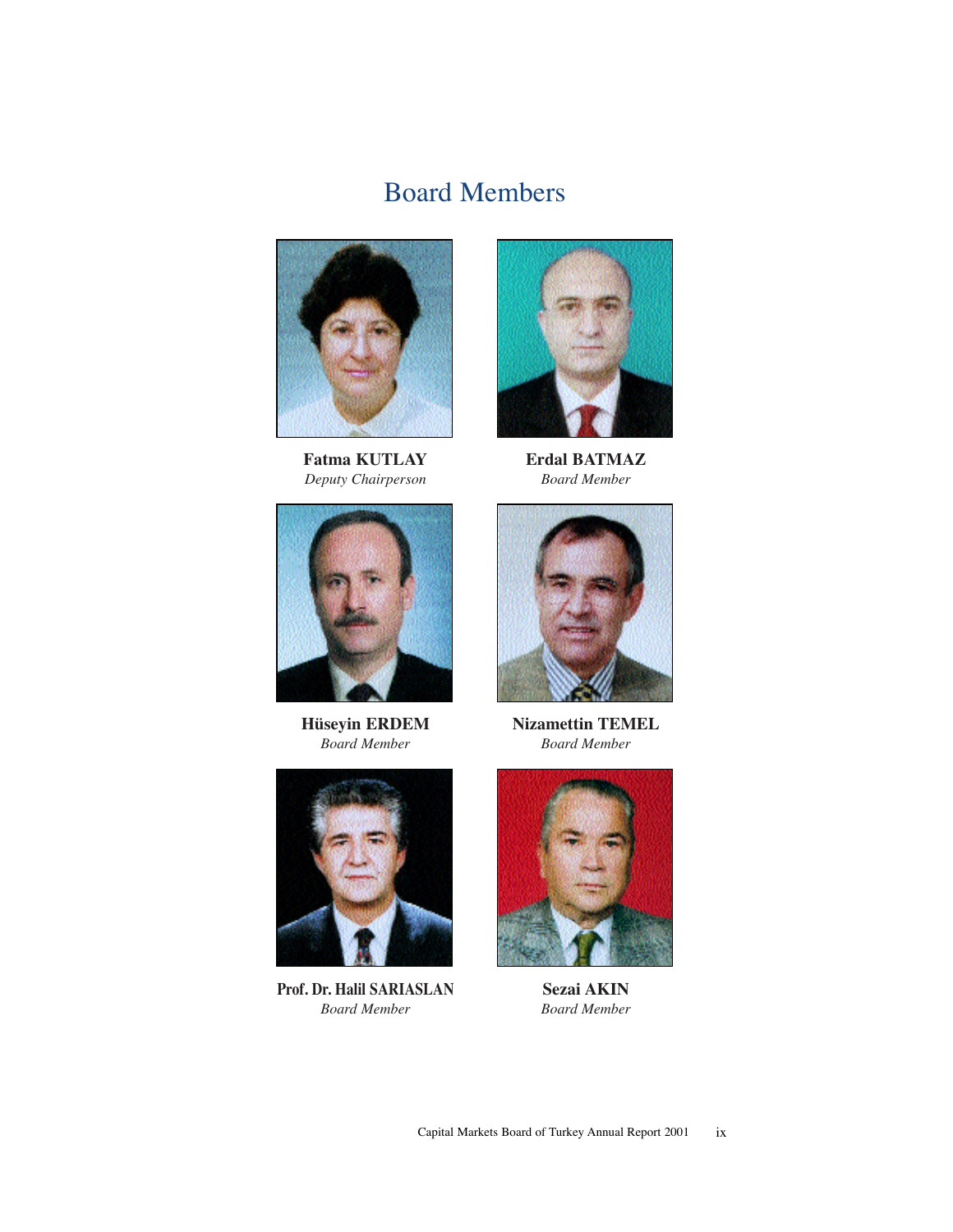# Board Members

**Fatma KUTLAY**
*Deputy Chairperson*

**Erdal BATMAZ**
*Board Member*

**Hüseyin ERDEM**
*Board Member*

**Nizamettin TEMEL**
*Board Member*

**Prof. Dr. Halil SARIASLAN**
*Board Member*

**Sezai AKIN**
*Board Member*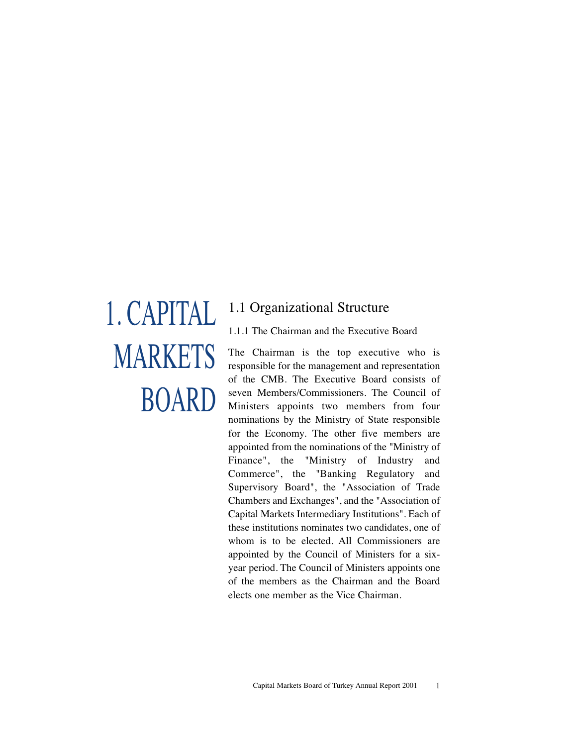# 1. CAPITAL MARKETS BOARD

## 1.1 Organizational Structure

### 1.1.1 The Chairman and the Executive Board

The Chairman is the top executive who is responsible for the management and representation of the CMB. The Executive Board consists of seven Members/Commissioners. The Council of Ministers appoints two members from four nominations by the Ministry of State responsible for the Economy. The other five members are appointed from the nominations of the "Ministry of Finance", the "Ministry of Industry and Commerce", the "Banking Regulatory and Supervisory Board", the "Association of Trade Chambers and Exchanges", and the "Association of Capital Markets Intermediary Institutions". Each of these institutions nominates two candidates, one of whom is to be elected. All Commissioners are appointed by the Council of Ministers for a six-year period. The Council of Ministers appoints one of the members as the Chairman and the Board elects one member as the Vice Chairman.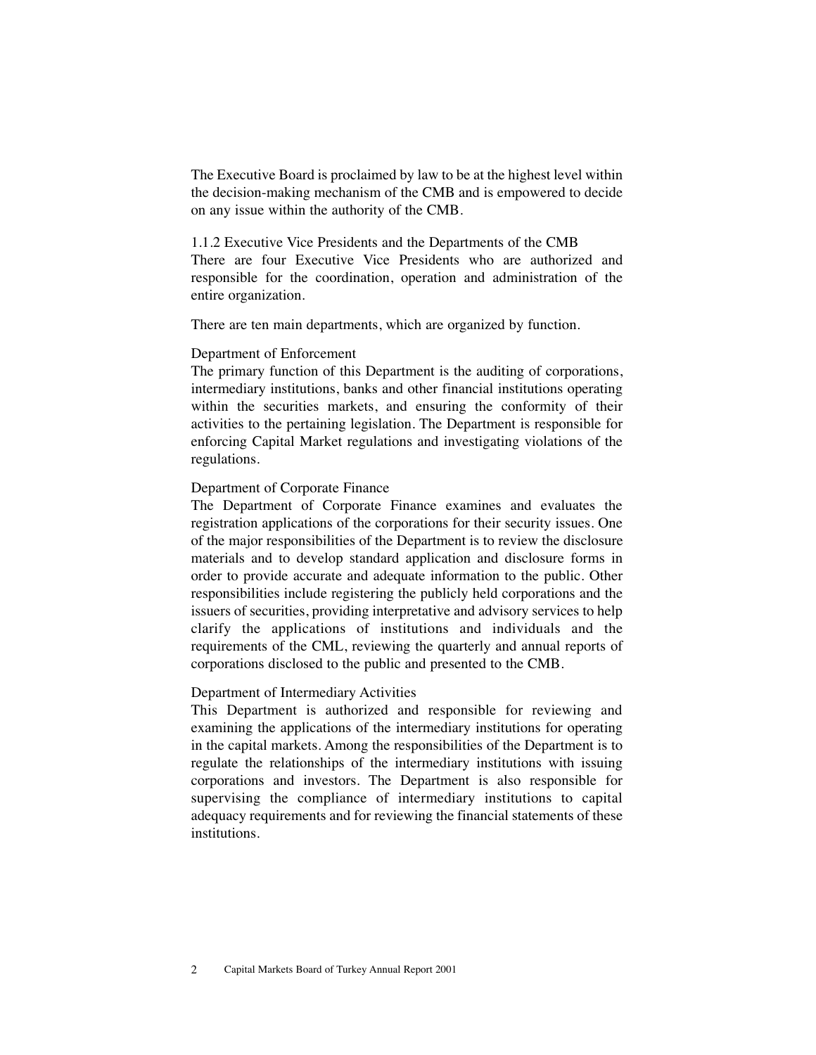The Executive Board is proclaimed by law to be at the highest level within the decision-making mechanism of the CMB and is empowered to decide on any issue within the authority of the CMB.

### 1.1.2 Executive Vice Presidents and the Departments of the CMB

There are four Executive Vice Presidents who are authorized and responsible for the coordination, operation and administration of the entire organization.

There are ten main departments, which are organized by function.

#### Department of Enforcement

The primary function of this Department is the auditing of corporations, intermediary institutions, banks and other financial institutions operating within the securities markets, and ensuring the conformity of their activities to the pertaining legislation. The Department is responsible for enforcing Capital Market regulations and investigating violations of the regulations.

#### Department of Corporate Finance

The Department of Corporate Finance examines and evaluates the registration applications of the corporations for their security issues. One of the major responsibilities of the Department is to review the disclosure materials and to develop standard application and disclosure forms in order to provide accurate and adequate information to the public. Other responsibilities include registering the publicly held corporations and the issuers of securities, providing interpretative and advisory services to help clarify the applications of institutions and individuals and the requirements of the CML, reviewing the quarterly and annual reports of corporations disclosed to the public and presented to the CMB.

#### Department of Intermediary Activities

This Department is authorized and responsible for reviewing and examining the applications of the intermediary institutions for operating in the capital markets. Among the responsibilities of the Department is to regulate the relationships of the intermediary institutions with issuing corporations and investors. The Department is also responsible for supervising the compliance of intermediary institutions to capital adequacy requirements and for reviewing the financial statements of these institutions.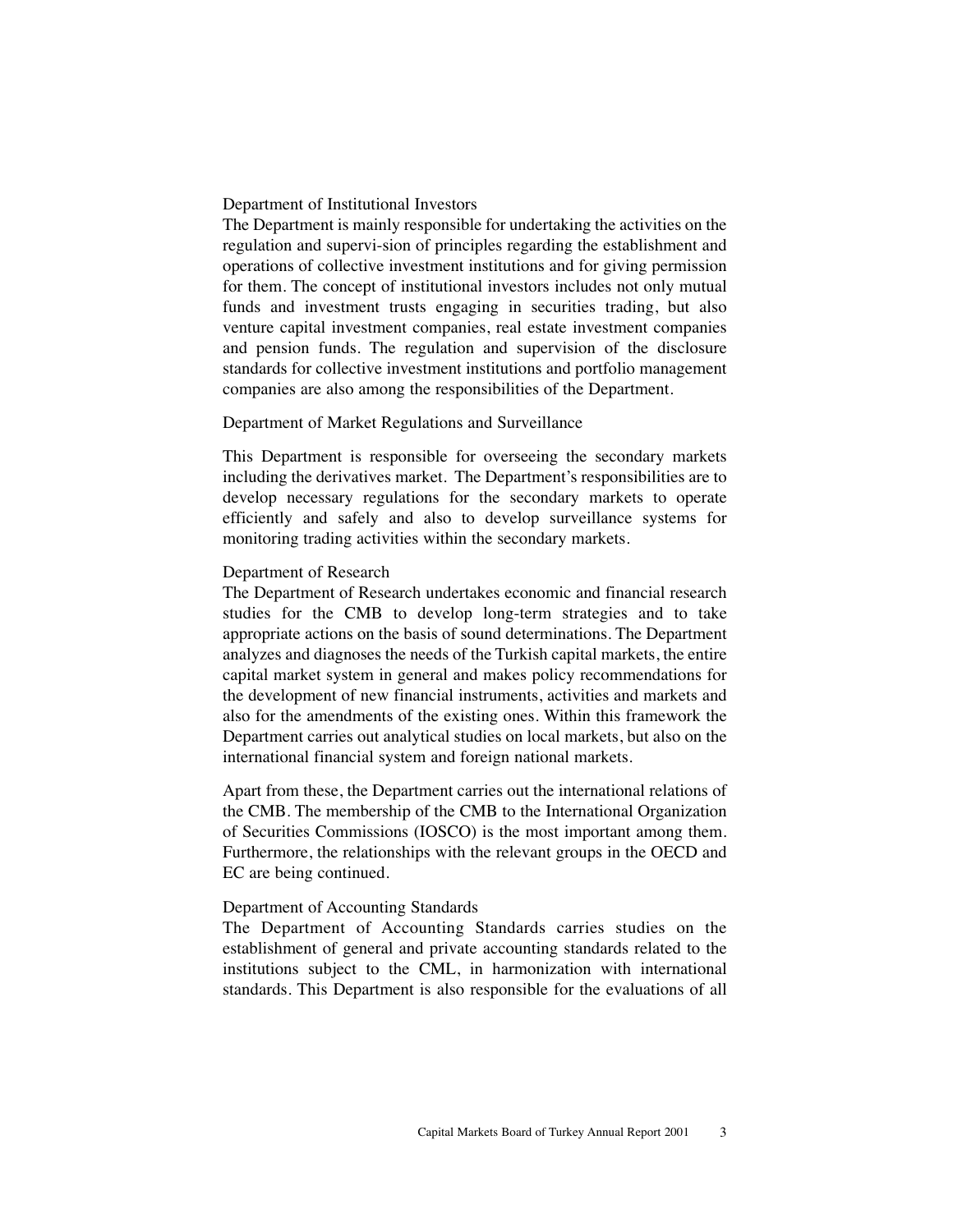### Department of Institutional Investors

The Department is mainly responsible for undertaking the activities on the regulation and supervi-sion of principles regarding the establishment and operations of collective investment institutions and for giving permission for them. The concept of institutional investors includes not only mutual funds and investment trusts engaging in securities trading, but also venture capital investment companies, real estate investment companies and pension funds. The regulation and supervision of the disclosure standards for collective investment institutions and portfolio management companies are also among the responsibilities of the Department.

### Department of Market Regulations and Surveillance

This Department is responsible for overseeing the secondary markets including the derivatives market. The Department's responsibilities are to develop necessary regulations for the secondary markets to operate efficiently and safely and also to develop surveillance systems for monitoring trading activities within the secondary markets.

### Department of Research

The Department of Research undertakes economic and financial research studies for the CMB to develop long-term strategies and to take appropriate actions on the basis of sound determinations. The Department analyzes and diagnoses the needs of the Turkish capital markets, the entire capital market system in general and makes policy recommendations for the development of new financial instruments, activities and markets and also for the amendments of the existing ones. Within this framework the Department carries out analytical studies on local markets, but also on the international financial system and foreign national markets.

Apart from these, the Department carries out the international relations of the CMB. The membership of the CMB to the International Organization of Securities Commissions (IOSCO) is the most important among them. Furthermore, the relationships with the relevant groups in the OECD and EC are being continued.

### Department of Accounting Standards

The Department of Accounting Standards carries studies on the establishment of general and private accounting standards related to the institutions subject to the CML, in harmonization with international standards. This Department is also responsible for the evaluations of all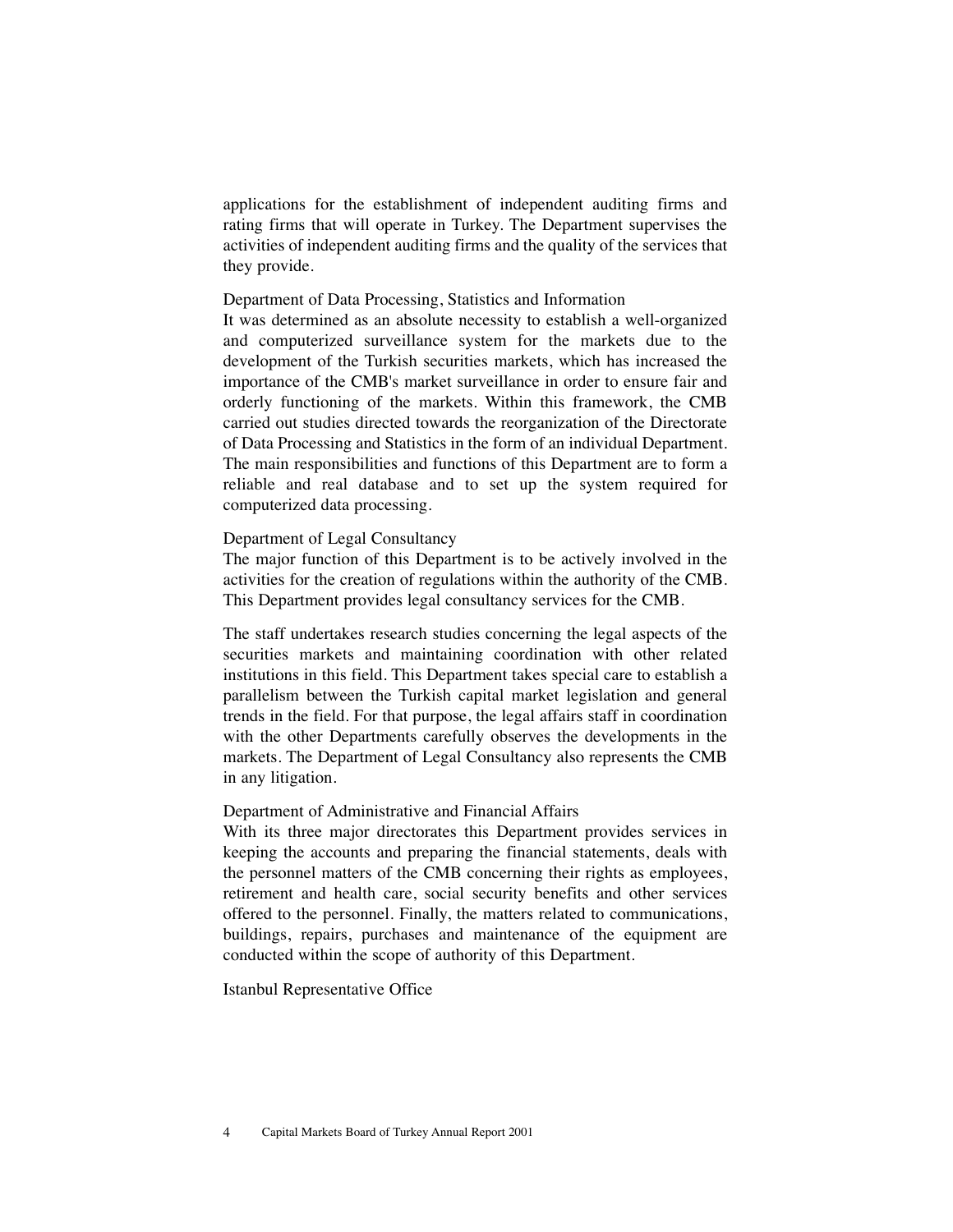applications for the establishment of independent auditing firms and rating firms that will operate in Turkey. The Department supervises the activities of independent auditing firms and the quality of the services that they provide.

### Department of Data Processing, Statistics and Information

It was determined as an absolute necessity to establish a well-organized and computerized surveillance system for the markets due to the development of the Turkish securities markets, which has increased the importance of the CMB's market surveillance in order to ensure fair and orderly functioning of the markets. Within this framework, the CMB carried out studies directed towards the reorganization of the Directorate of Data Processing and Statistics in the form of an individual Department. The main responsibilities and functions of this Department are to form a reliable and real database and to set up the system required for computerized data processing.

### Department of Legal Consultancy

The major function of this Department is to be actively involved in the activities for the creation of regulations within the authority of the CMB. This Department provides legal consultancy services for the CMB.

The staff undertakes research studies concerning the legal aspects of the securities markets and maintaining coordination with other related institutions in this field. This Department takes special care to establish a parallelism between the Turkish capital market legislation and general trends in the field. For that purpose, the legal affairs staff in coordination with the other Departments carefully observes the developments in the markets. The Department of Legal Consultancy also represents the CMB in any litigation.

### Department of Administrative and Financial Affairs

With its three major directorates this Department provides services in keeping the accounts and preparing the financial statements, deals with the personnel matters of the CMB concerning their rights as employees, retirement and health care, social security benefits and other services offered to the personnel. Finally, the matters related to communications, buildings, repairs, purchases and maintenance of the equipment are conducted within the scope of authority of this Department.

### Istanbul Representative Office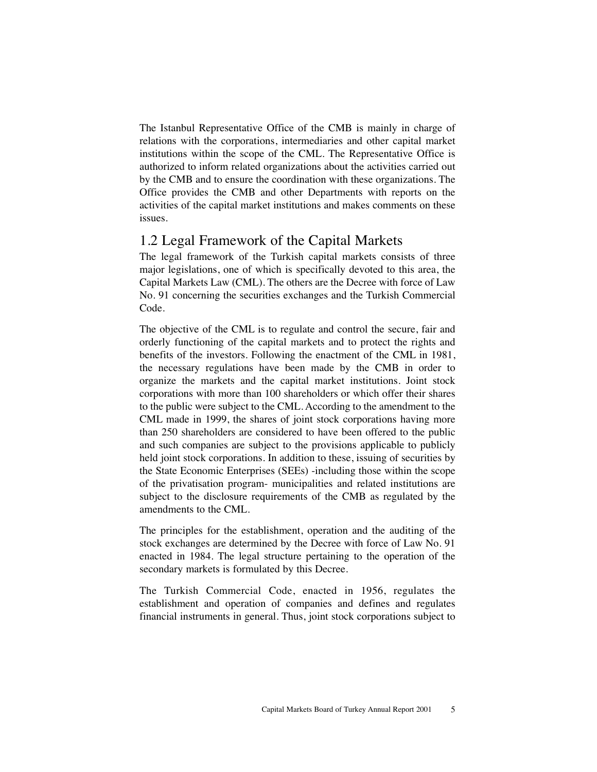The Istanbul Representative Office of the CMB is mainly in charge of relations with the corporations, intermediaries and other capital market institutions within the scope of the CML. The Representative Office is authorized to inform related organizations about the activities carried out by the CMB and to ensure the coordination with these organizations. The Office provides the CMB and other Departments with reports on the activities of the capital market institutions and makes comments on these issues.

## 1.2 Legal Framework of the Capital Markets

The legal framework of the Turkish capital markets consists of three major legislations, one of which is specifically devoted to this area, the Capital Markets Law (CML). The others are the Decree with force of Law No. 91 concerning the securities exchanges and the Turkish Commercial Code.

The objective of the CML is to regulate and control the secure, fair and orderly functioning of the capital markets and to protect the rights and benefits of the investors. Following the enactment of the CML in 1981, the necessary regulations have been made by the CMB in order to organize the markets and the capital market institutions. Joint stock corporations with more than 100 shareholders or which offer their shares to the public were subject to the CML. According to the amendment to the CML made in 1999, the shares of joint stock corporations having more than 250 shareholders are considered to have been offered to the public and such companies are subject to the provisions applicable to publicly held joint stock corporations. In addition to these, issuing of securities by the State Economic Enterprises (SEEs) -including those within the scope of the privatisation program- municipalities and related institutions are subject to the disclosure requirements of the CMB as regulated by the amendments to the CML.

The principles for the establishment, operation and the auditing of the stock exchanges are determined by the Decree with force of Law No. 91 enacted in 1984. The legal structure pertaining to the operation of the secondary markets is formulated by this Decree.

The Turkish Commercial Code, enacted in 1956, regulates the establishment and operation of companies and defines and regulates financial instruments in general. Thus, joint stock corporations subject to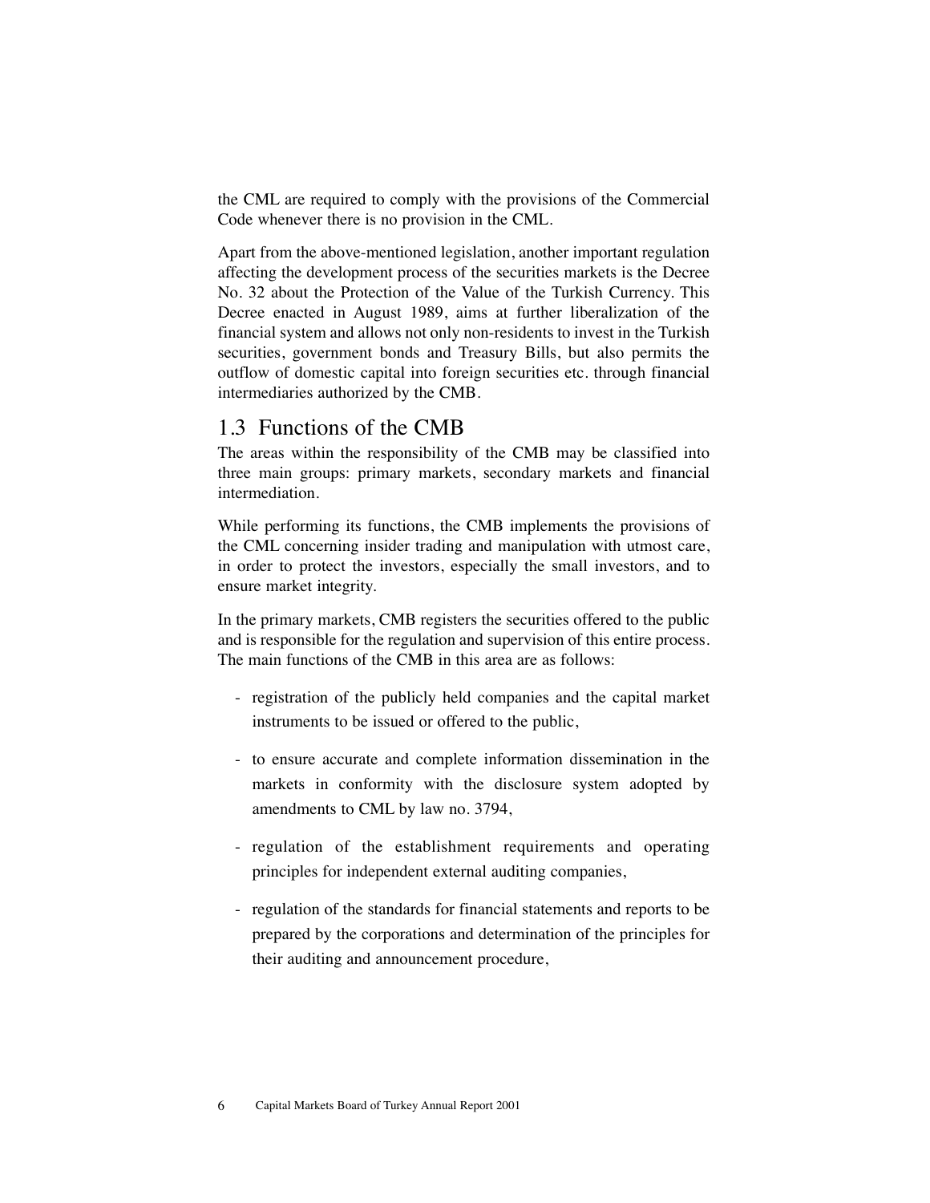the CML are required to comply with the provisions of the Commercial Code whenever there is no provision in the CML.

Apart from the above-mentioned legislation, another important regulation affecting the development process of the securities markets is the Decree No. 32 about the Protection of the Value of the Turkish Currency. This Decree enacted in August 1989, aims at further liberalization of the financial system and allows not only non-residents to invest in the Turkish securities, government bonds and Treasury Bills, but also permits the outflow of domestic capital into foreign securities etc. through financial intermediaries authorized by the CMB.

## 1.3 Functions of the CMB

The areas within the responsibility of the CMB may be classified into three main groups: primary markets, secondary markets and financial intermediation.

While performing its functions, the CMB implements the provisions of the CML concerning insider trading and manipulation with utmost care, in order to protect the investors, especially the small investors, and to ensure market integrity.

In the primary markets, CMB registers the securities offered to the public and is responsible for the regulation and supervision of this entire process. The main functions of the CMB in this area are as follows:

- registration of the publicly held companies and the capital market instruments to be issued or offered to the public,
- to ensure accurate and complete information dissemination in the markets in conformity with the disclosure system adopted by amendments to CML by law no. 3794,
- regulation of the establishment requirements and operating principles for independent external auditing companies,
- regulation of the standards for financial statements and reports to be prepared by the corporations and determination of the principles for their auditing and announcement procedure,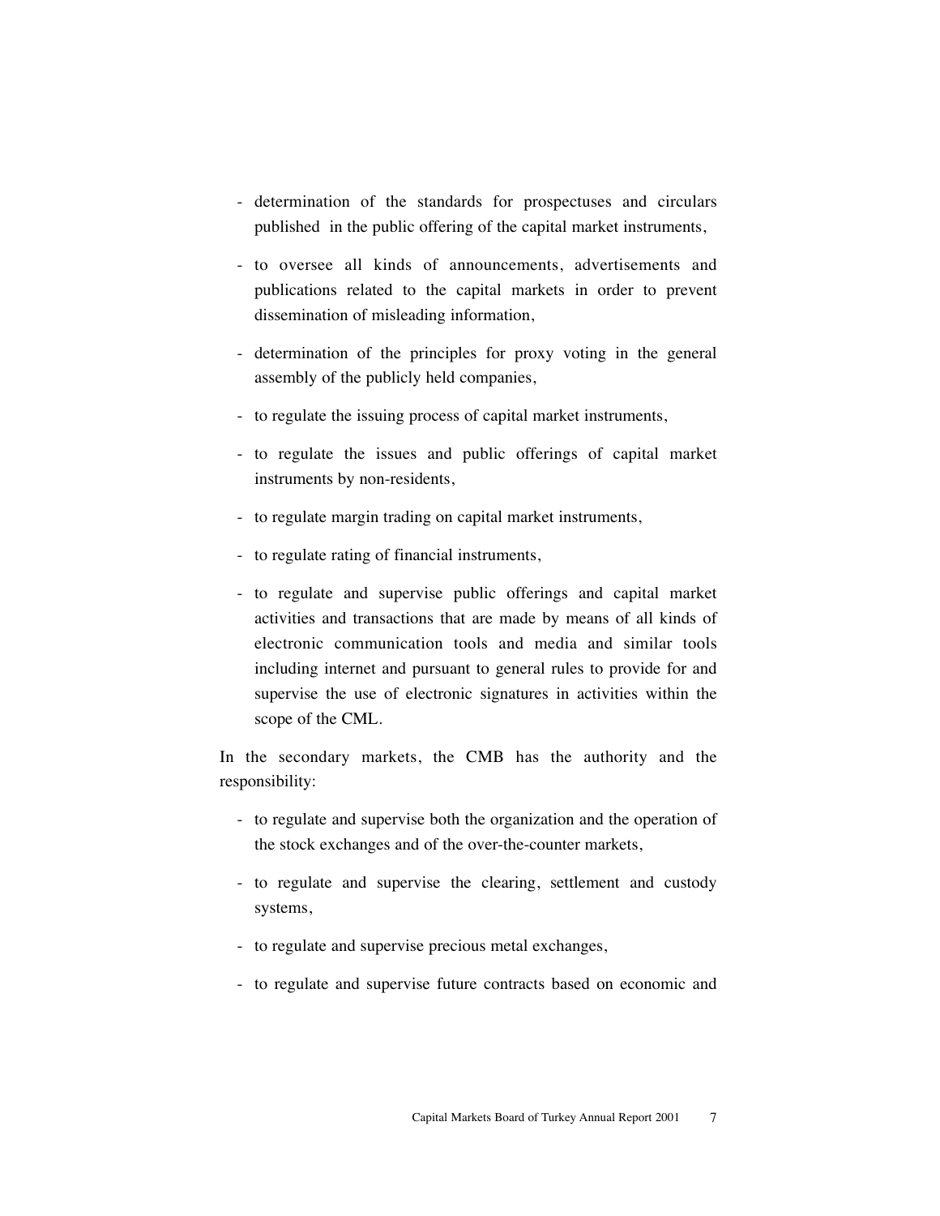- determination of the standards for prospectuses and circulars published in the public offering of the capital market instruments,
- to oversee all kinds of announcements, advertisements and publications related to the capital markets in order to prevent dissemination of misleading information,
- determination of the principles for proxy voting in the general assembly of the publicly held companies,
- to regulate the issuing process of capital market instruments,
- to regulate the issues and public offerings of capital market instruments by non-residents,
- to regulate margin trading on capital market instruments,
- to regulate rating of financial instruments,
- to regulate and supervise public offerings and capital market activities and transactions that are made by means of all kinds of electronic communication tools and media and similar tools including internet and pursuant to general rules to provide for and supervise the use of electronic signatures in activities within the scope of the CML.

In the secondary markets, the CMB has the authority and the responsibility:

- to regulate and supervise both the organization and the operation of the stock exchanges and of the over-the-counter markets,
- to regulate and supervise the clearing, settlement and custody systems,
- to regulate and supervise precious metal exchanges,
- to regulate and supervise future contracts based on economic and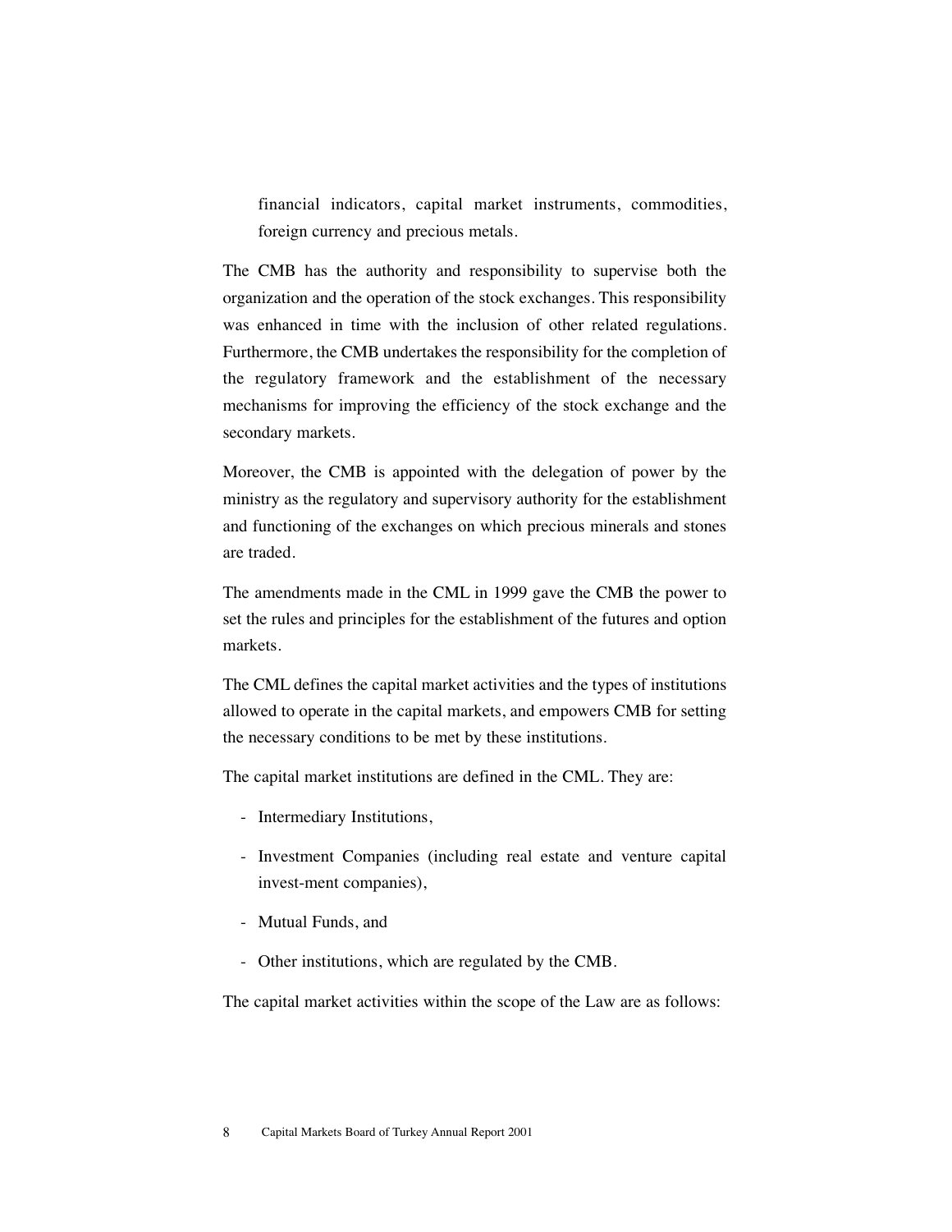financial indicators, capital market instruments, commodities, foreign currency and precious metals.

The CMB has the authority and responsibility to supervise both the organization and the operation of the stock exchanges. This responsibility was enhanced in time with the inclusion of other related regulations. Furthermore, the CMB undertakes the responsibility for the completion of the regulatory framework and the establishment of the necessary mechanisms for improving the efficiency of the stock exchange and the secondary markets.

Moreover, the CMB is appointed with the delegation of power by the ministry as the regulatory and supervisory authority for the establishment and functioning of the exchanges on which precious minerals and stones are traded.

The amendments made in the CML in 1999 gave the CMB the power to set the rules and principles for the establishment of the futures and option markets.

The CML defines the capital market activities and the types of institutions allowed to operate in the capital markets, and empowers CMB for setting the necessary conditions to be met by these institutions.

The capital market institutions are defined in the CML. They are:

- Intermediary Institutions,
- Investment Companies (including real estate and venture capital invest-ment companies),
- Mutual Funds, and
- Other institutions, which are regulated by the CMB.

The capital market activities within the scope of the Law are as follows: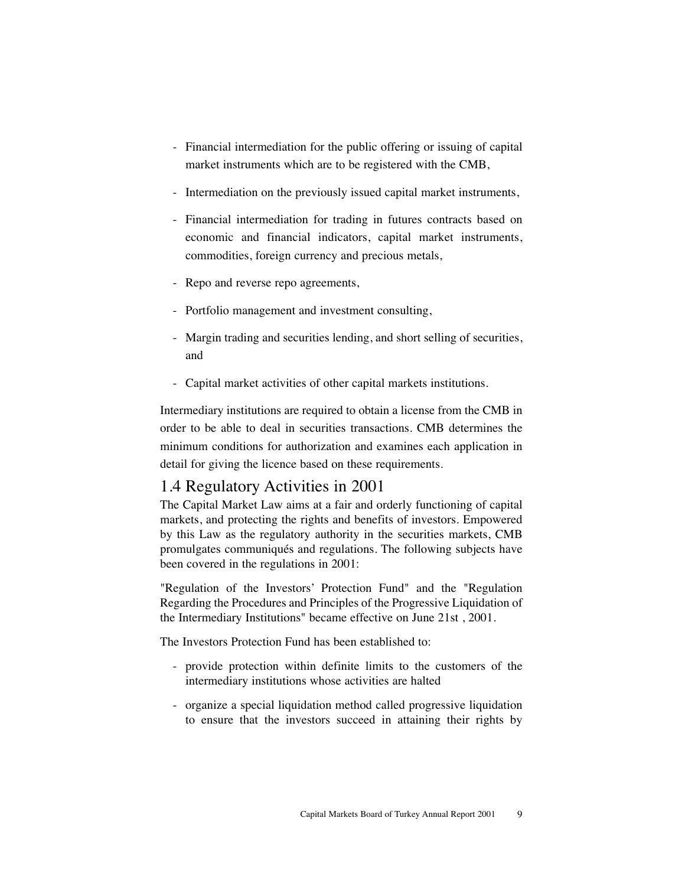- Financial intermediation for the public offering or issuing of capital market instruments which are to be registered with the CMB,
- Intermediation on the previously issued capital market instruments,
- Financial intermediation for trading in futures contracts based on economic and financial indicators, capital market instruments, commodities, foreign currency and precious metals,
- Repo and reverse repo agreements,
- Portfolio management and investment consulting,
- Margin trading and securities lending, and short selling of securities, and
- Capital market activities of other capital markets institutions.

Intermediary institutions are required to obtain a license from the CMB in order to be able to deal in securities transactions. CMB determines the minimum conditions for authorization and examines each application in detail for giving the licence based on these requirements.

## 1.4 Regulatory Activities in 2001

The Capital Market Law aims at a fair and orderly functioning of capital markets, and protecting the rights and benefits of investors. Empowered by this Law as the regulatory authority in the securities markets, CMB promulgates communiqués and regulations. The following subjects have been covered in the regulations in 2001:

"Regulation of the Investors' Protection Fund" and the "Regulation Regarding the Procedures and Principles of the Progressive Liquidation of the Intermediary Institutions" became effective on June 21st , 2001.

The Investors Protection Fund has been established to:

- provide protection within definite limits to the customers of the intermediary institutions whose activities are halted
- organize a special liquidation method called progressive liquidation to ensure that the investors succeed in attaining their rights by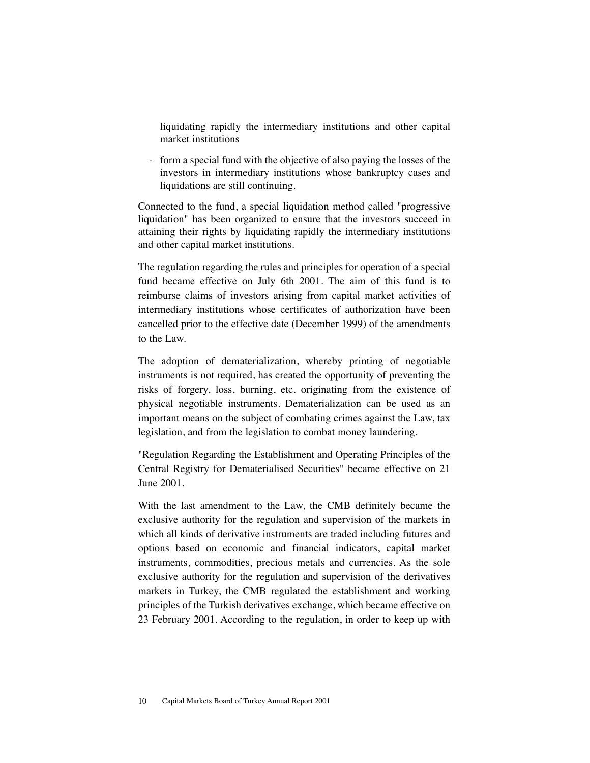liquidating rapidly the intermediary institutions and other capital market institutions

- form a special fund with the objective of also paying the losses of the investors in intermediary institutions whose bankruptcy cases and liquidations are still continuing.

Connected to the fund, a special liquidation method called "progressive liquidation" has been organized to ensure that the investors succeed in attaining their rights by liquidating rapidly the intermediary institutions and other capital market institutions.

The regulation regarding the rules and principles for operation of a special fund became effective on July 6th 2001. The aim of this fund is to reimburse claims of investors arising from capital market activities of intermediary institutions whose certificates of authorization have been cancelled prior to the effective date (December 1999) of the amendments to the Law.

The adoption of dematerialization, whereby printing of negotiable instruments is not required, has created the opportunity of preventing the risks of forgery, loss, burning, etc. originating from the existence of physical negotiable instruments. Dematerialization can be used as an important means on the subject of combating crimes against the Law, tax legislation, and from the legislation to combat money laundering.

"Regulation Regarding the Establishment and Operating Principles of the Central Registry for Dematerialised Securities" became effective on 21 June 2001.

With the last amendment to the Law, the CMB definitely became the exclusive authority for the regulation and supervision of the markets in which all kinds of derivative instruments are traded including futures and options based on economic and financial indicators, capital market instruments, commodities, precious metals and currencies. As the sole exclusive authority for the regulation and supervision of the derivatives markets in Turkey, the CMB regulated the establishment and working principles of the Turkish derivatives exchange, which became effective on 23 February 2001. According to the regulation, in order to keep up with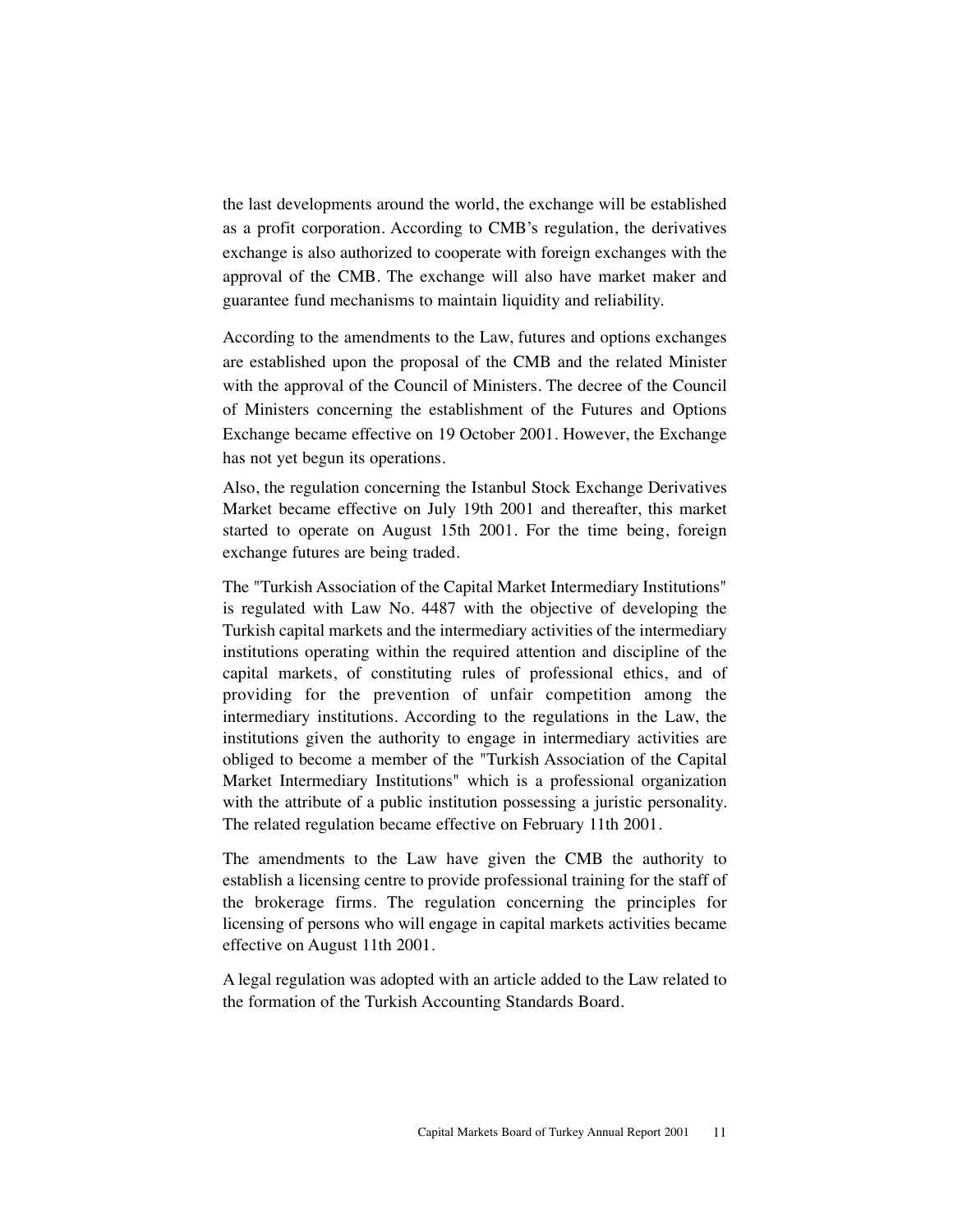the last developments around the world, the exchange will be established as a profit corporation. According to CMB's regulation, the derivatives exchange is also authorized to cooperate with foreign exchanges with the approval of the CMB. The exchange will also have market maker and guarantee fund mechanisms to maintain liquidity and reliability.

According to the amendments to the Law, futures and options exchanges are established upon the proposal of the CMB and the related Minister with the approval of the Council of Ministers. The decree of the Council of Ministers concerning the establishment of the Futures and Options Exchange became effective on 19 October 2001. However, the Exchange has not yet begun its operations.

Also, the regulation concerning the Istanbul Stock Exchange Derivatives Market became effective on July 19th 2001 and thereafter, this market started to operate on August 15th 2001. For the time being, foreign exchange futures are being traded.

The "Turkish Association of the Capital Market Intermediary Institutions" is regulated with Law No. 4487 with the objective of developing the Turkish capital markets and the intermediary activities of the intermediary institutions operating within the required attention and discipline of the capital markets, of constituting rules of professional ethics, and of providing for the prevention of unfair competition among the intermediary institutions. According to the regulations in the Law, the institutions given the authority to engage in intermediary activities are obliged to become a member of the "Turkish Association of the Capital Market Intermediary Institutions" which is a professional organization with the attribute of a public institution possessing a juristic personality. The related regulation became effective on February 11th 2001.

The amendments to the Law have given the CMB the authority to establish a licensing centre to provide professional training for the staff of the brokerage firms. The regulation concerning the principles for licensing of persons who will engage in capital markets activities became effective on August 11th 2001.

A legal regulation was adopted with an article added to the Law related to the formation of the Turkish Accounting Standards Board.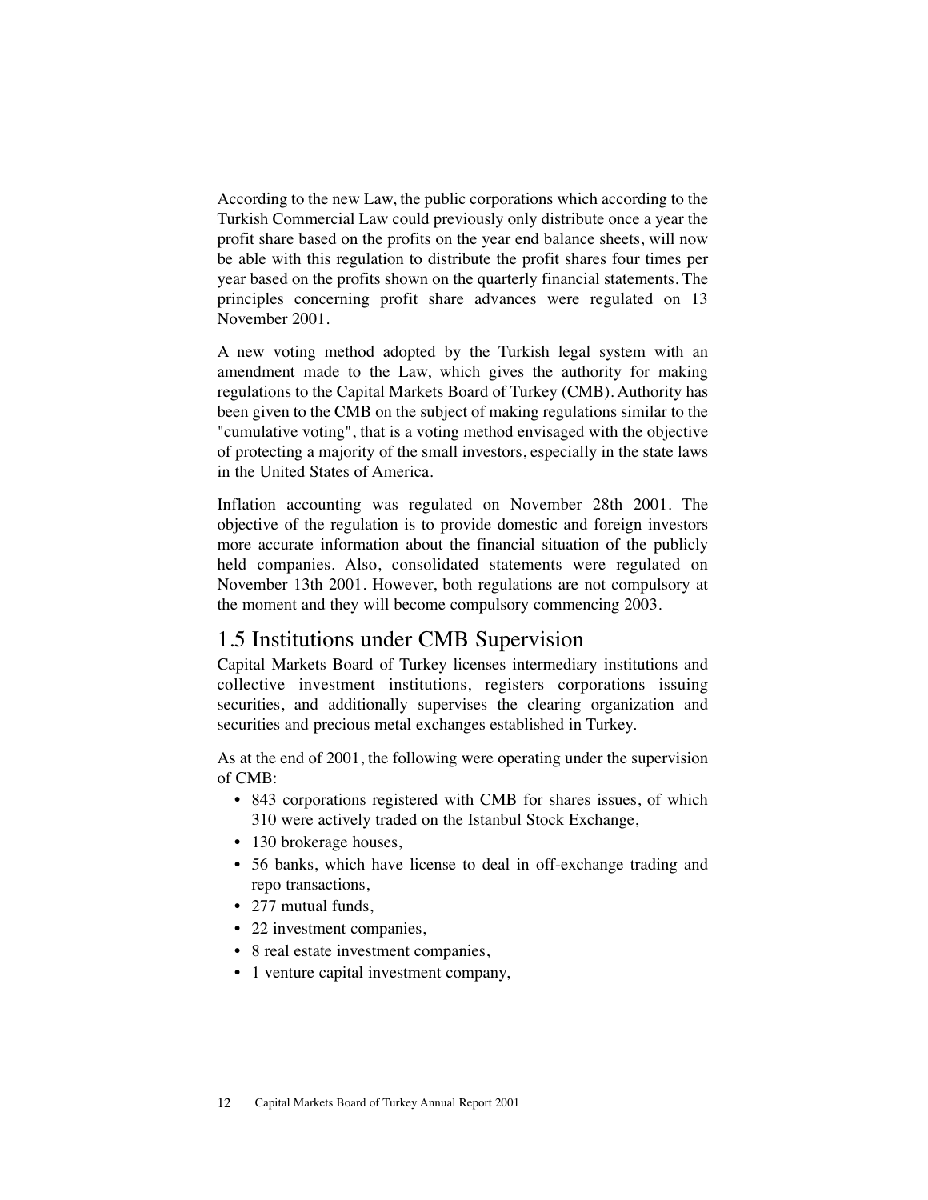According to the new Law, the public corporations which according to the Turkish Commercial Law could previously only distribute once a year the profit share based on the profits on the year end balance sheets, will now be able with this regulation to distribute the profit shares four times per year based on the profits shown on the quarterly financial statements. The principles concerning profit share advances were regulated on 13 November 2001.

A new voting method adopted by the Turkish legal system with an amendment made to the Law, which gives the authority for making regulations to the Capital Markets Board of Turkey (CMB). Authority has been given to the CMB on the subject of making regulations similar to the "cumulative voting", that is a voting method envisaged with the objective of protecting a majority of the small investors, especially in the state laws in the United States of America.

Inflation accounting was regulated on November 28th 2001. The objective of the regulation is to provide domestic and foreign investors more accurate information about the financial situation of the publicly held companies. Also, consolidated statements were regulated on November 13th 2001. However, both regulations are not compulsory at the moment and they will become compulsory commencing 2003.

## 1.5 Institutions under CMB Supervision

Capital Markets Board of Turkey licenses intermediary institutions and collective investment institutions, registers corporations issuing securities, and additionally supervises the clearing organization and securities and precious metal exchanges established in Turkey.

As at the end of 2001, the following were operating under the supervision of CMB:

- 843 corporations registered with CMB for shares issues, of which 310 were actively traded on the Istanbul Stock Exchange,
- 130 brokerage houses,
- 56 banks, which have license to deal in off-exchange trading and repo transactions,
- 277 mutual funds,
- 22 investment companies,
- 8 real estate investment companies,
- 1 venture capital investment company,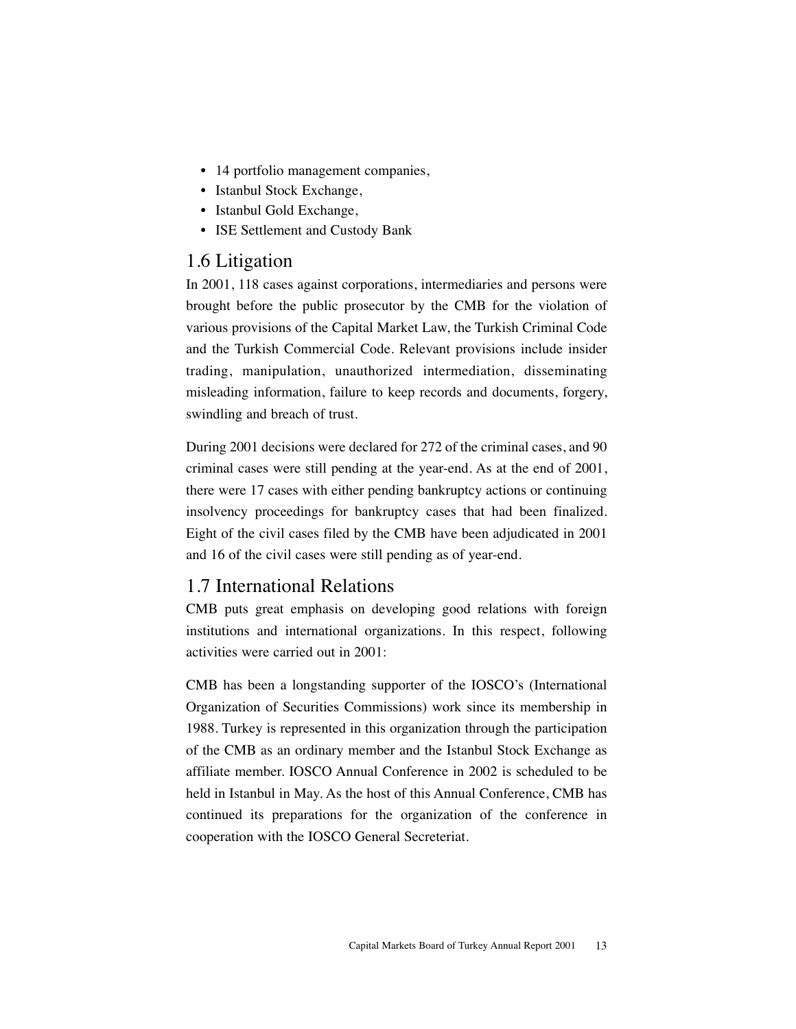- 14 portfolio management companies,
- Istanbul Stock Exchange,
- Istanbul Gold Exchange,
- ISE Settlement and Custody Bank

## 1.6 Litigation

In 2001, 118 cases against corporations, intermediaries and persons were brought before the public prosecutor by the CMB for the violation of various provisions of the Capital Market Law, the Turkish Criminal Code and the Turkish Commercial Code. Relevant provisions include insider trading, manipulation, unauthorized intermediation, disseminating misleading information, failure to keep records and documents, forgery, swindling and breach of trust.

During 2001 decisions were declared for 272 of the criminal cases, and 90 criminal cases were still pending at the year-end. As at the end of 2001, there were 17 cases with either pending bankruptcy actions or continuing insolvency proceedings for bankruptcy cases that had been finalized. Eight of the civil cases filed by the CMB have been adjudicated in 2001 and 16 of the civil cases were still pending as of year-end.

## 1.7 International Relations

CMB puts great emphasis on developing good relations with foreign institutions and international organizations. In this respect, following activities were carried out in 2001:

CMB has been a longstanding supporter of the IOSCO's (International Organization of Securities Commissions) work since its membership in 1988. Turkey is represented in this organization through the participation of the CMB as an ordinary member and the Istanbul Stock Exchange as affiliate member. IOSCO Annual Conference in 2002 is scheduled to be held in Istanbul in May. As the host of this Annual Conference, CMB has continued its preparations for the organization of the conference in cooperation with the IOSCO General Secreteriat.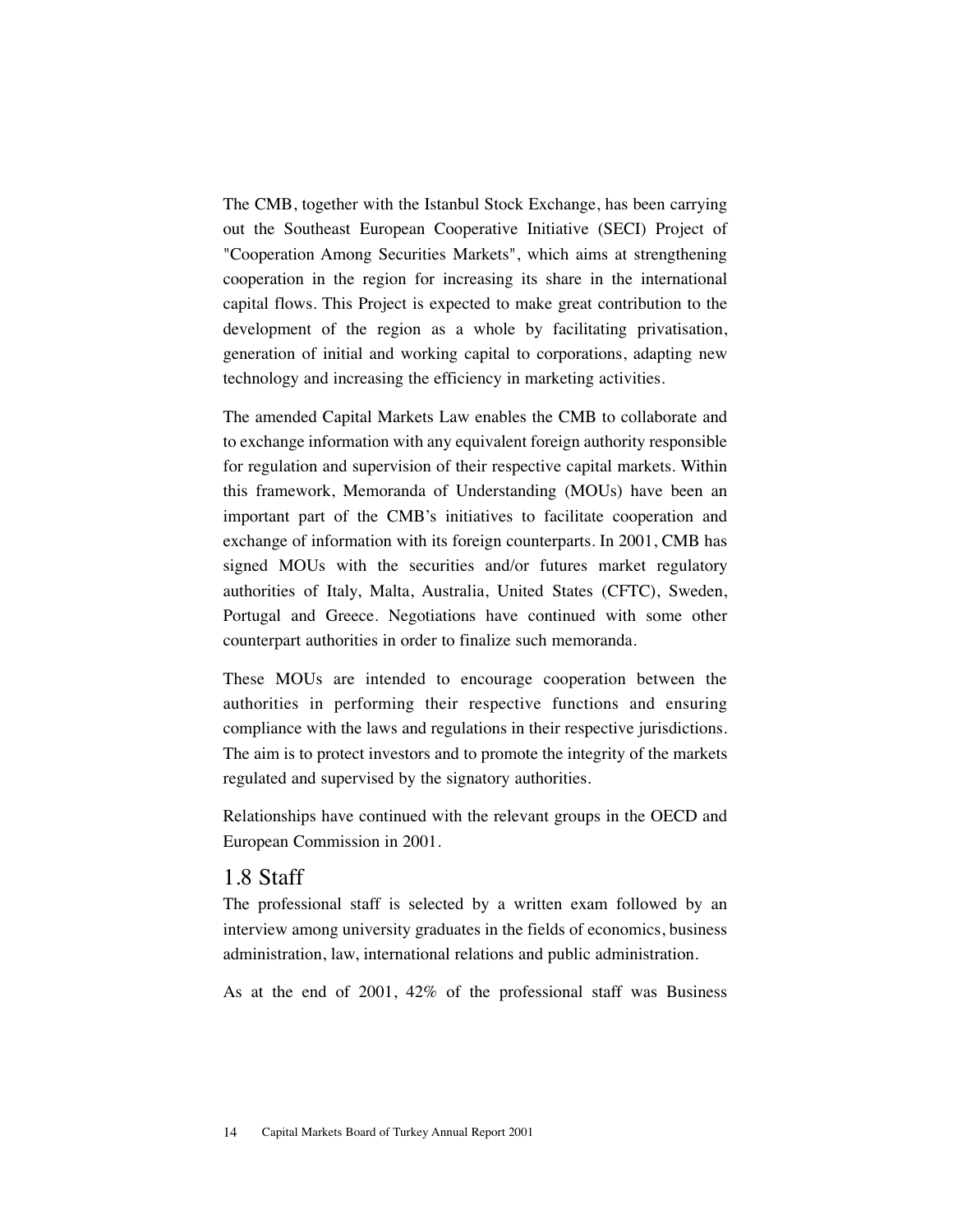The CMB, together with the Istanbul Stock Exchange, has been carrying out the Southeast European Cooperative Initiative (SECI) Project of "Cooperation Among Securities Markets", which aims at strengthening cooperation in the region for increasing its share in the international capital flows. This Project is expected to make great contribution to the development of the region as a whole by facilitating privatisation, generation of initial and working capital to corporations, adapting new technology and increasing the efficiency in marketing activities.

The amended Capital Markets Law enables the CMB to collaborate and to exchange information with any equivalent foreign authority responsible for regulation and supervision of their respective capital markets. Within this framework, Memoranda of Understanding (MOUs) have been an important part of the CMB's initiatives to facilitate cooperation and exchange of information with its foreign counterparts. In 2001, CMB has signed MOUs with the securities and/or futures market regulatory authorities of Italy, Malta, Australia, United States (CFTC), Sweden, Portugal and Greece. Negotiations have continued with some other counterpart authorities in order to finalize such memoranda.

These MOUs are intended to encourage cooperation between the authorities in performing their respective functions and ensuring compliance with the laws and regulations in their respective jurisdictions. The aim is to protect investors and to promote the integrity of the markets regulated and supervised by the signatory authorities.

Relationships have continued with the relevant groups in the OECD and European Commission in 2001.

## 1.8 Staff

The professional staff is selected by a written exam followed by an interview among university graduates in the fields of economics, business administration, law, international relations and public administration.

As at the end of 2001, 42% of the professional staff was Business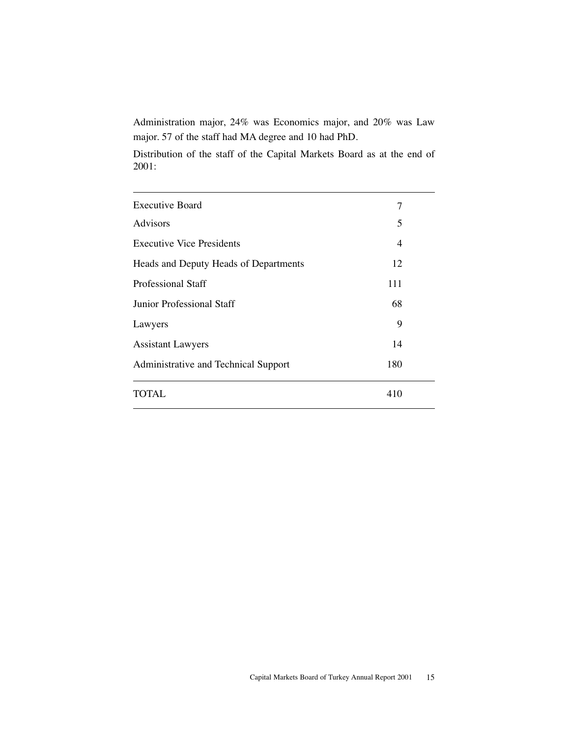Administration major, 24% was Economics major, and 20% was Law major. 57 of the staff had MA degree and 10 had PhD.

Distribution of the staff of the Capital Markets Board as at the end of 2001:

| | |
|---|---|
| Executive Board | 7 |
| Advisors | 5 |
| Executive Vice Presidents | 4 |
| Heads and Deputy Heads of Departments | 12 |
| Professional Staff | 111 |
| Junior Professional Staff | 68 |
| Lawyers | 9 |
| Assistant Lawyers | 14 |
| Administrative and Technical Support | 180 |
| TOTAL | 410 |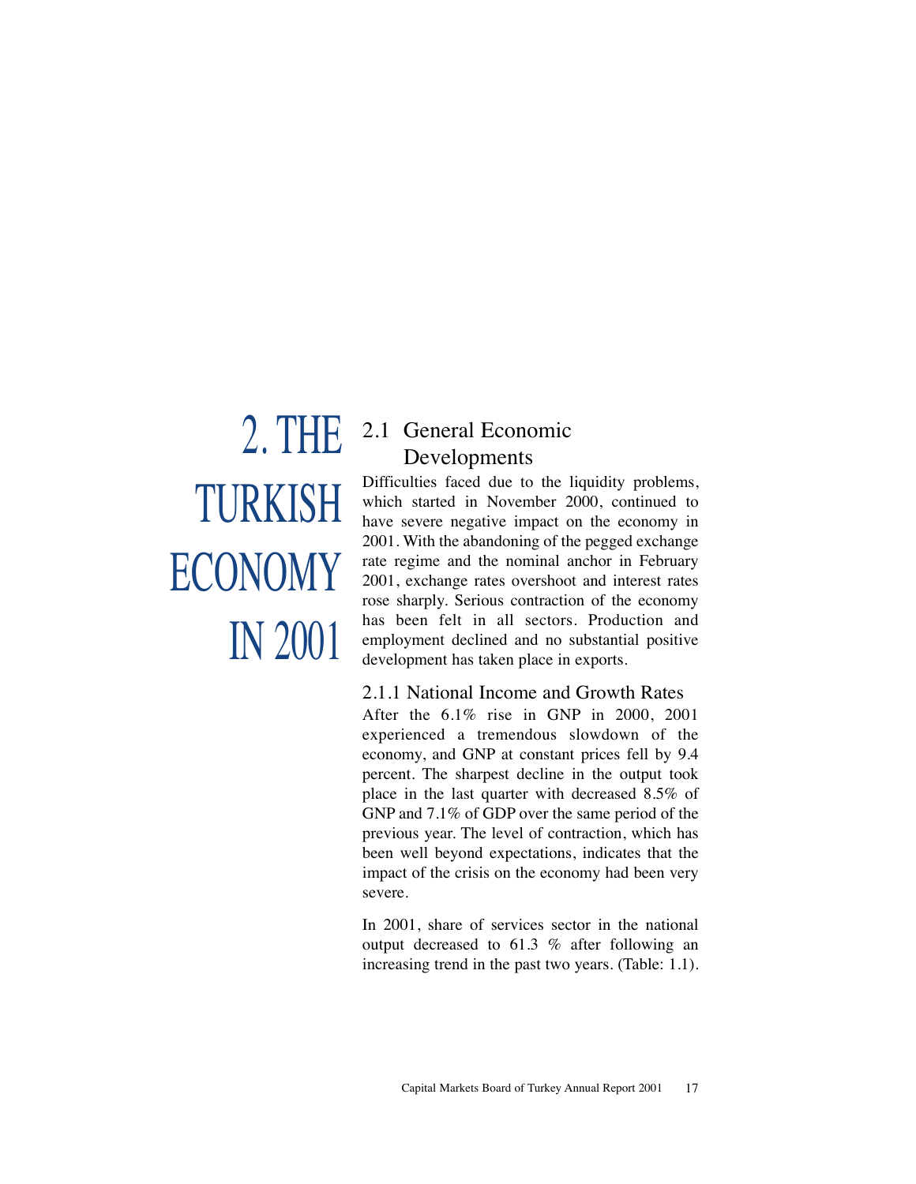# 2. THE TURKISH ECONOMY IN 2001

## 2.1 General Economic Developments

Difficulties faced due to the liquidity problems, which started in November 2000, continued to have severe negative impact on the economy in 2001. With the abandoning of the pegged exchange rate regime and the nominal anchor in February 2001, exchange rates overshoot and interest rates rose sharply. Serious contraction of the economy has been felt in all sectors. Production and employment declined and no substantial positive development has taken place in exports.

### 2.1.1 National Income and Growth Rates

After the 6.1% rise in GNP in 2000, 2001 experienced a tremendous slowdown of the economy, and GNP at constant prices fell by 9.4 percent. The sharpest decline in the output took place in the last quarter with decreased 8.5% of GNP and 7.1% of GDP over the same period of the previous year. The level of contraction, which has been well beyond expectations, indicates that the impact of the crisis on the economy had been very severe.

In 2001, share of services sector in the national output decreased to 61.3 % after following an increasing trend in the past two years. (Table: 1.1).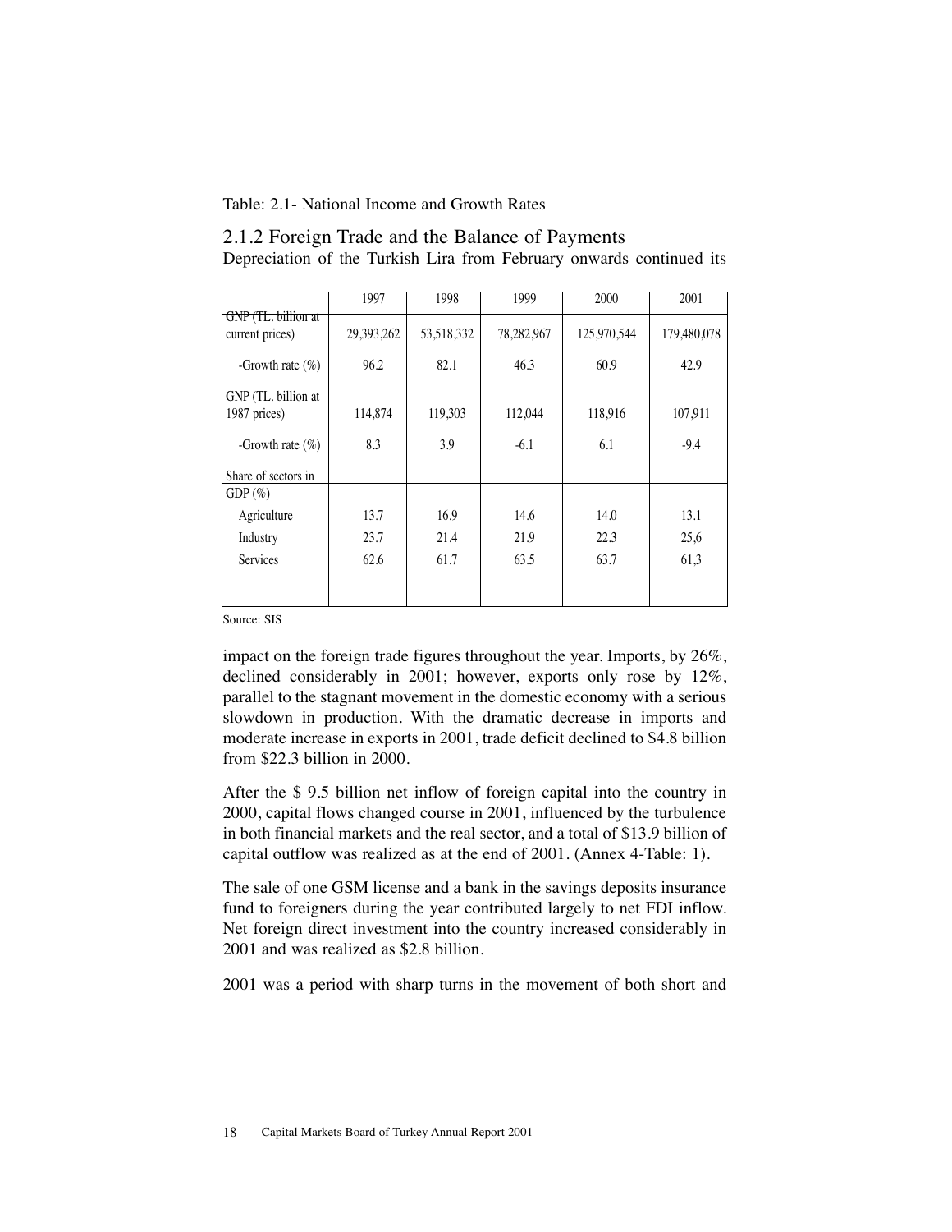Table: 2.1- National Income and Growth Rates

## 2.1.2 Foreign Trade and the Balance of Payments

Depreciation of the Turkish Lira from February onwards continued its

| | 1997 | 1998 | 1999 | 2000 | 2001 |
|---|---|---|---|---|---|
| GNP (TL. billion at current prices) | 29,393,262 | 53,518,332 | 78,282,967 | 125,970,544 | 179,480,078 |
| -Growth rate (%) | 96.2 | 82.1 | 46.3 | 60.9 | 42.9 |
| GNP (TL. billion at 1987 prices) | 114,874 | 119,303 | 112,044 | 118,916 | 107,911 |
| -Growth rate (%) | 8.3 | 3.9 | -6.1 | 6.1 | -9.4 |
| Share of sectors in GDP (%) | | | | | |
| Agriculture | 13.7 | 16.9 | 14.6 | 14.0 | 13.1 |
| Industry | 23.7 | 21.4 | 21.9 | 22.3 | 25,6 |
| Services | 62.6 | 61.7 | 63.5 | 63.7 | 61,3 |

Source: SIS

impact on the foreign trade figures throughout the year. Imports, by 26%, declined considerably in 2001; however, exports only rose by 12%, parallel to the stagnant movement in the domestic economy with a serious slowdown in production. With the dramatic decrease in imports and moderate increase in exports in 2001, trade deficit declined to $4.8 billion from $22.3 billion in 2000.

After the $ 9.5 billion net inflow of foreign capital into the country in 2000, capital flows changed course in 2001, influenced by the turbulence in both financial markets and the real sector, and a total of $13.9 billion of capital outflow was realized as at the end of 2001. (Annex 4-Table: 1).

The sale of one GSM license and a bank in the savings deposits insurance fund to foreigners during the year contributed largely to net FDI inflow. Net foreign direct investment into the country increased considerably in 2001 and was realized as $2.8 billion.

2001 was a period with sharp turns in the movement of both short and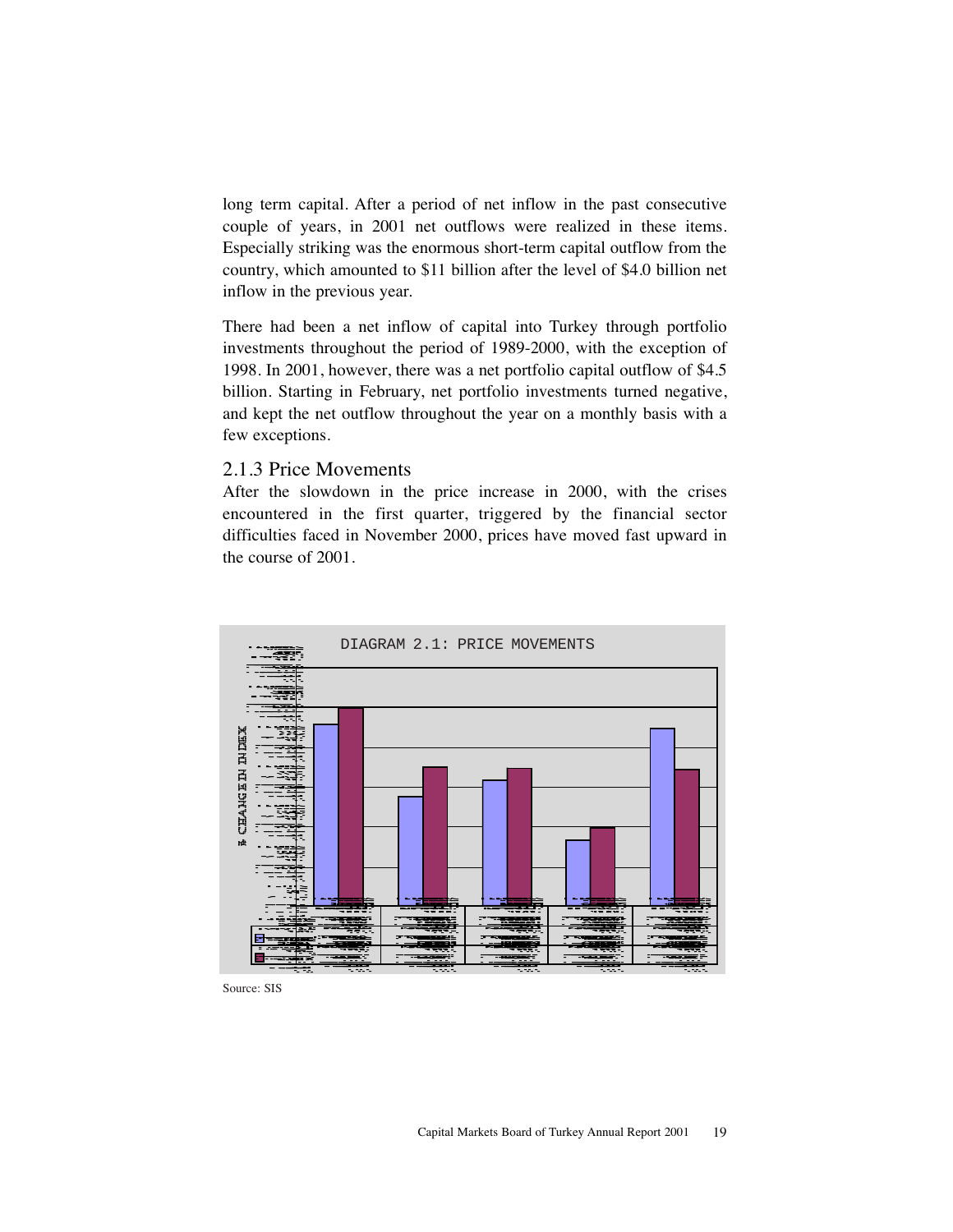long term capital. After a period of net inflow in the past consecutive couple of years, in 2001 net outflows were realized in these items. Especially striking was the enormous short-term capital outflow from the country, which amounted to $11 billion after the level of $4.0 billion net inflow in the previous year.

There had been a net inflow of capital into Turkey through portfolio investments throughout the period of 1989-2000, with the exception of 1998. In 2001, however, there was a net portfolio capital outflow of $4.5 billion. Starting in February, net portfolio investments turned negative, and kept the net outflow throughout the year on a monthly basis with a few exceptions.

### 2.1.3 Price Movements

After the slowdown in the price increase in 2000, with the crises encountered in the first quarter, triggered by the financial sector difficulties faced in November 2000, prices have moved fast upward in the course of 2001.

DIAGRAM 2.1: PRICE MOVEMENTS

Source: SIS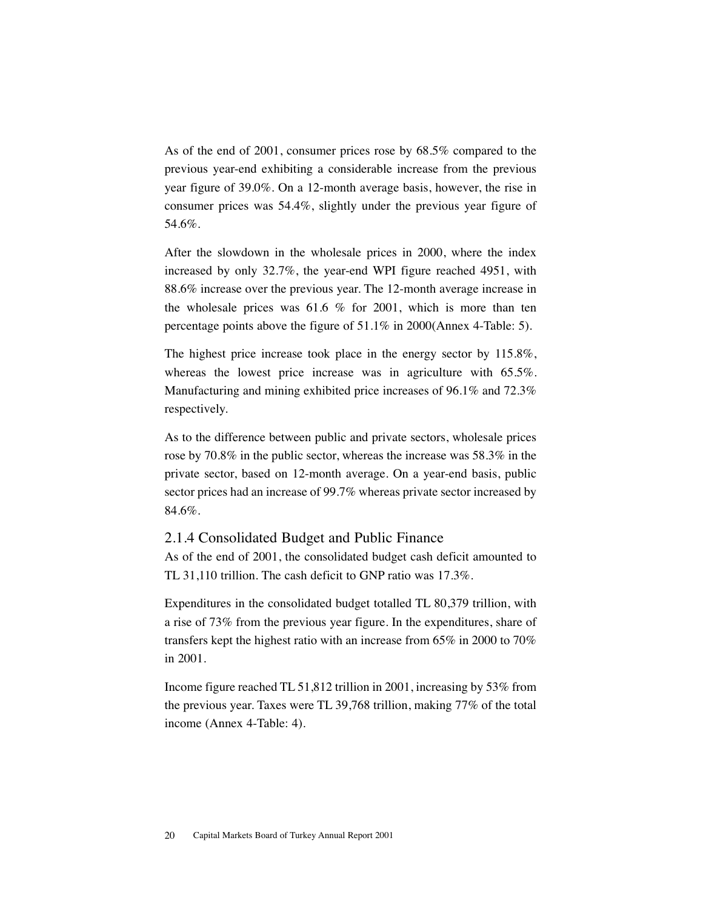As of the end of 2001, consumer prices rose by 68.5% compared to the previous year-end exhibiting a considerable increase from the previous year figure of 39.0%. On a 12-month average basis, however, the rise in consumer prices was 54.4%, slightly under the previous year figure of 54.6%.

After the slowdown in the wholesale prices in 2000, where the index increased by only 32.7%, the year-end WPI figure reached 4951, with 88.6% increase over the previous year. The 12-month average increase in the wholesale prices was 61.6 % for 2001, which is more than ten percentage points above the figure of 51.1% in 2000(Annex 4-Table: 5).

The highest price increase took place in the energy sector by 115.8%, whereas the lowest price increase was in agriculture with 65.5%. Manufacturing and mining exhibited price increases of 96.1% and 72.3% respectively.

As to the difference between public and private sectors, wholesale prices rose by 70.8% in the public sector, whereas the increase was 58.3% in the private sector, based on 12-month average. On a year-end basis, public sector prices had an increase of 99.7% whereas private sector increased by 84.6%.

### 2.1.4 Consolidated Budget and Public Finance

As of the end of 2001, the consolidated budget cash deficit amounted to TL 31,110 trillion. The cash deficit to GNP ratio was 17.3%.

Expenditures in the consolidated budget totalled TL 80,379 trillion, with a rise of 73% from the previous year figure. In the expenditures, share of transfers kept the highest ratio with an increase from 65% in 2000 to 70% in 2001.

Income figure reached TL 51,812 trillion in 2001, increasing by 53% from the previous year. Taxes were TL 39,768 trillion, making 77% of the total income (Annex 4-Table: 4).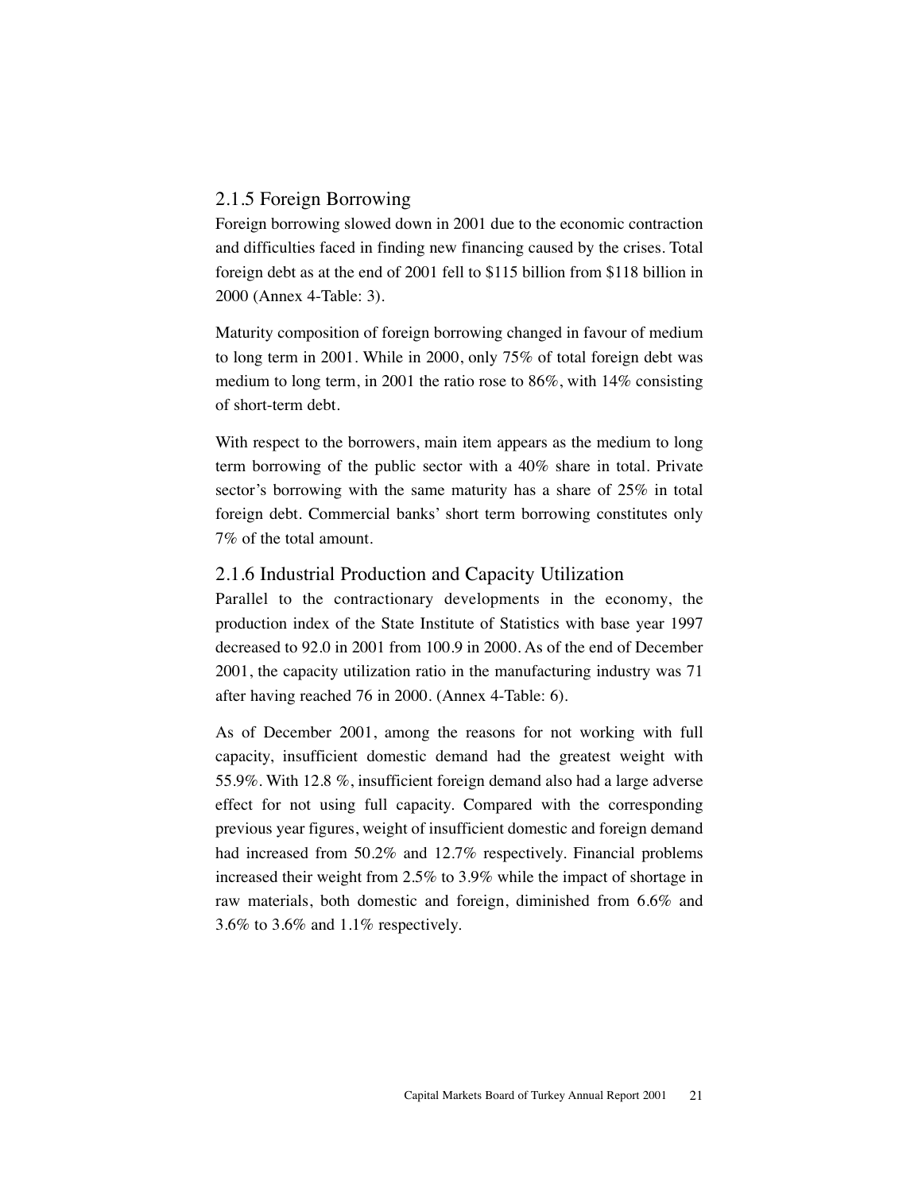### 2.1.5 Foreign Borrowing

Foreign borrowing slowed down in 2001 due to the economic contraction and difficulties faced in finding new financing caused by the crises. Total foreign debt as at the end of 2001 fell to $115 billion from $118 billion in 2000 (Annex 4-Table: 3).

Maturity composition of foreign borrowing changed in favour of medium to long term in 2001. While in 2000, only 75% of total foreign debt was medium to long term, in 2001 the ratio rose to 86%, with 14% consisting of short-term debt.

With respect to the borrowers, main item appears as the medium to long term borrowing of the public sector with a 40% share in total. Private sector's borrowing with the same maturity has a share of 25% in total foreign debt. Commercial banks' short term borrowing constitutes only 7% of the total amount.

### 2.1.6 Industrial Production and Capacity Utilization

Parallel to the contractionary developments in the economy, the production index of the State Institute of Statistics with base year 1997 decreased to 92.0 in 2001 from 100.9 in 2000. As of the end of December 2001, the capacity utilization ratio in the manufacturing industry was 71 after having reached 76 in 2000. (Annex 4-Table: 6).

As of December 2001, among the reasons for not working with full capacity, insufficient domestic demand had the greatest weight with 55.9%. With 12.8 %, insufficient foreign demand also had a large adverse effect for not using full capacity. Compared with the corresponding previous year figures, weight of insufficient domestic and foreign demand had increased from 50.2% and 12.7% respectively. Financial problems increased their weight from 2.5% to 3.9% while the impact of shortage in raw materials, both domestic and foreign, diminished from 6.6% and 3.6% to 3.6% and 1.1% respectively.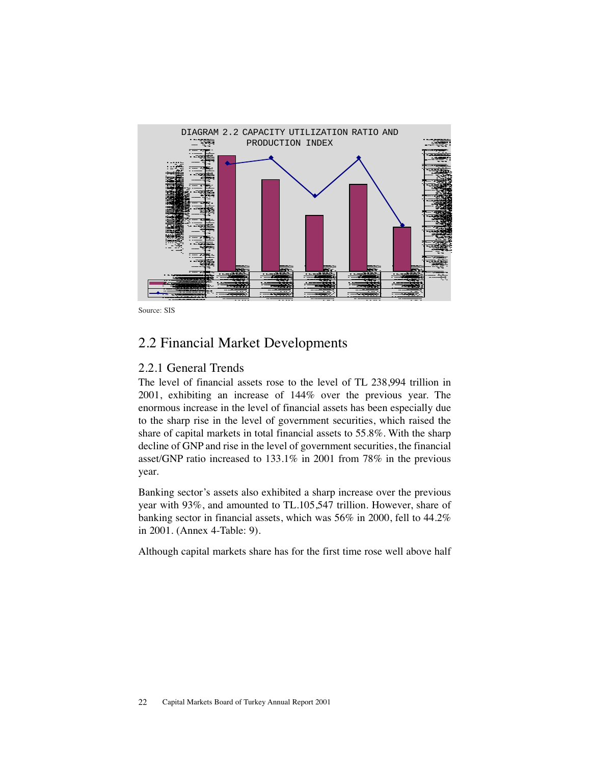DIAGRAM 2.2 CAPACITY UTILIZATION RATIO AND PRODUCTION INDEX

Source: SIS

## 2.2 Financial Market Developments

### 2.2.1 General Trends

The level of financial assets rose to the level of TL 238,994 trillion in 2001, exhibiting an increase of 144% over the previous year. The enormous increase in the level of financial assets has been especially due to the sharp rise in the level of government securities, which raised the share of capital markets in total financial assets to 55.8%. With the sharp decline of GNP and rise in the level of government securities, the financial asset/GNP ratio increased to 133.1% in 2001 from 78% in the previous year.

Banking sector's assets also exhibited a sharp increase over the previous year with 93%, and amounted to TL.105,547 trillion. However, share of banking sector in financial assets, which was 56% in 2000, fell to 44.2% in 2001. (Annex 4-Table: 9).

Although capital markets share has for the first time rose well above half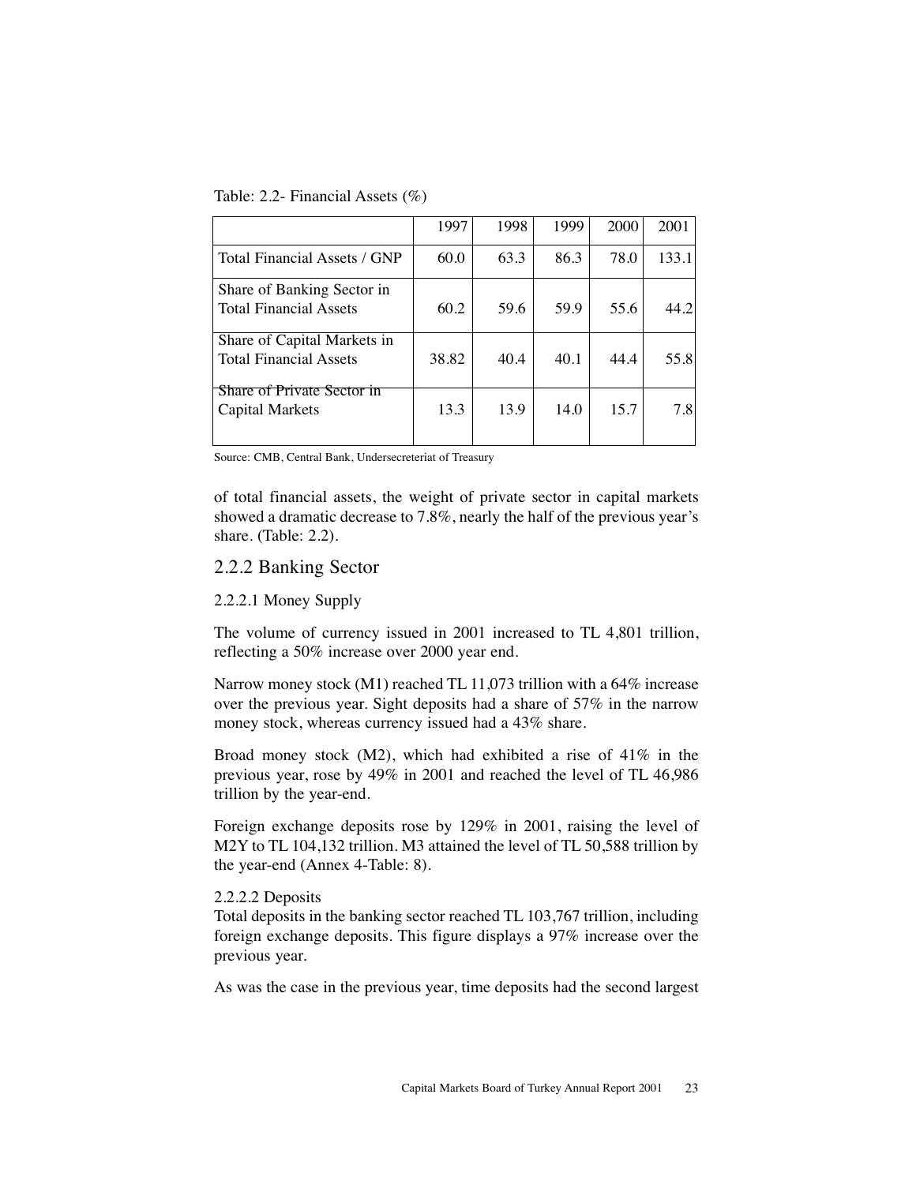Table: 2.2- Financial Assets (%)

| | 1997 | 1998 | 1999 | 2000 | 2001 |
|---|---|---|---|---|---|
| Total Financial Assets / GNP | 60.0 | 63.3 | 86.3 | 78.0 | 133.1 |
| Share of Banking Sector in Total Financial Assets | 60.2 | 59.6 | 59.9 | 55.6 | 44.2 |
| Share of Capital Markets in Total Financial Assets | 38.82 | 40.4 | 40.1 | 44.4 | 55.8 |
| Share of Private Sector in Capital Markets | 13.3 | 13.9 | 14.0 | 15.7 | 7.8 |

Source: CMB, Central Bank, Undersecreteriat of Treasury

of total financial assets, the weight of private sector in capital markets showed a dramatic decrease to 7.8%, nearly the half of the previous year's share. (Table: 2.2).

## 2.2.2 Banking Sector

### 2.2.2.1 Money Supply

The volume of currency issued in 2001 increased to TL 4,801 trillion, reflecting a 50% increase over 2000 year end.

Narrow money stock (M1) reached TL 11,073 trillion with a 64% increase over the previous year. Sight deposits had a share of 57% in the narrow money stock, whereas currency issued had a 43% share.

Broad money stock (M2), which had exhibited a rise of 41% in the previous year, rose by 49% in 2001 and reached the level of TL 46,986 trillion by the year-end.

Foreign exchange deposits rose by 129% in 2001, raising the level of M2Y to TL 104,132 trillion. M3 attained the level of TL 50,588 trillion by the year-end (Annex 4-Table: 8).

### 2.2.2.2 Deposits

Total deposits in the banking sector reached TL 103,767 trillion, including foreign exchange deposits. This figure displays a 97% increase over the previous year.

As was the case in the previous year, time deposits had the second largest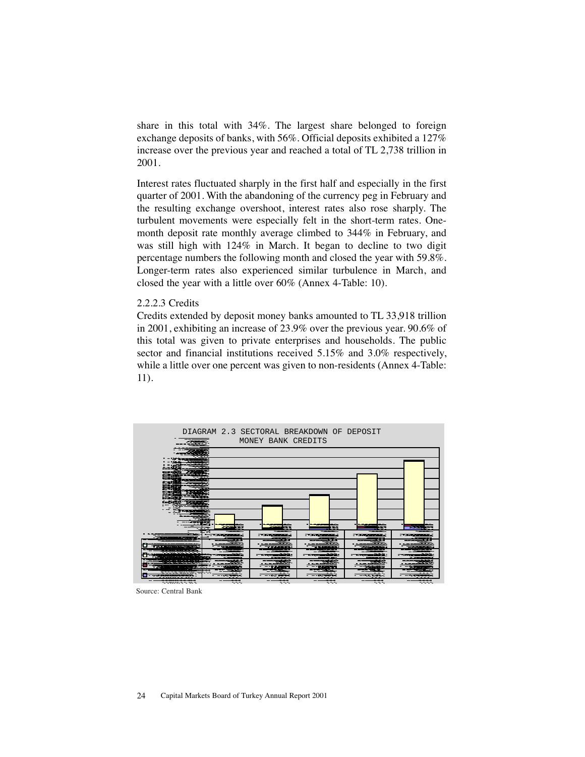share in this total with 34%. The largest share belonged to foreign exchange deposits of banks, with 56%. Official deposits exhibited a 127% increase over the previous year and reached a total of TL 2,738 trillion in 2001.

Interest rates fluctuated sharply in the first half and especially in the first quarter of 2001. With the abandoning of the currency peg in February and the resulting exchange overshoot, interest rates also rose sharply. The turbulent movements were especially felt in the short-term rates. One-month deposit rate monthly average climbed to 344% in February, and was still high with 124% in March. It began to decline to two digit percentage numbers the following month and closed the year with 59.8%. Longer-term rates also experienced similar turbulence in March, and closed the year with a little over 60% (Annex 4-Table: 10).

2.2.2.3 Credits

Credits extended by deposit money banks amounted to TL 33,918 trillion in 2001, exhibiting an increase of 23.9% over the previous year. 90.6% of this total was given to private enterprises and households. The public sector and financial institutions received 5.15% and 3.0% respectively, while a little over one percent was given to non-residents (Annex 4-Table: 11).

DIAGRAM 2.3 SECTORAL BREAKDOWN OF DEPOSIT MONEY BANK CREDITS

Source: Central Bank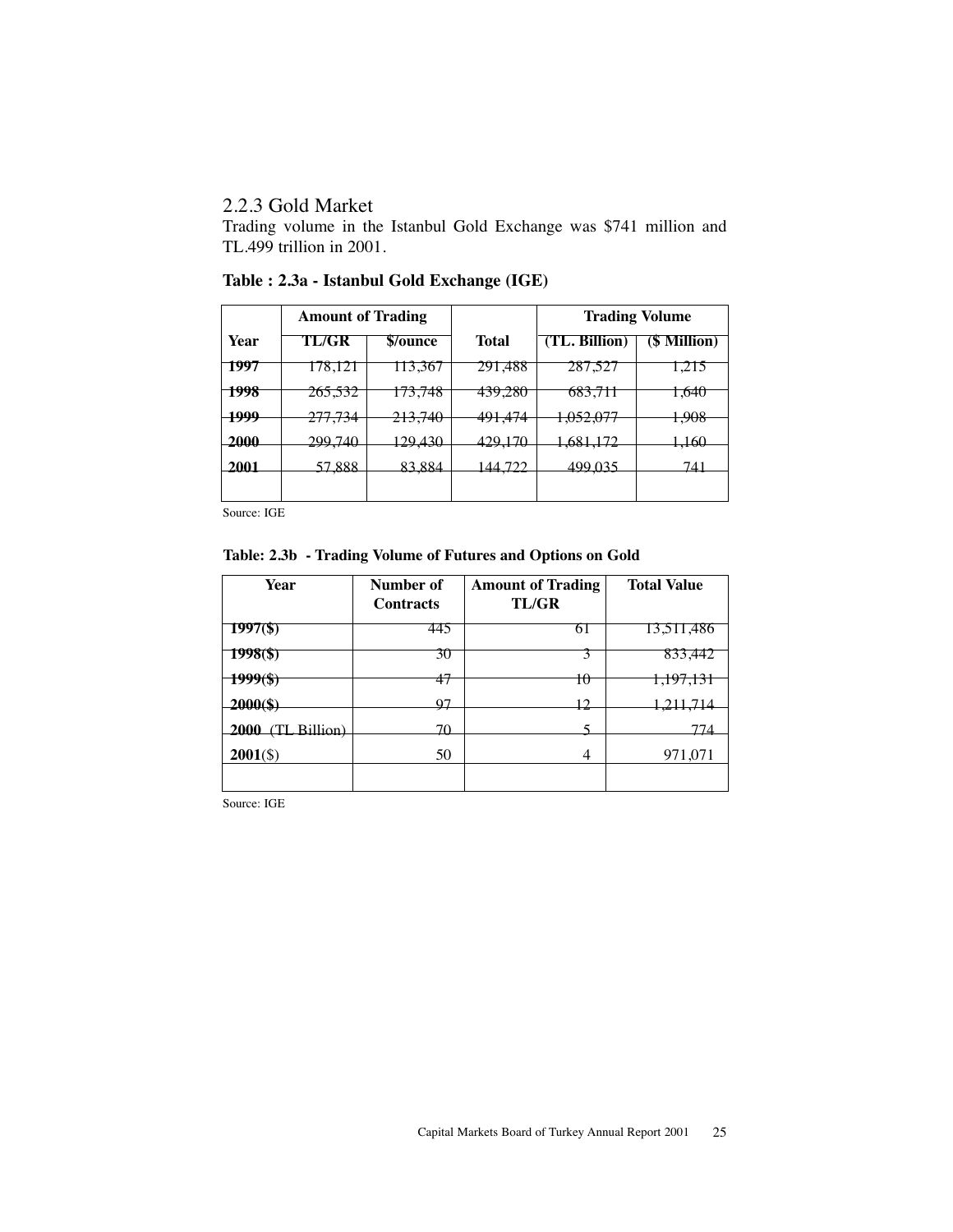## 2.2.3 Gold Market

Trading volume in the Istanbul Gold Exchange was $741 million and TL.499 trillion in 2001.

**Table : 2.3a - Istanbul Gold Exchange (IGE)**

| | Amount of Trading | | | Trading Volume | |
|---|---|---|---|---|---|
| **Year** | **TL/GR** | **$/ounce** | **Total** | **(TL. Billion)** | **($ Million)** |
| **1997** | 178,121 | 113,367 | 291,488 | 287,527 | 1,215 |
| **1998** | 265,532 | 173,748 | 439,280 | 683,711 | 1,640 |
| **1999** | 277,734 | 213,740 | 491,474 | 1,052,077 | 1,908 |
| **2000** | 299,740 | 129,430 | 429,170 | 1,681,172 | 1,160 |
| **2001** | 57,888 | 83,884 | 144,722 | 499,035 | 741 |
| | | | | | |

Source: IGE

**Table: 2.3b - Trading Volume of Futures and Options on Gold**

| Year | Number of Contracts | Amount of Trading TL/GR | Total Value |
|---|---|---|---|
| **1997($)** | 445 | 61 | 13,511,486 |
| **1998($)** | 30 | 3 | 833,442 |
| **1999($)** | 47 | 10 | 1,197,131 |
| **2000($)** | 97 | 12 | 1,211,714 |
| **2000** (TL Billion) | 70 | 5 | 774 |
| **2001**($) | 50 | 4 | 971,071 |
| | | | |

Source: IGE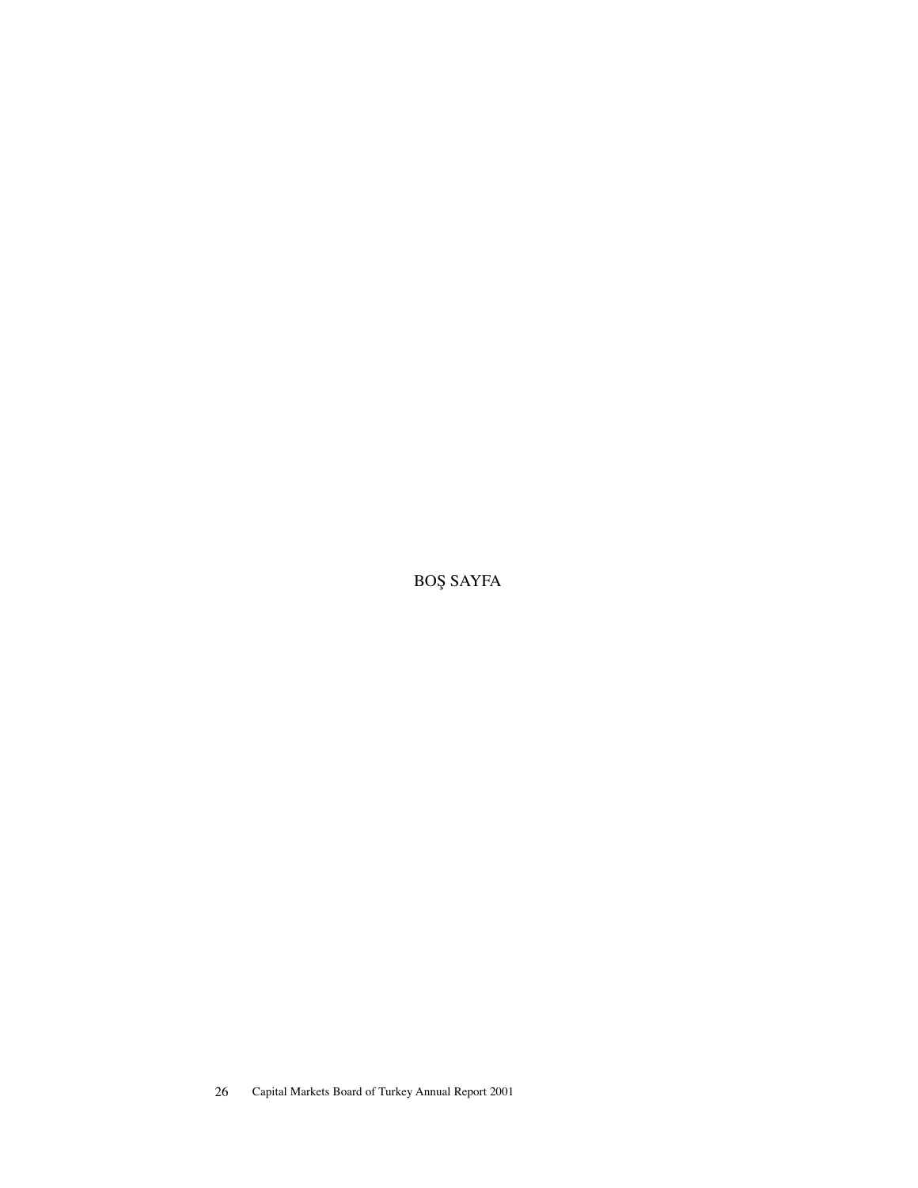BOŞ SAYFA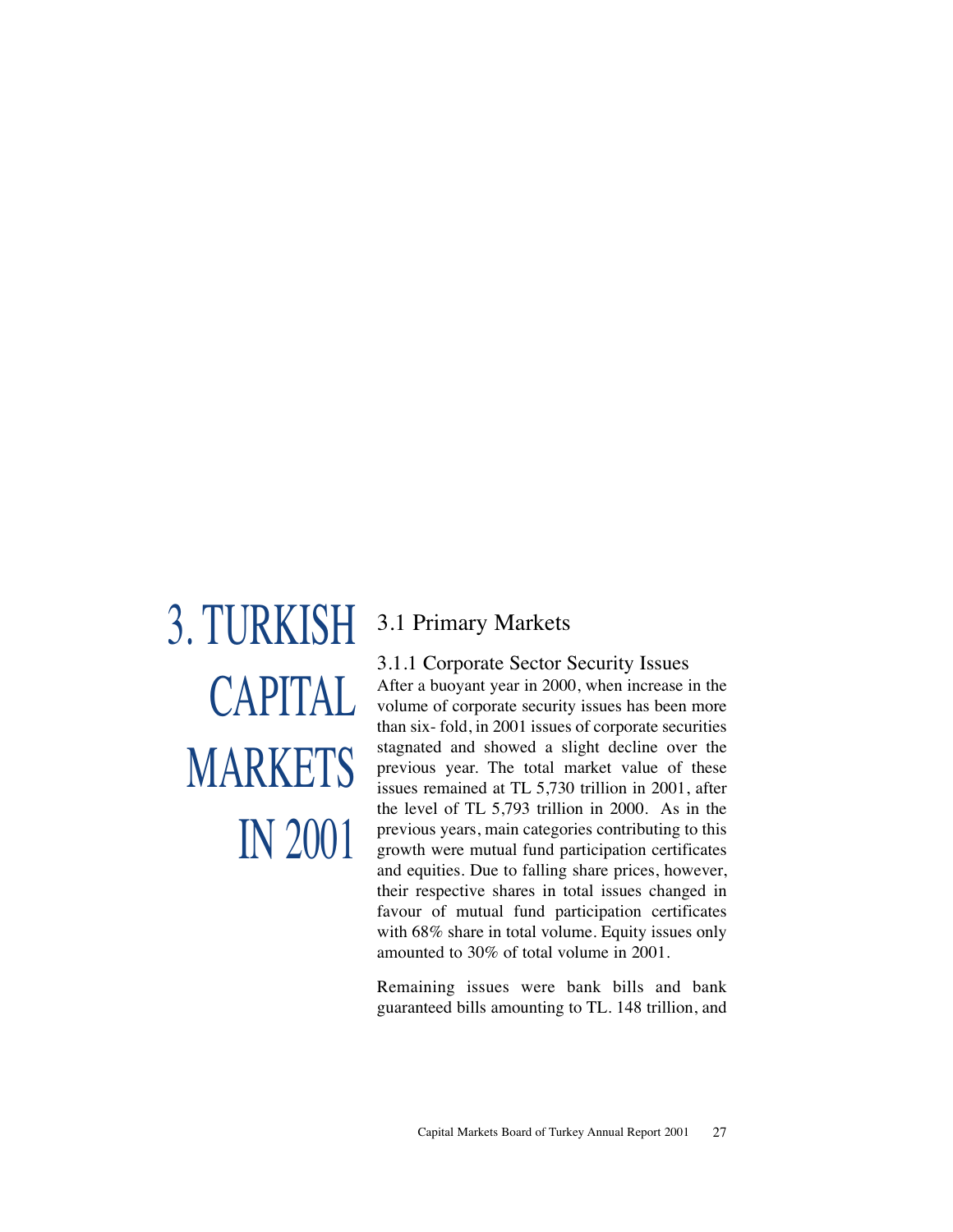# 3. TURKISH CAPITAL MARKETS IN 2001

## 3.1 Primary Markets

### 3.1.1 Corporate Sector Security Issues

After a buoyant year in 2000, when increase in the volume of corporate security issues has been more than six- fold, in 2001 issues of corporate securities stagnated and showed a slight decline over the previous year. The total market value of these issues remained at TL 5,730 trillion in 2001, after the level of TL 5,793 trillion in 2000. As in the previous years, main categories contributing to this growth were mutual fund participation certificates and equities. Due to falling share prices, however, their respective shares in total issues changed in favour of mutual fund participation certificates with 68% share in total volume. Equity issues only amounted to 30% of total volume in 2001.

Remaining issues were bank bills and bank guaranteed bills amounting to TL. 148 trillion, and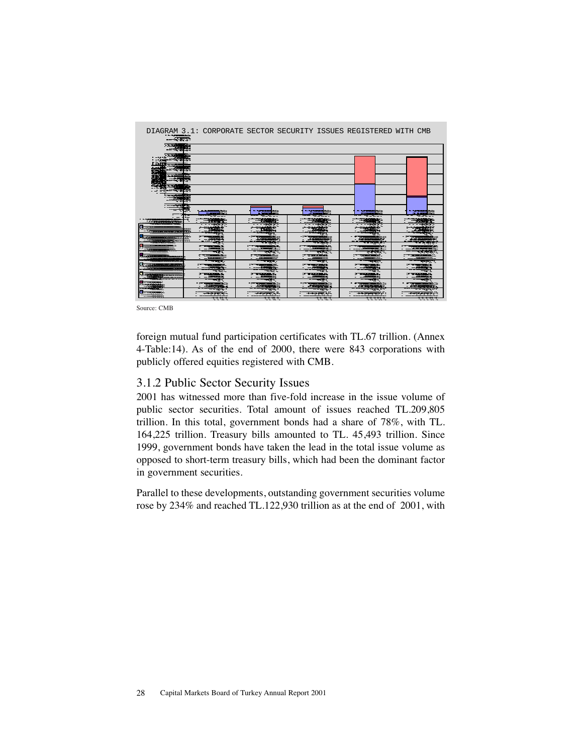DIAGRAM 3.1: CORPORATE SECTOR SECURITY ISSUES REGISTERED WITH CMB

Source: CMB

foreign mutual fund participation certificates with TL.67 trillion. (Annex 4-Table:14). As of the end of 2000, there were 843 corporations with publicly offered equities registered with CMB.

## 3.1.2 Public Sector Security Issues

2001 has witnessed more than five-fold increase in the issue volume of public sector securities. Total amount of issues reached TL.209,805 trillion. In this total, government bonds had a share of 78%, with TL. 164,225 trillion. Treasury bills amounted to TL. 45,493 trillion. Since 1999, government bonds have taken the lead in the total issue volume as opposed to short-term treasury bills, which had been the dominant factor in government securities.

Parallel to these developments, outstanding government securities volume rose by 234% and reached TL.122,930 trillion as at the end of 2001, with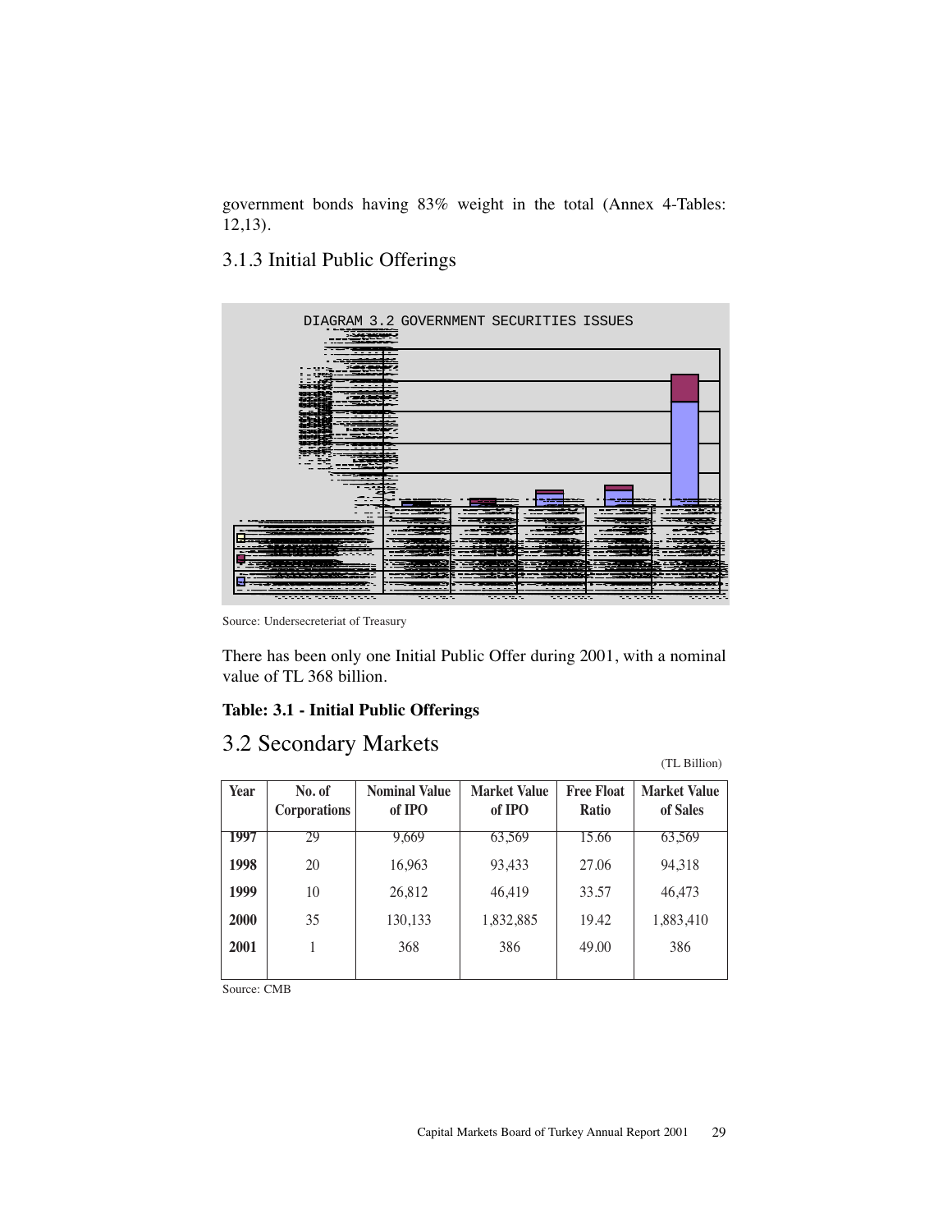government bonds having 83% weight in the total (Annex 4-Tables: 12,13).

### 3.1.3 Initial Public Offerings

DIAGRAM 3.2 GOVERNMENT SECURITIES ISSUES

Source: Undersecreteriat of Treasury

There has been only one Initial Public Offer during 2001, with a nominal value of TL 368 billion.

**Table: 3.1 - Initial Public Offerings**

## 3.2 Secondary Markets

(TL Billion)

| Year | No. of Corporations | Nominal Value of IPO | Market Value of IPO | Free Float Ratio | Market Value of Sales |
|---|---|---|---|---|---|
| **1997** | 29 | 9,669 | 63,569 | 15.66 | 63,569 |
| **1998** | 20 | 16,963 | 93,433 | 27.06 | 94,318 |
| **1999** | 10 | 26,812 | 46,419 | 33.57 | 46,473 |
| **2000** | 35 | 130,133 | 1,832,885 | 19.42 | 1,883,410 |
| **2001** | 1 | 368 | 386 | 49.00 | 386 |

Source: CMB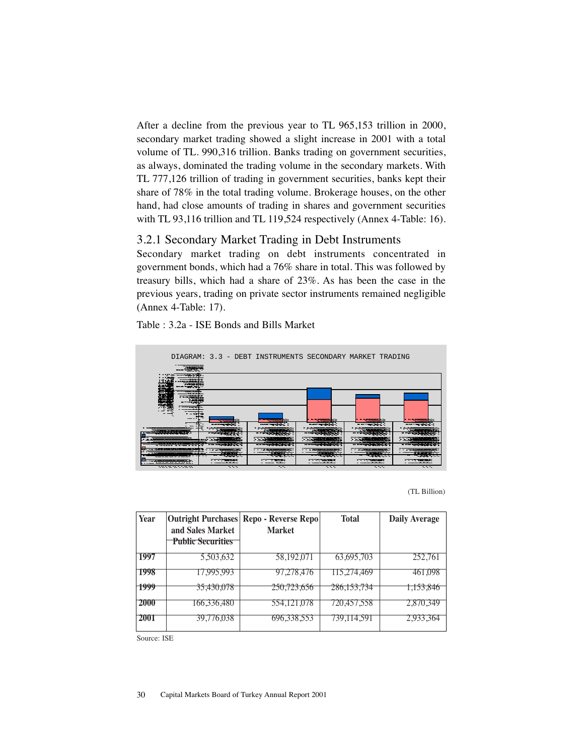After a decline from the previous year to TL 965,153 trillion in 2000, secondary market trading showed a slight increase in 2001 with a total volume of TL. 990,316 trillion. Banks trading on government securities, as always, dominated the trading volume in the secondary markets. With TL 777,126 trillion of trading in government securities, banks kept their share of 78% in the total trading volume. Brokerage houses, on the other hand, had close amounts of trading in shares and government securities with TL 93,116 trillion and TL 119,524 respectively (Annex 4-Table: 16).

### 3.2.1 Secondary Market Trading in Debt Instruments

Secondary market trading on debt instruments concentrated in government bonds, which had a 76% share in total. This was followed by treasury bills, which had a share of 23%. As has been the case in the previous years, trading on private sector instruments remained negligible (Annex 4-Table: 17).

Table : 3.2a - ISE Bonds and Bills Market

DIAGRAM: 3.3 - DEBT INSTRUMENTS SECONDARY MARKET TRADING

(TL Billion)

| Year | Outright Purchases and Sales Market Public Securities | Repo - Reverse Repo Market | Total | Daily Average |
|---|---|---|---|---|
| 1997 | 5,503,632 | 58,192,071 | 63,695,703 | 252,761 |
| 1998 | 17,995,993 | 97,278,476 | 115,274,469 | 461,098 |
| 1999 | 35,430,078 | 250,723,656 | 286,153,734 | 1,153,846 |
| 2000 | 166,336,480 | 554,121,078 | 720,457,558 | 2,870,349 |
| 2001 | 39,776,038 | 696,338,553 | 739,114,591 | 2,933,364 |

Source: ISE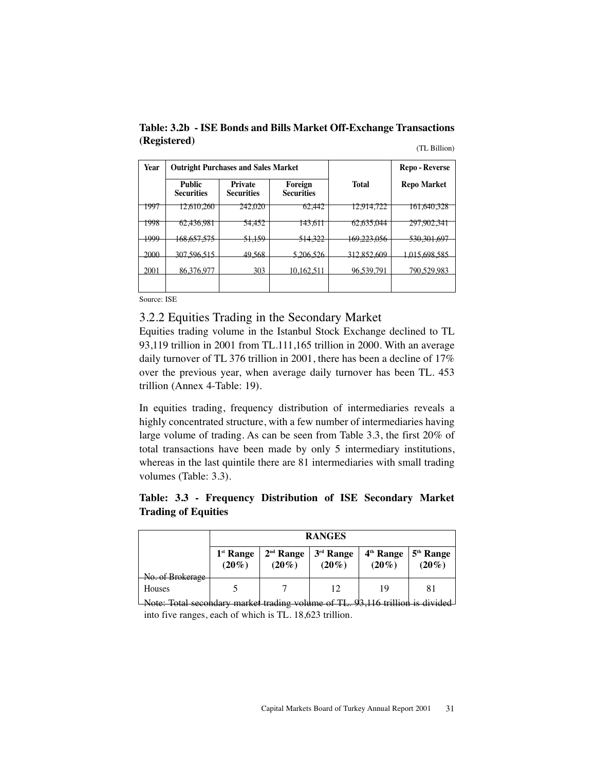**Table: 3.2b - ISE Bonds and Bills Market Off-Exchange Transactions (Registered)**

(TL Billion)

| Year | Outright Purchases and Sales Market | | | | Repo - Reverse |
|---|---|---|---|---|---|
| | Public Securities | Private Securities | Foreign Securities | Total | Repo Market |
| 1997 | 12,610,260 | 242,020 | 62,442 | 12,914,722 | 161,640,328 |
| 1998 | 62,436,981 | 54,452 | 143,611 | 62,635,044 | 297,902,341 |
| 1999 | 168,657,575 | 51,159 | 514,322 | 169,223,056 | 530,301,697 |
| 2000 | 307,596,515 | 49,568 | 5,206,526 | 312,852,609 | 1,015,698,585 |
| 2001 | 86,376,977 | 303 | 10,162,511 | 96,539,791 | 790,529,983 |

Source: ISE

### 3.2.2 Equities Trading in the Secondary Market

Equities trading volume in the Istanbul Stock Exchange declined to TL 93,119 trillion in 2001 from TL.111,165 trillion in 2000. With an average daily turnover of TL 376 trillion in 2001, there has been a decline of 17% over the previous year, when average daily turnover has been TL. 453 trillion (Annex 4-Table: 19).

In equities trading, frequency distribution of intermediaries reveals a highly concentrated structure, with a few number of intermediaries having large volume of trading. As can be seen from Table 3.3, the first 20% of total transactions have been made by only 5 intermediary institutions, whereas in the last quintile there are 81 intermediaries with small trading volumes (Table: 3.3).

**Table: 3.3 - Frequency Distribution of ISE Secondary Market Trading of Equities**

| | RANGES | | | | |
|---|---|---|---|---|---|
| | 1st Range (20%) | 2nd Range (20%) | 3rd Range (20%) | 4th Range (20%) | 5th Range (20%) |
| No. of Brokerage Houses | 5 | 7 | 12 | 19 | 81 |

Note: Total secondary market trading volume of TL. 93,116 trillion is divided into five ranges, each of which is TL. 18,623 trillion.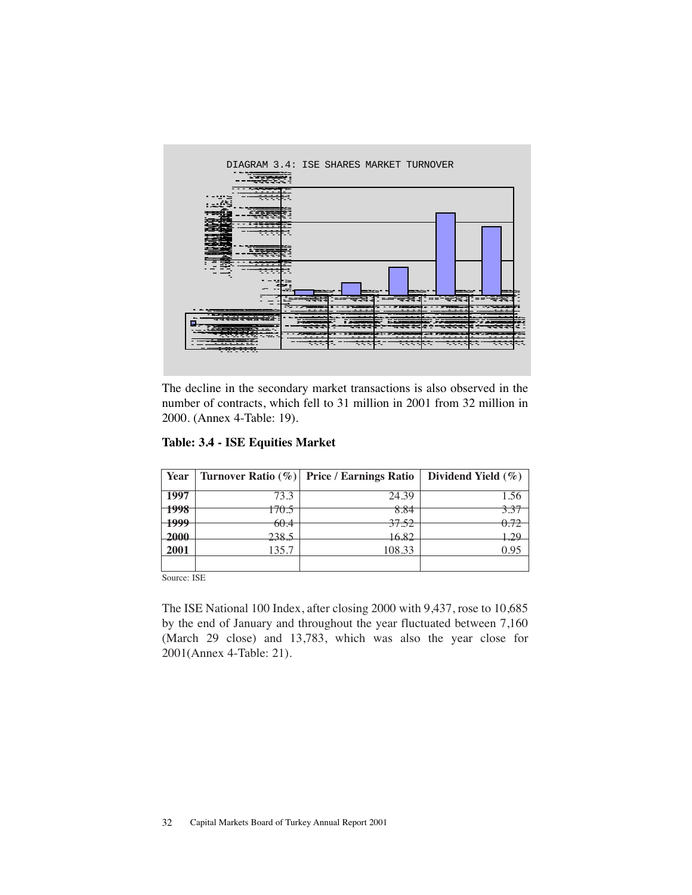DIAGRAM 3.4: ISE SHARES MARKET TURNOVER

The decline in the secondary market transactions is also observed in the number of contracts, which fell to 31 million in 2001 from 32 million in 2000. (Annex 4-Table: 19).

**Table: 3.4 - ISE Equities Market**

| Year | Turnover Ratio (%) | Price / Earnings Ratio | Dividend Yield (%) |
|---|---|---|---|
| 1997 | 73.3 | 24.39 | 1.56 |
| 1998 | 170.5 | 8.84 | 3.37 |
| 1999 | 60.4 | 37.52 | 0.72 |
| 2000 | 238.5 | 16.82 | 1.29 |
| 2001 | 135.7 | 108.33 | 0.95 |
| | | | |

Source: ISE

The ISE National 100 Index, after closing 2000 with 9,437, rose to 10,685 by the end of January and throughout the year fluctuated between 7,160 (March 29 close) and 13,783, which was also the year close for 2001(Annex 4-Table: 21).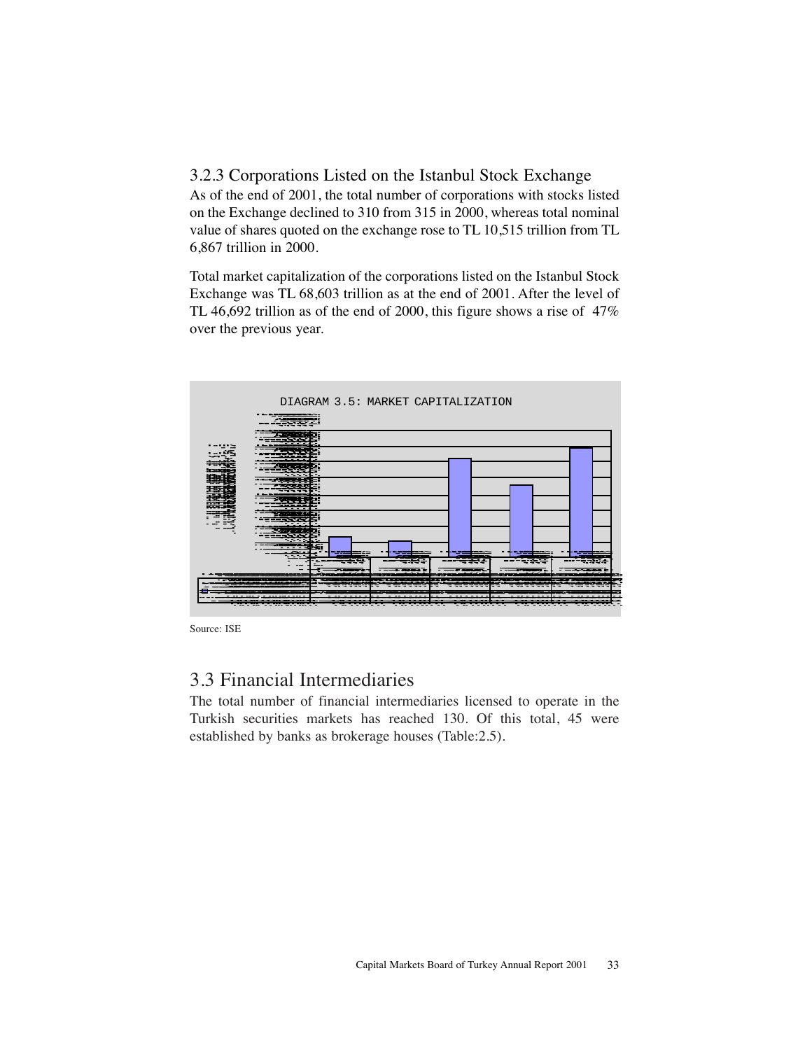### 3.2.3 Corporations Listed on the Istanbul Stock Exchange

As of the end of 2001, the total number of corporations with stocks listed on the Exchange declined to 310 from 315 in 2000, whereas total nominal value of shares quoted on the exchange rose to TL 10,515 trillion from TL 6,867 trillion in 2000.

Total market capitalization of the corporations listed on the Istanbul Stock Exchange was TL 68,603 trillion as at the end of 2001. After the level of TL 46,692 trillion as of the end of 2000, this figure shows a rise of 47% over the previous year.

DIAGRAM 3.5: MARKET CAPITALIZATION

Source: ISE

## 3.3 Financial Intermediaries

The total number of financial intermediaries licensed to operate in the Turkish securities markets has reached 130. Of this total, 45 were established by banks as brokerage houses (Table:2.5).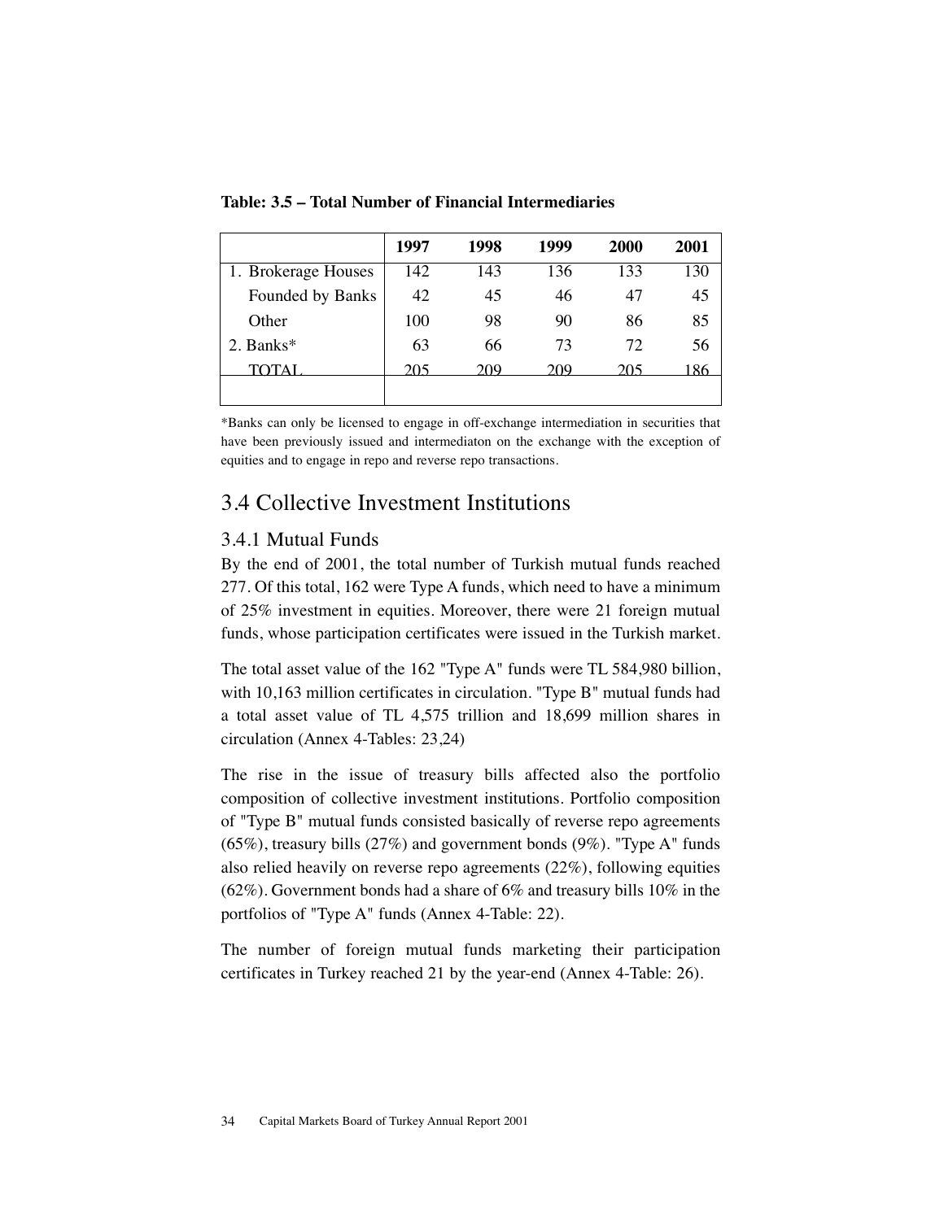**Table: 3.5 – Total Number of Financial Intermediaries**

| | 1997 | 1998 | 1999 | 2000 | 2001 |
|---|---|---|---|---|---|
| 1. Brokerage Houses | 142 | 143 | 136 | 133 | 130 |
| Founded by Banks | 42 | 45 | 46 | 47 | 45 |
| Other | 100 | 98 | 90 | 86 | 85 |
| 2. Banks* | 63 | 66 | 73 | 72 | 56 |
| TOTAL | 205 | 209 | 209 | 205 | 186 |

*Banks can only be licensed to engage in off-exchange intermediation in securities that have been previously issued and intermediaton on the exchange with the exception of equities and to engage in repo and reverse repo transactions.

# 3.4 Collective Investment Institutions

## 3.4.1 Mutual Funds

By the end of 2001, the total number of Turkish mutual funds reached 277. Of this total, 162 were Type A funds, which need to have a minimum of 25% investment in equities. Moreover, there were 21 foreign mutual funds, whose participation certificates were issued in the Turkish market.

The total asset value of the 162 "Type A" funds were TL 584,980 billion, with 10,163 million certificates in circulation. "Type B" mutual funds had a total asset value of TL 4,575 trillion and 18,699 million shares in circulation (Annex 4-Tables: 23,24)

The rise in the issue of treasury bills affected also the portfolio composition of collective investment institutions. Portfolio composition of "Type B" mutual funds consisted basically of reverse repo agreements (65%), treasury bills (27%) and government bonds (9%). "Type A" funds also relied heavily on reverse repo agreements (22%), following equities (62%). Government bonds had a share of 6% and treasury bills 10% in the portfolios of "Type A" funds (Annex 4-Table: 22).

The number of foreign mutual funds marketing their participation certificates in Turkey reached 21 by the year-end (Annex 4-Table: 26).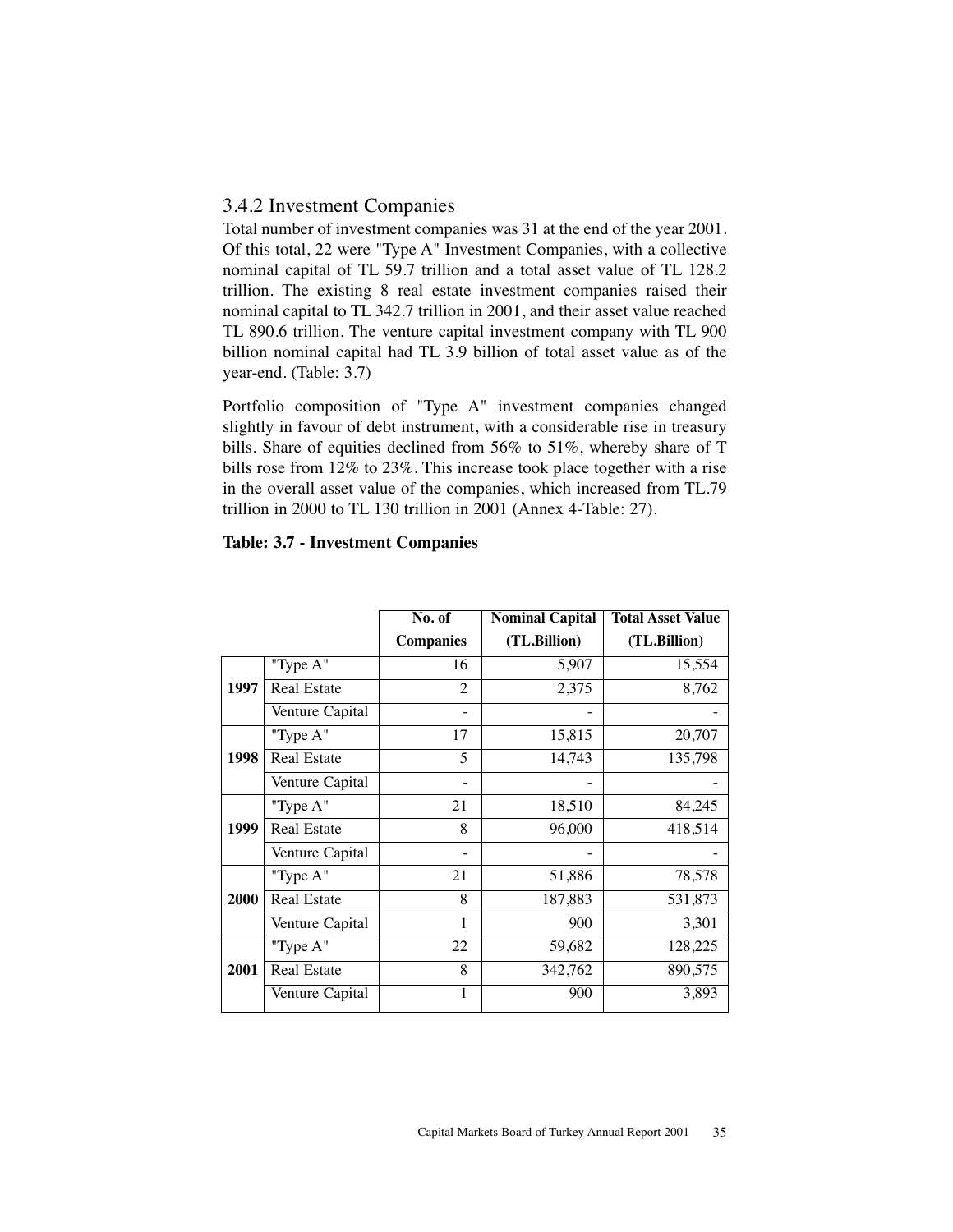### 3.4.2 Investment Companies

Total number of investment companies was 31 at the end of the year 2001. Of this total, 22 were "Type A" Investment Companies, with a collective nominal capital of TL 59.7 trillion and a total asset value of TL 128.2 trillion. The existing 8 real estate investment companies raised their nominal capital to TL 342.7 trillion in 2001, and their asset value reached TL 890.6 trillion. The venture capital investment company with TL 900 billion nominal capital had TL 3.9 billion of total asset value as of the year-end. (Table: 3.7)

Portfolio composition of "Type A" investment companies changed slightly in favour of debt instrument, with a considerable rise in treasury bills. Share of equities declined from 56% to 51%, whereby share of T bills rose from 12% to 23%. This increase took place together with a rise in the overall asset value of the companies, which increased from TL.79 trillion in 2000 to TL 130 trillion in 2001 (Annex 4-Table: 27).

**Table: 3.7 - Investment Companies**

| | | No. of Companies | Nominal Capital (TL.Billion) | Total Asset Value (TL.Billion) |
|---|---|---|---|---|
| **1997** | "Type A" | 16 | 5,907 | 15,554 |
| | Real Estate | 2 | 2,375 | 8,762 |
| | Venture Capital | - | - | - |
| **1998** | "Type A" | 17 | 15,815 | 20,707 |
| | Real Estate | 5 | 14,743 | 135,798 |
| | Venture Capital | - | - | - |
| **1999** | "Type A" | 21 | 18,510 | 84,245 |
| | Real Estate | 8 | 96,000 | 418,514 |
| | Venture Capital | - | - | - |
| **2000** | "Type A" | 21 | 51,886 | 78,578 |
| | Real Estate | 8 | 187,883 | 531,873 |
| | Venture Capital | 1 | 900 | 3,301 |
| **2001** | "Type A" | 22 | 59,682 | 128,225 |
| | Real Estate | 8 | 342,762 | 890,575 |
| | Venture Capital | 1 | 900 | 3,893 |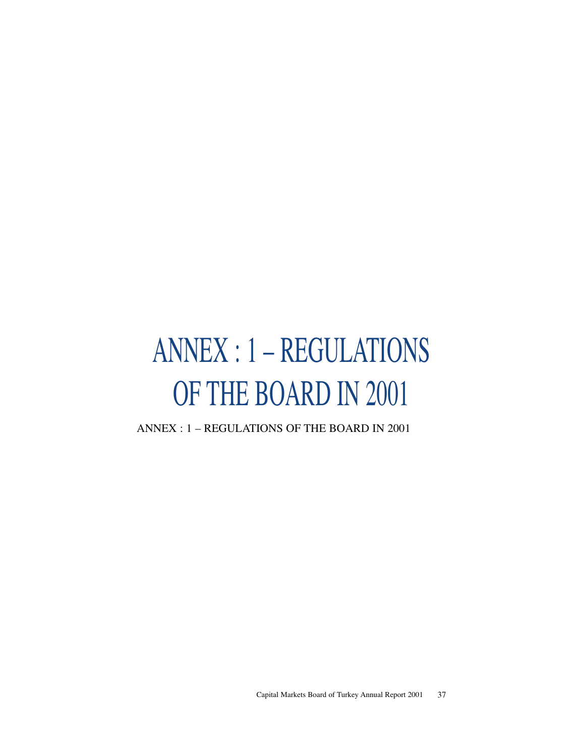# ANNEX : 1 – REGULATIONS OF THE BOARD IN 2001

ANNEX : 1 – REGULATIONS OF THE BOARD IN 2001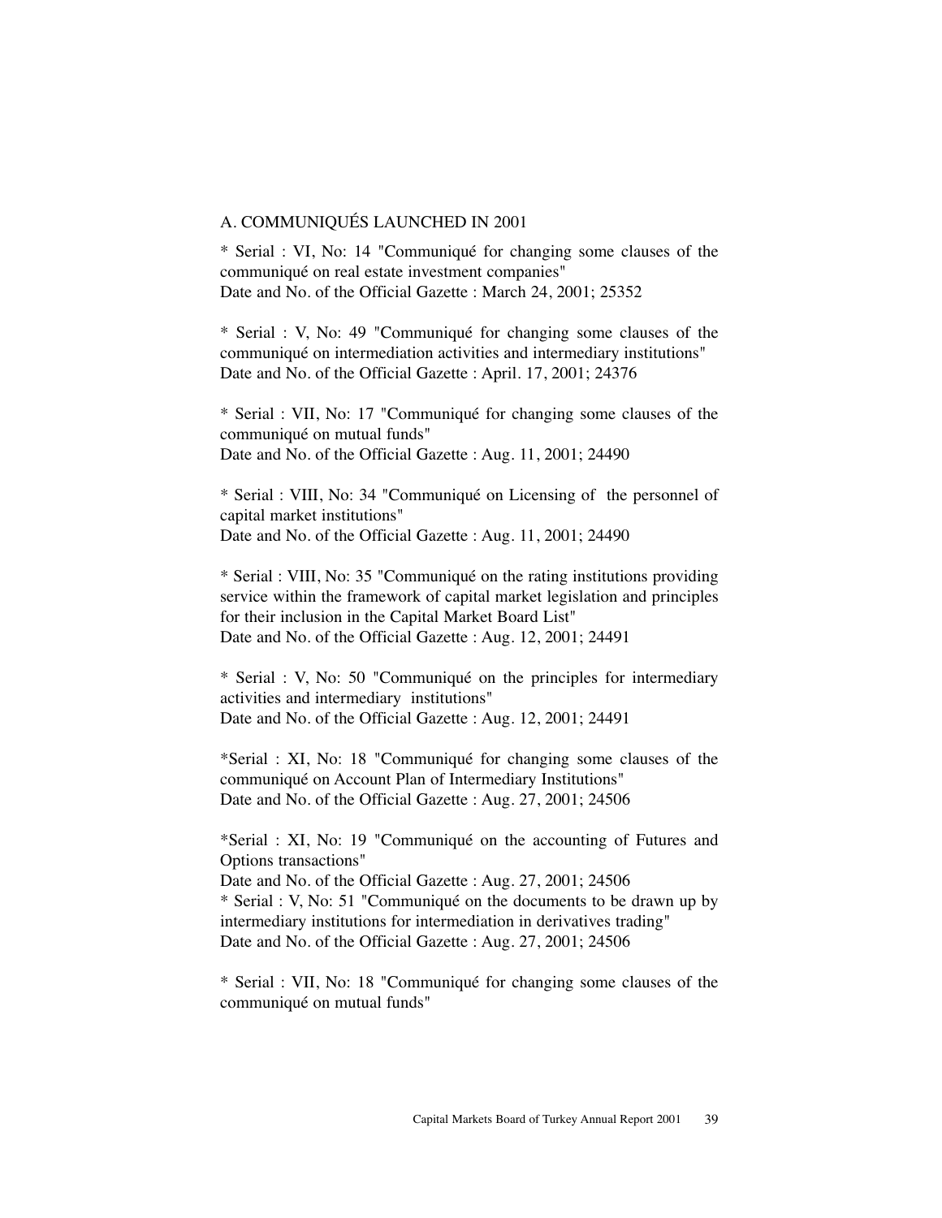## A. COMMUNIQUÉS LAUNCHED IN 2001

* Serial : VI, No: 14 "Communiqué for changing some clauses of the communiqué on real estate investment companies"
Date and No. of the Official Gazette : March 24, 2001; 25352

* Serial : V, No: 49 "Communiqué for changing some clauses of the communiqué on intermediation activities and intermediary institutions"
Date and No. of the Official Gazette : April. 17, 2001; 24376

* Serial : VII, No: 17 "Communiqué for changing some clauses of the communiqué on mutual funds"
Date and No. of the Official Gazette : Aug. 11, 2001; 24490

* Serial : VIII, No: 34 "Communiqué on Licensing of the personnel of capital market institutions"
Date and No. of the Official Gazette : Aug. 11, 2001; 24490

* Serial : VIII, No: 35 "Communiqué on the rating institutions providing service within the framework of capital market legislation and principles for their inclusion in the Capital Market Board List"
Date and No. of the Official Gazette : Aug. 12, 2001; 24491

* Serial : V, No: 50 "Communiqué on the principles for intermediary activities and intermediary institutions"
Date and No. of the Official Gazette : Aug. 12, 2001; 24491

*Serial : XI, No: 18 "Communiqué for changing some clauses of the communiqué on Account Plan of Intermediary Institutions"
Date and No. of the Official Gazette : Aug. 27, 2001; 24506

*Serial : XI, No: 19 "Communiqué on the accounting of Futures and Options transactions"
Date and No. of the Official Gazette : Aug. 27, 2001; 24506
* Serial : V, No: 51 "Communiqué on the documents to be drawn up by intermediary institutions for intermediation in derivatives trading"
Date and No. of the Official Gazette : Aug. 27, 2001; 24506

* Serial : VII, No: 18 "Communiqué for changing some clauses of the communiqué on mutual funds"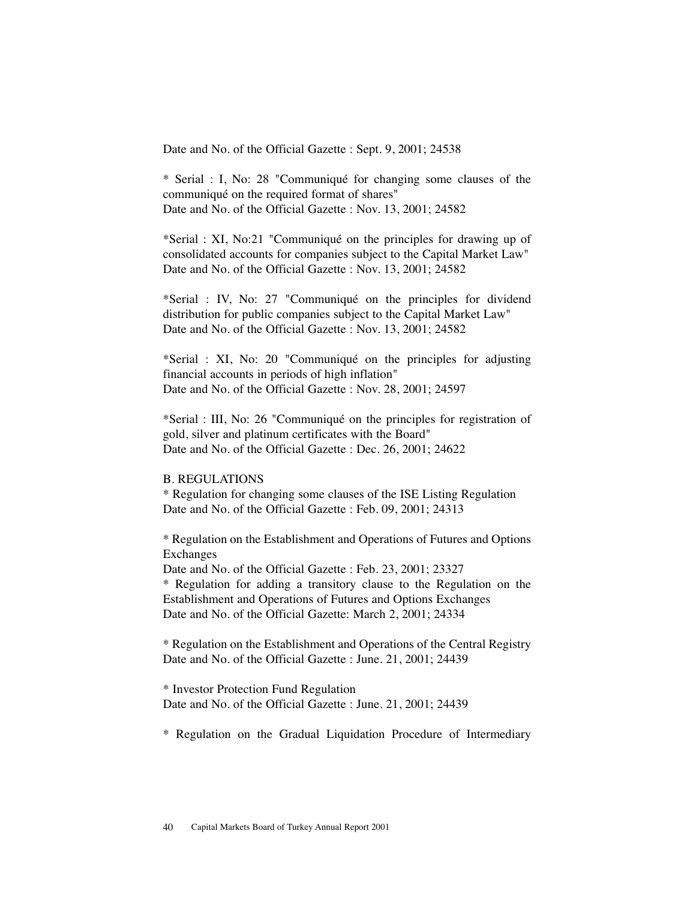Date and No. of the Official Gazette : Sept. 9, 2001; 24538

* Serial : I, No: 28 "Communiqué for changing some clauses of the communiqué on the required format of shares"
Date and No. of the Official Gazette : Nov. 13, 2001; 24582

*Serial : XI, No:21 "Communiqué on the principles for drawing up of consolidated accounts for companies subject to the Capital Market Law"
Date and No. of the Official Gazette : Nov. 13, 2001; 24582

*Serial : IV, No: 27 "Communiqué on the principles for dividend distribution for public companies subject to the Capital Market Law"
Date and No. of the Official Gazette : Nov. 13, 2001; 24582

*Serial : XI, No: 20 "Communiqué on the principles for adjusting financial accounts in periods of high inflation"
Date and No. of the Official Gazette : Nov. 28, 2001; 24597

*Serial : III, No: 26 "Communiqué on the principles for registration of gold, silver and platinum certificates with the Board"
Date and No. of the Official Gazette : Dec. 26, 2001; 24622

B. REGULATIONS

* Regulation for changing some clauses of the ISE Listing Regulation
Date and No. of the Official Gazette : Feb. 09, 2001; 24313

* Regulation on the Establishment and Operations of Futures and Options Exchanges
Date and No. of the Official Gazette : Feb. 23, 2001; 23327
* Regulation for adding a transitory clause to the Regulation on the Establishment and Operations of Futures and Options Exchanges
Date and No. of the Official Gazette: March 2, 2001; 24334

* Regulation on the Establishment and Operations of the Central Registry
Date and No. of the Official Gazette : June. 21, 2001; 24439

* Investor Protection Fund Regulation
Date and No. of the Official Gazette : June. 21, 2001; 24439

* Regulation on the Gradual Liquidation Procedure of Intermediary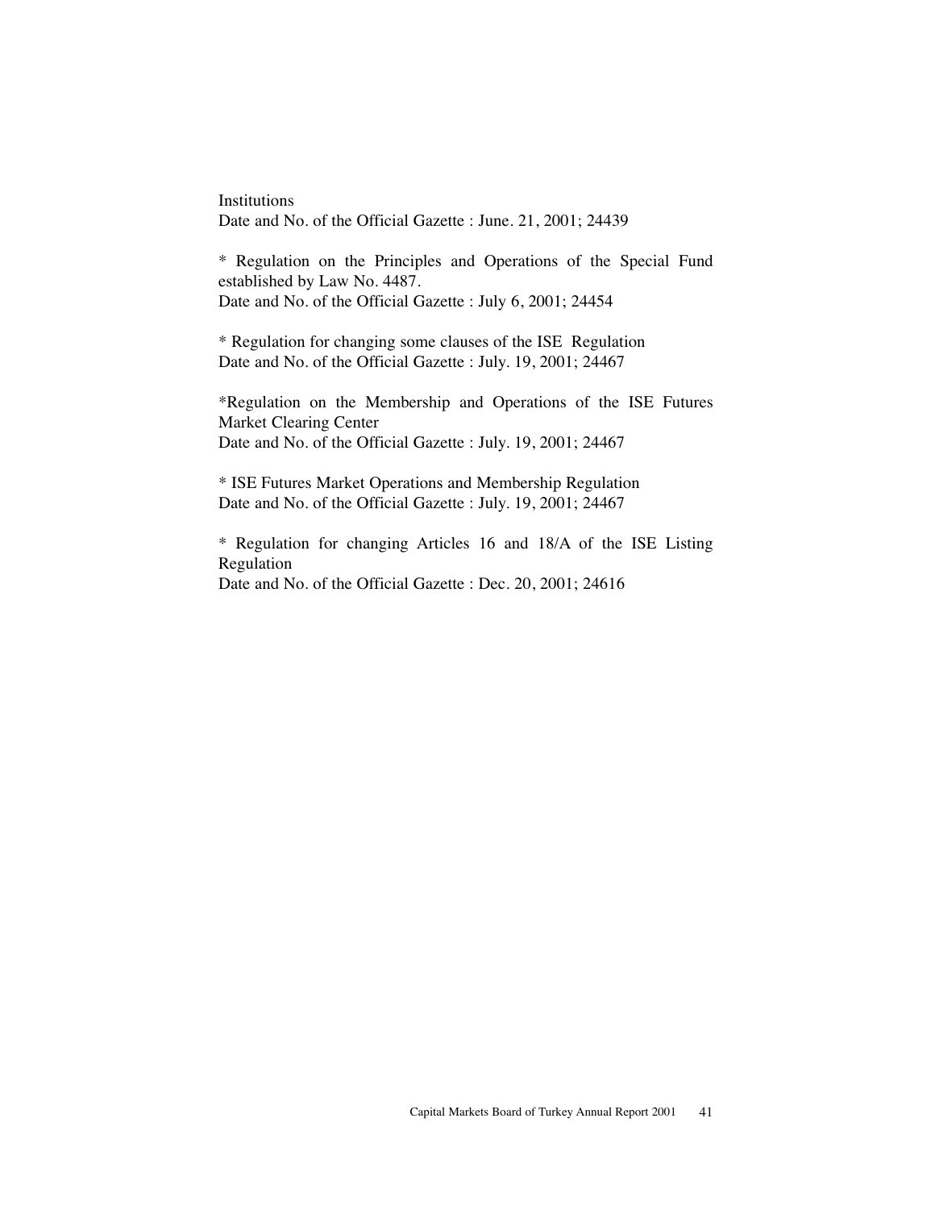Institutions
Date and No. of the Official Gazette : June. 21, 2001; 24439

* Regulation on the Principles and Operations of the Special Fund established by Law No. 4487.
Date and No. of the Official Gazette : July 6, 2001; 24454

* Regulation for changing some clauses of the ISE Regulation
Date and No. of the Official Gazette : July. 19, 2001; 24467

*Regulation on the Membership and Operations of the ISE Futures Market Clearing Center
Date and No. of the Official Gazette : July. 19, 2001; 24467

* ISE Futures Market Operations and Membership Regulation
Date and No. of the Official Gazette : July. 19, 2001; 24467

* Regulation for changing Articles 16 and 18/A of the ISE Listing Regulation
Date and No. of the Official Gazette : Dec. 20, 2001; 24616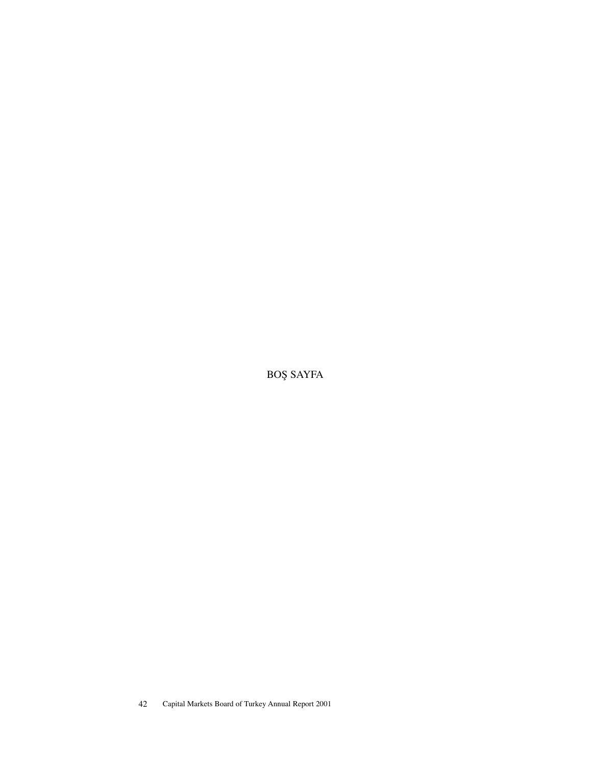BOŞ SAYFA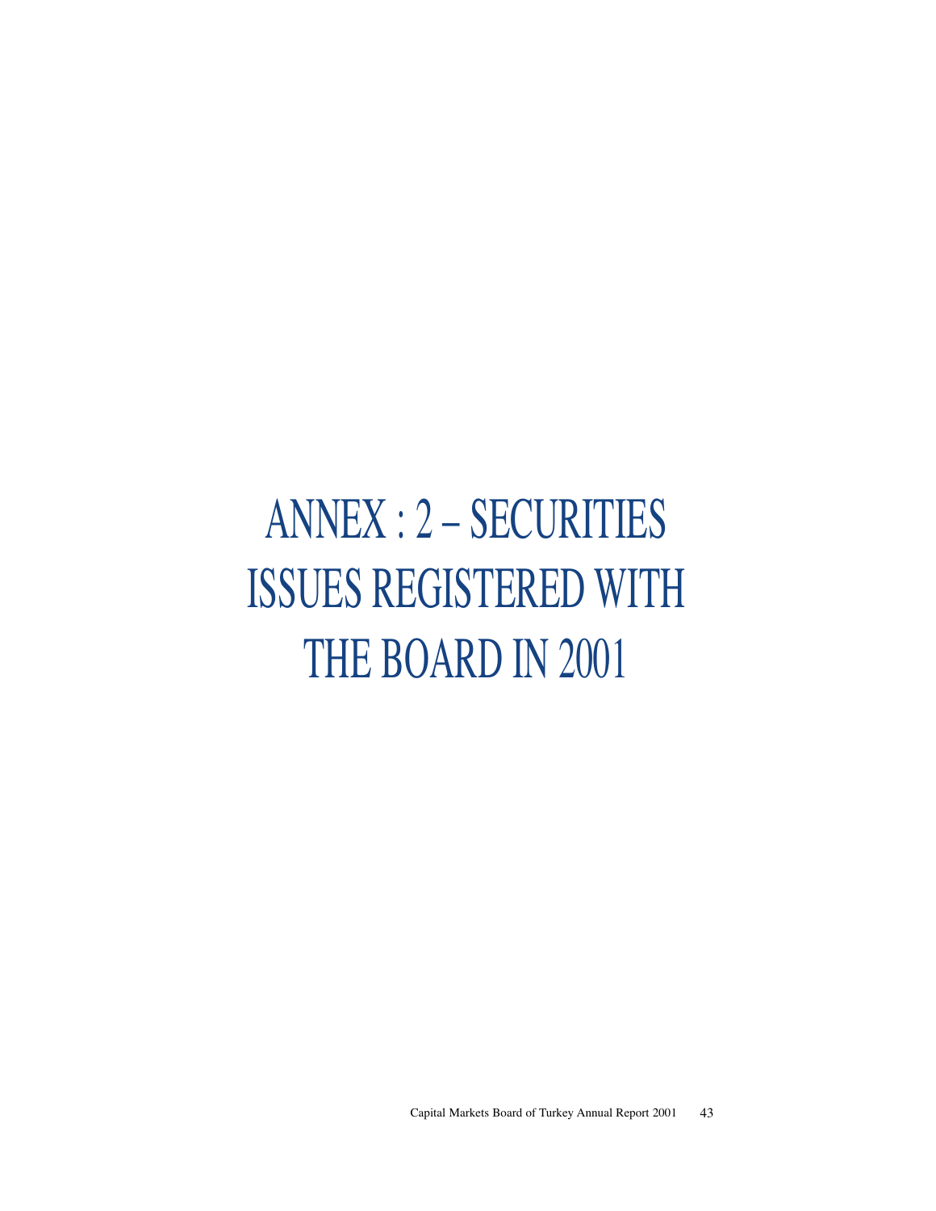# ANNEX : 2 – SECURITIES ISSUES REGISTERED WITH THE BOARD IN 2001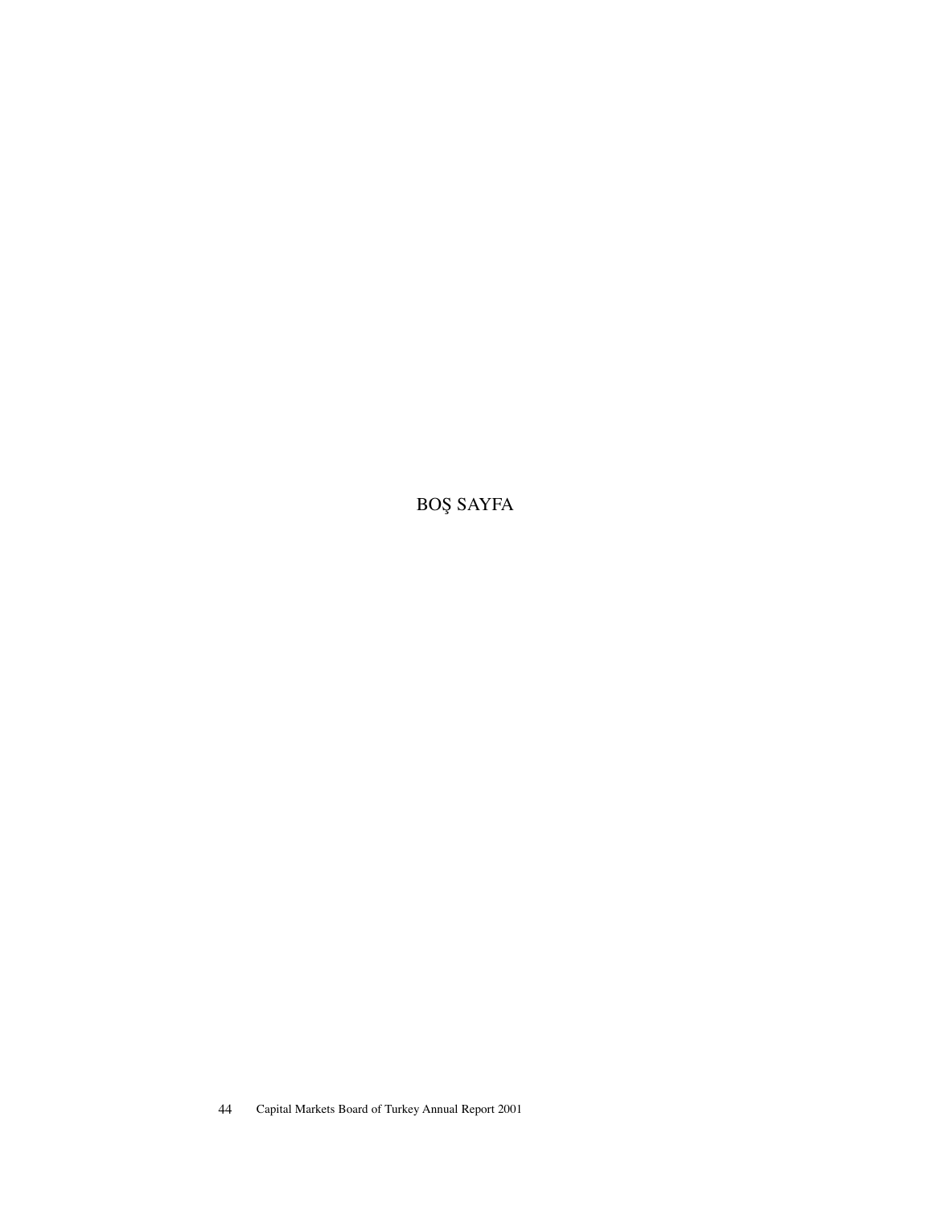BOŞ SAYFA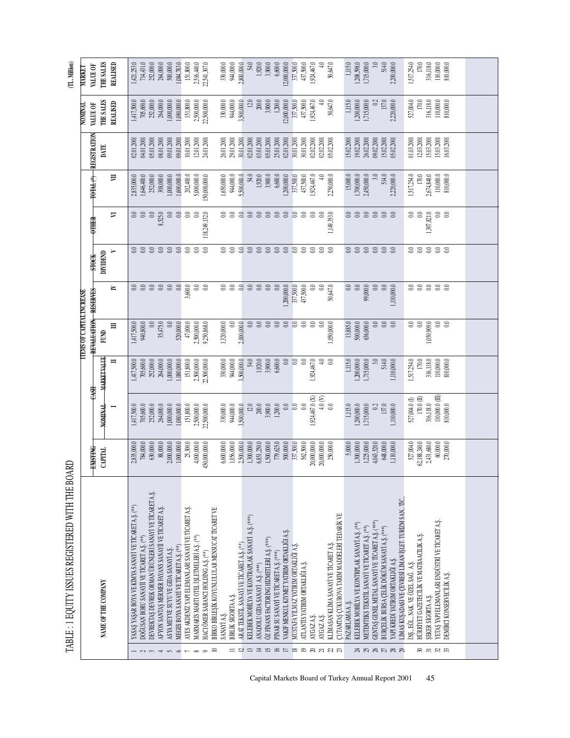# TABLE : 1 EQUITY ISSUES REGISTERED WITH THE BOARD

(TL Million)

| | NAME OF THE COMPANY | EXISTING CAPITAL | CASH | | ITEMS OF CAPITAL INCREASE | | | | TOTAL (*) | REGISTRATION DATE | NOMINAL VALUE OF THE SALES REALISED | MARKET VALUE OF THE SALES REALISED |
|---|---|---|---|---|---|---|---|---|---|---|---|---|
| | | | NOMINAL | MARKET VALUE | REVALUATION FUND | RESERVES | STOCK DIVIDEND | OTHER | | | | |
| | | | I | II | III | IV | V | VI | VII | | | |
| 1 | YAŞAR BOYA VE KİMYA SANAYİ VE TİCARET A.Ş. (**) | 2,835,000.0 | 1,417,500.0 | 1,417,500.0 | 1,417,500.0 | 0.0 | 0.0 | 0.0 | 2,835,000.0 | 02.01.2001 | 1,417,500.0 | 1,421,253.0 |
| 2 | DOĞUSAN BORU SANAYİİ VE TİCARET A.Ş. (**) | 784,000.0 | 705,600.0 | 705,600.0 | 940,800.0 | 0.0 | 0.0 | 0.0 | 1,646,400.0 | 04.01.2001 | 705,600.0 | 714,431.0 |
| 3 | DEVREKTAŞ DEVREK ORMAN ÜRÜNLERİ SANAYİ VE TİCARET A.Ş. | 630,000.0 | 252,000.0 | 252,000.0 | 0.0 | 0.0 | 0.0 | 0.0 | 252,000.0 | 05.01.2001 | 252,000.0 | 252,000.0 |
| 4 | AFYON SANTAŞ MERMER FAYANS SANAYİİ VE TİCARET A.Ş. | 88,000.0 | 264,000.0 | 264,000.0 | 35,475.0 | 0.0 | 0.0 | 8,525.0 | 308,000.0 | 08.01.2001 | 264,000.0 | 264,000.0 |
| 5 | ASYA MEYVE SUYU VE GIDA SANAYİ A.Ş. | 2,000,000.0 | 1,000,000.0 | 1,000,000.0 | 0.0 | 0.0 | 0.0 | 0.0 | 1,000,000.0 | 09.01.2001 | 1,000,000.0 | 500,000.0 |
| 6 | MEGES BOYA SANAYİ VE TİCARET A.Ş. (**) | 1,000,000.0 | 1,080,000.0 | 1,080,000.0 | 520,000.0 | 0.0 | 0.0 | 0.0 | 1,600,000.0 | 09.01.2001 | 1,080,000.0 | 1,084,783.0 |
| 7 | AYES AKDENİZ YAPI ELEMANLARI SANAYİ VE TİCARET A.Ş. | 25,300.0 | 151,800.0 | 151,800.0 | 47,000.0 | 3,600.0 | 0.0 | 0.0 | 202,400.0 | 10.01.2001 | 151,800.0 | 151,800.0 |
| 8 | MARMARİS MARTI OTEL İŞLETMELERİ A.Ş. (**) | 4,000,000.0 | 2,500,000.0 | 2,500,000.0 | 2,500,000.0 | 0.0 | 0.0 | 0.0 | 5,000,000.0 | 12.01.2001 | 2,500,000.0 | 2,516,440.0 |
| 9 | HACI ÖMER SABANCI HOLDİNG A.Ş. (**) | 450,000,000.0 | 22,500,000.0 | 22,500,000.0 | 9,250,868.0 | 0.0 | 0.0 | 118,249,132.0 | 150,000,000.0 | 24.01.2001 | 22,500,000.0 | 22,541,307.0 |
| 10 | BİRKO BİRLEŞİK KOYUNLULULAR MENSUCAT TİCARET VE SANAYİ A.Ş. | 6,600,000.0 | 330,000.0 | 330,000.0 | 1,320,000.0 | 0.0 | 0.0 | 0.0 | 1,650,000.0 | 26.01.2001 | 330,000.0 | 330,000.0 |
| 11 | BİRLİK SİGORTA A.Ş. | 1,056,000.0 | 944,000.0 | 944,000.0 | 0.0 | 0.0 | 0.0 | 0.0 | 944,000.0 | 29.01.2001 | 944,000.0 | 944,000.0 |
| 12 | ARAT TEKSTİL SANAYİ VE TİCARET A.Ş. (**) | 2,500,000.0 | 3,500,000.0 | 3,500,000.0 | 2,000,000.0 | 0.0 | 0.0 | 0.0 | 5,500,000.0 | 30.01.2001 | 3,500,000.0 | 2,800,000.0 |
| 13 | KELEBEK MOBİLYA VE KONTRPLAK SANAYİ A.Ş. (***) | 1,300,000.0 | 12.0 | 54.0 | 0.0 | 0.0 | 0.0 | 0.0 | 54.0 | 02.01.2001 | 12.0 | 54.0 |
| 14 | ANADOLU GIDA SANAYİ A.Ş. (***) | 6,851,250.0 | 200.0 | 1,920.0 | 0.0 | 0.0 | 0.0 | 0.0 | 1,920.0 | 03.01.2001 | 200.0 | 1,920.0 |
| 15 | ÖZ FİNANS FACTORİNG HİZMETLERİ A.Ş. (***) | 1,500,000.0 | 3,900.0 | 3,900.0 | 0.0 | 0.0 | 0.0 | 0.0 | 3,900.0 | 05.01.2001 | 3,900.0 | 3,900.0 |
| 16 | PINAR SU SANAYİ VE TİCARET A.Ş. (***) | 779,625.0 | 1,200.0 | 6,600.0 | 0.0 | 0.0 | 0.0 | 0.0 | 6,600.0 | 25.01.2001 | 1,200.0 | 6,600.0 |
| 17 | VAKIF MENKUL KIYMET YATIRIM ORTAKLIĞI A.Ş. | 500,000.0 | 0.0 | 0.0 | 0.0 | 1,200,000.0 | 0.0 | 0.0 | 1,200,000.0 | 02.01.2001 | 12,000,000.0 | 12,000,000.0 |
| 18 | MUSTAFA YILMAZ YATIRIM ORTAKLIĞI A.Ş. | 337,500.0 | 0.0 | 0.0 | 0.0 | 337,500.0 | 0.0 | 0.0 | 337,500.0 | 30.01.2001 | 337,500.0 | 337,500.0 |
| 19 | ATLANTİS YATIRIM ORTAKLIĞI A.Ş. | 562,500.0 | 0.0 | 0.0 | 0.0 | 437,500.0 | 0.0 | 0.0 | 437,500.0 | 30.01.2001 | 437,500.0 | 437,500.0 |
| 20 | AYGAZ A.Ş. | 20,000,000.0 | 1,924,467.0 (X) | 1,924,467.0 | 0.0 | 0.0 | 0.0 | 0.0 | 1,924,467.0 | 02.02.2001 | 1,924,467.0 | 1,924,467.0 |
| 21 | AYGAZ A.Ş. | 20,000,000.0 | 4.0 (V) | 4.0 | 0.0 | 0.0 | 0.0 | 0.0 | 4.0 | 02.02.2001 | 4.0 | 4.0 |
| 22 | KLİMASAN KLİMA SANAYİ VE TİCARET A.Ş. | 250,000.0 | 0.0 | 0.0 | 1,050,000.0 | 50,647.0 | 0.0 | 1,149,353.0 | 2,250,000.0 | 05.02.2001 | 50,647.0 | 50,647.0 |
| 23 | ÇUTAMTAŞ ÇUKUROVA TARIM MADDELERİ TEDARİK VE PAZARLAMA A.Ş. | 5,000.0 | 1,115.0 | 1,115.0 | 13,885.0 | 0.0 | 0.0 | 0.0 | 15,000.0 | 15.02.2001 | 1,115.0 | 1,115.0 |
| 24 | KELEBEK MOBİLYA VE KONTRPLAK SANAYİ A.Ş. (**) | 1,300,000.0 | 1,200,000.0 | 1,200,000.0 | 500,000.0 | 0.0 | 0.0 | 0.0 | 1,700,000.0 | 19.02.2001 | 1,200,000.0 | 1,208,598.0 |
| 25 | METEMTEKS TEKSTİL SANAYİ VE TİCARET A.Ş. (**) | 1,225,000.0 | 1,715,000.0 | 1,715,000.0 | 636,000.0 | 99,000.0 | 0.0 | 0.0 | 2,450,000.0 | 26.02.2001 | 1,715,000.0 | 1,715,000.0 |
| 26 | GENTAŞ GENEL METAL SANAYİ VE TİCARET A.Ş. (***) | 4,043,520.0 | 0.2 | 3.0 | 0.0 | 0.0 | 0.0 | 0.0 | 3.0 | 09.02.2001 | 0.2 | 3.0 |
| 27 | BURÇELİK BURSA ÇELİK DÖKÜM SANAYİ A.Ş. (***) | 648,000.0 | 137.0 | 514.0 | 0.0 | 0.0 | 0.0 | 0.0 | 514.0 | 15.02.2001 | 137.0 | 514.0 |
| 28 | YAPI KREDİ YATIRIM ORTAKLIĞI A.Ş. | 1,110,000.0 | 1,110,000.0 | 1,110,000.0 | 0.0 | 1,110,000.0 | 0.0 | 0.0 | 2,220,000.0 | 05.02.2001 | 2,220,000.0 | 2,220,000.0 |
| 29 | LİMAŞ KUŞADASI VE ÇEVRESİ LİMAN İŞLET. TURİZM SAN. TİC. İNŞ., EĞL., NAK. VE ÖZEL SAĞ. A.Ş. | 527,004.0 | 527,004.0 (I) | 1,517,254.0 | 0.0 | 0.0 | 0.0 | 0.0 | 1,517,254.0 | 01.03.2001 | 527,004.0 | 1,517,254.0 |
| 30 | HÜRRİYET GAZETECİLİK VE MATBAACILIK A.Ş. | 62,188,240.0 | 170.0 (II) | 170.0 | 0.0 | 0.0 | 0.0 | 0.0 | 170.0 | 12.03.2001 | 170.0 | 170.0 |
| 31 | ŞEKER SİGORTA A.Ş. | 2,431,680.0 | 316,118.0 | 316,118.0 | 1,050,909.0 | 0.0 | 0.0 | 1,307,821.0 | 2,674,848.0 | 15.03.2001 | 316,118.0 | 316,118.0 |
| 32 | YETAŞ YAPI ELEMANLARI ENDÜSTRİ VE TİCARET A.Ş. | 60,000.0 | 110,000.0 (III) | 110,000.0 | 0.0 | 0.0 | 0.0 | 0.0 | 110,000.0 | 15.03.2001 | 110,000.0 | 110,000.0 |
| 33 | DEMİRCİ KONSERVECİLİK A.Ş. | 270,000.0 | 810,000.0 | 810,000.0 | 0.0 | 0.0 | 0.0 | 0.0 | 810,000.0 | 16.03.2001 | 810,000.0 | 810,000.0 |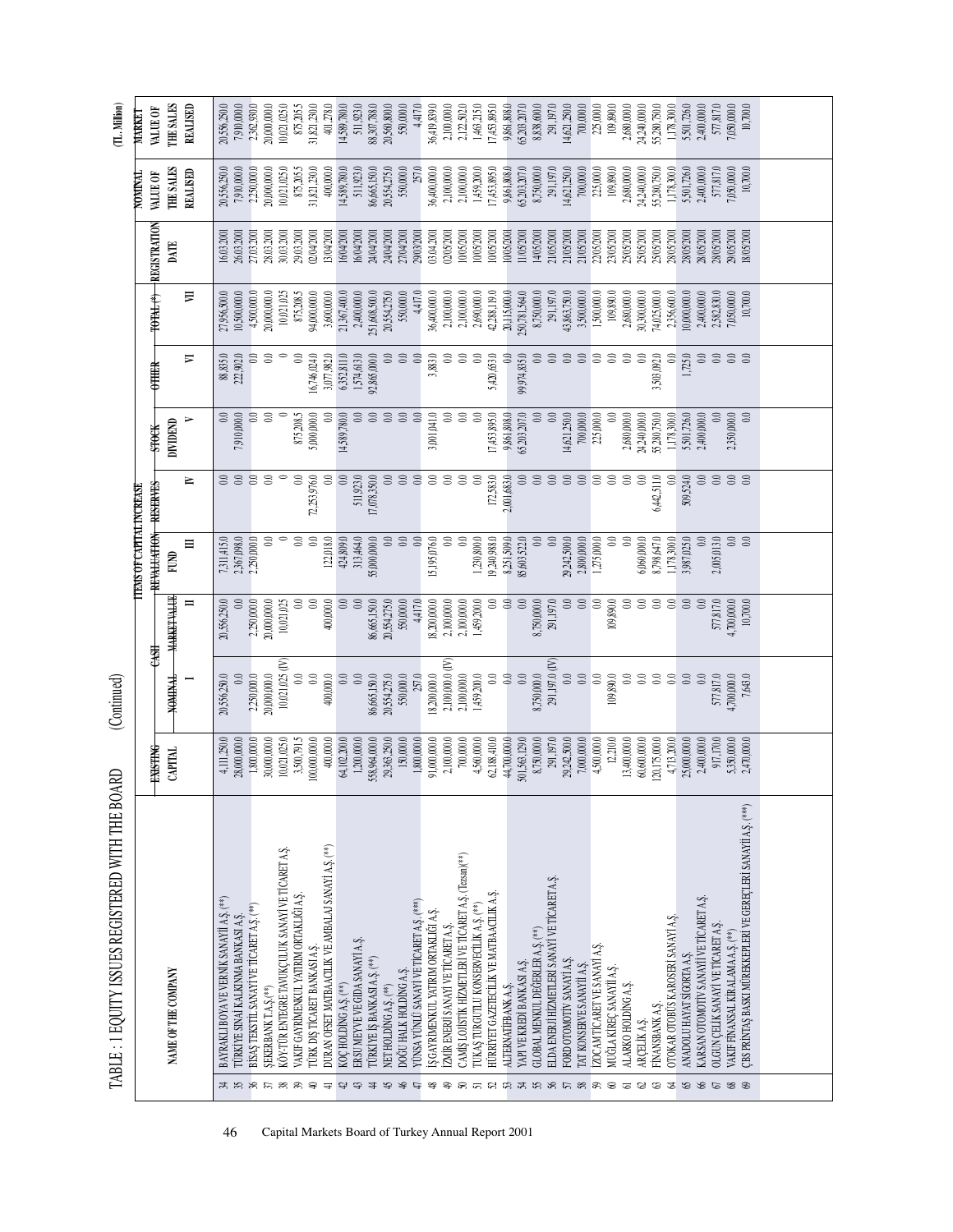# TABLE : 1 EQUITY ISSUES REGISTERED WITH THE BOARD (Continued)

(TL. Million)

| | NAME OF THE COMPANY | EXISTING CAPITAL | ITEMS OF CAPITAL INCREASE | | | | | | TOTAL (*) | REGISTRATION DATE | NOMINAL VALUE OF THE SALES REALISED | MARKET VALUE OF THE SALES REALISED |
|---|---|---|---|---|---|---|---|---|---|---|---|---|
| | | | CASH | | REVALUATION FUND | RESERVES | STOCK DIVIDEND | OTHER | | | | |
| | | | NOMINAL | MARKET VALUE | | | | | | | | |
| | | | I | II | III | IV | V | VI | VII | | | |
| 34 | BAYRAKLI BOYA VE VERNİK SANAYİİ A.Ş. (**) | 4,111,250.0 | 20,556,250.0 | 20,556,250.0 | 7,311,415.0 | 0.0 | 0.0 | 88,835.0 | 27,956,500.0 | 16.03.2001 | 20,556,250.0 | 20,556,250.0 |
| 35 | TÜRKİYE SINAİ KALKINMA BANKASI A.Ş. | 28,000,000.0 | 0.0 | 0.0 | 2,367,098.0 | 0.0 | 7,910,000.0 | 222,902.0 | 10,500,000.0 | 26.03.2001 | 7,910,000.0 | 7,910,000.0 |
| 36 | BİSAŞ TEKSTİL SANAYİ VE TİCARET A.Ş. (**) | 1,800,000.0 | 2,250,000.0 | 2,250,000.0 | 2,250,000.0 | 0.0 | 0.0 | 0.0 | 4,500,000.0 | 27.03.2001 | 2,250,000.0 | 2,362,930.0 |
| 37 | ŞEKERBANK T.A.Ş.(**) | 30,000,000.0 | 20,000,000.0 | 20,000,000.0 | 0.0 | 0.0 | 0.0 | 0.0 | 20,000,000.0 | 28.03.2001 | 20,000,000.0 | 20,000,000.0 |
| 38 | KÖY-TÜR ENTEGRE TAVUKÇULUK SANAYİ VE TİCARET A.Ş. | 10,021,025.0 | 10,021,025 (IV) | 10,021,025 | 0 | 0 | 0 | 0 | 10,021,025 | 30.03.2001 | 10,021,025.0 | 10,021,025.0 |
| 39 | VAKIF GAYRİMENKUL YATIRIM ORTAKLIĞI A.Ş. | 3,500,791.5 | 0.0 | 0.0 | 0.0 | 0.0 | 875,208.5 | 0.0 | 875,208.5 | 29.03.2001 | 875,208.5 | 875,208.5 |
| 40 | TÜRK DIŞ TİCARET BANKASI A.Ş. | 100,000,000.0 | 0.0 | 0.0 | 0.0 | 72,253,976.0 | 5,000,000.0 | 16,746,024.0 | 94,000,000.0 | 02.04.2001 | 31,821,250.0 | 31,821,250.0 |
| 41 | DURAN OFSET MATBAACILIK VE AMBALAJ SANAYİ A.Ş. (**) | 400,000.0 | 400,000.0 | 400,000.0 | 122,018.0 | 0.0 | 0.0 | 3,077,982.0 | 3,600,000.0 | 13.04.2001 | 400,000.0 | 401,278.0 |
| 42 | KOÇ HOLDİNG A.Ş.(**) | 64,102,200.0 | 0.0 | 0.0 | 424,809.0 | 0.0 | 14,589,780.0 | 6,352,811.0 | 21,367,400.0 | 16.04.2001 | 14,589,780.0 | 14,589,780.0 |
| 43 | ERSU MEYVE VE GIDA SANAYİ A.Ş. | 1,200,000.0 | 0.0 | 0.0 | 313,464.0 | 511,923.0 | 0.0 | 1,574,613.0 | 2,400,000.0 | 16.04.2001 | 511,923.0 | 511,923.0 |
| 44 | TÜRKİYE İŞ BANKASI A.Ş. (**) | 558,964,000.0 | 86,665,150.0 | 86,665,150.0 | 55,000,000.0 | 17,078,350.0 | 0.0 | 92,865,000.0 | 251,608,500.0 | 24.04.2001 | 86,665,150.0 | 88,307,788.0 |
| 45 | NET HOLDİNG A.Ş. (**) | 29,363,250.0 | 20,554,275.0 | 20,554,275.0 | 0.0 | 0.0 | 0.0 | 0.0 | 20,554,275.0 | 24.04.2001 | 20,554,275.0 | 20,560,800.0 |
| 46 | DOĞU HALK HOLDİNG A.Ş. | 150,000.0 | 550,000.0 | 550,000.0 | 0.0 | 0.0 | 0.0 | 0.0 | 550,000.0 | 27.04.2001 | 550,000.0 | 550,000.0 |
| 47 | YÜNSA YÜNLÜ SANAYİ VE TİCARET A.Ş. (***) | 1,800,000.0 | 257.0 | 4,417.0 | 0.0 | 0.0 | 0.0 | 0.0 | 4,417.0 | 29.03.2001 | 257.0 | 4,417.0 |
| 48 | İŞ GAYRİMENKUL YATIRIM ORTAKLIĞI A.Ş. | 91,000,000.0 | 18,200,000.0 | 18,200,000.0 | 15,195,076.0 | 0.0 | 3,001,041.0 | 3,883.0 | 36,400,000.0 | 03.04.2001 | 36,400,000.0 | 36,419,839.0 |
| 49 | İZMİR ENERJİ SANAYİ VE TİCARET A.Ş. | 2,100,000.0 | 2,100,000.0 (IV) | 2,100,000.0 | 0.0 | 0.0 | 0.0 | 0.0 | 2,100,000.0 | 02.05.2001 | 2,100,000.0 | 2,100,000.0 |
| 50 | CAMİŞ LOJİSTİK HİZMETLERİ VE TİCARET A.Ş. (Tezsan)(**) | 700,000.0 | 2,100,000.0 | 2,100,000.0 | 0.0 | 0.0 | 0.0 | 0.0 | 2,100,000.0 | 10.05.2001 | 2,100,000.0 | 2,122,502.0 |
| 51 | TUKAŞ TURGUTLU KONSERVECİLİK A.Ş. (**) | 4,560,000.0 | 1,459,200.0 | 1,459,200.0 | 1,230,800.0 | 0.0 | 0.0 | 0.0 | 2,690,000.0 | 10.05.2001 | 1,459,200.0 | 1,463,215.0 |
| 52 | HÜRRİYET GAZETECİLİK VE MATBAACILIK A.Ş. | 62,188,410.0 | 0.0 | 0.0 | 19,240,988.0 | 172,583.0 | 17,453,895.0 | 5,420,653.0 | 42,288,119.0 | 10.05.2001 | 17,453,895.0 | 17,453,895.0 |
| 53 | ALTERNATİFBANK A.Ş. | 44,700,000.0 | 0.0 | 0.0 | 8,251,509.0 | 2,001,683.0 | 9,861,808.0 | 0.0 | 20,115,000.0 | 10.05.2001 | 9,861,808.0 | 9,861,808.0 |
| 54 | YAPI VE KREDİ BANKASI A.Ş. | 501,563,129.0 | 0.0 | 0.0 | 85,603,522.0 | 0.0 | 65,203,207.0 | 99,974,835.0 | 250,781,564.0 | 11.05.2001 | 65,203,207.0 | 65,203,207.0 |
| 55 | GLOBAL MENKUL DEĞERLER A.Ş. (**) | 8,750,000.0 | 8,750,000.0 | 8,750,000.0 | 0.0 | 0.0 | 0.0 | 0.0 | 8,750,000.0 | 14.05.2001 | 8,750,000.0 | 8,838,600.0 |
| 56 | ELDA ENERJİ HİZMETLERİ SANAYİ VE TİCARET A.Ş. | 291,197.0 | 291,197.0 (IV) | 291,197.0 | 0.0 | 0.0 | 0.0 | 0.0 | 291,197.0 | 21.05.2001 | 291,197.0 | 291,197.0 |
| 57 | FORD OTOMOTİV SANAYİ A.Ş. | 29,242,500.0 | 0.0 | 0.0 | 29,242,500.0 | 0.0 | 14,621,250.0 | 0.0 | 43,863,750.0 | 21.05.2001 | 14,621,250.0 | 14,621,250.0 |
| 58 | TAT KONSERVE SANAYİİ A.Ş. | 7,000,000.0 | 0.0 | 0.0 | 2,800,000.0 | 0.0 | 700,000.0 | 0.0 | 3,500,000.0 | 21.05.2001 | 700,000.0 | 700,000.0 |
| 59 | İZOCAM TİCARET VE SANAYİ A.Ş. | 4,500,000.0 | 0.0 | 0.0 | 1,275,000.0 | 0.0 | 225,000.0 | 0.0 | 1,500,000.0 | 22.05.2001 | 225,000.0 | 225,000.0 |
| 60 | MUĞLA KİREÇ SANAYİİ A.Ş. | 12,210.0 | 109,890.0 | 109,890.0 | 0.0 | 0.0 | 0.0 | 0.0 | 109,890.0 | 23.05.2001 | 109,890.0 | 109,890.0 |
| 61 | ALARKO HOLDİNG A.Ş. | 13,400,000.0 | 0.0 | 0.0 | 0.0 | 0.0 | 2,680,000.0 | 0.0 | 2,680,000.0 | 25.05.2001 | 2,680,000.0 | 2,680,000.0 |
| 62 | ARÇELİK A.Ş. | 60,600,000.0 | 0.0 | 0.0 | 6,060,000.0 | 0.0 | 24,240,000.0 | 0.0 | 30,300,000.0 | 25.05.2001 | 24,240,000.0 | 24,240,000.0 |
| 63 | FİNANSBANK A.Ş. | 120,175,000.0 | 0.0 | 0.0 | 8,798,647.0 | 6,442,511.0 | 55,280,750.0 | 3,503,092.0 | 74,025,000.0 | 25.05.2001 | 55,280,750.0 | 55,280,750.0 |
| 64 | OTOKAR OTOBÜS KAROSERİ SANAYİ A.Ş. | 4,718,200.0 | 0.0 | 0.0 | 1,178,300.0 | 0.0 | 1,178,300.0 | 0.0 | 2,356,600.0 | 28.05.2001 | 1,178,300.0 | 1,178,300.0 |
| 65 | ANADOLU HAYAT SİGORTA A.Ş. | 25,000,000.0 | 0.0 | 0.0 | 3,987,025.0 | 509,524.0 | 5,501,726.0 | 1,725.0 | 10,000,000.0 | 28.05.2001 | 5,501,726.0 | 5,501,726.0 |
| 66 | KARSAN OTOMOTİV SANAYİİ VE TİCARET A.Ş. | 2,400,000.0 | 0.0 | 0.0 | 0.0 | 0.0 | 2,400,000.0 | 0.0 | 2,400,000.0 | 28.05.2001 | 2,400,000.0 | 2,400,000.0 |
| 67 | OLGUN ÇELİK SANAYİ VE TİCARET A.Ş. | 917,170.0 | 577,817.0 | 577,817.0 | 2,005,013.0 | 0.0 | 0.0 | 0.0 | 2,582,830.0 | 28.05.2001 | 577,817.0 | 577,817.0 |
| 68 | VAKIF FİNANSAL KİRALAMA A.Ş. (**) | 5,350,000.0 | 4,700,000.0 | 4,700,000.0 | 0.0 | 0.0 | 2,350,000.0 | 0.0 | 7,050,000.0 | 29.05.2001 | 7,050,000.0 | 7,050,000.0 |
| 69 | ÇBS PRİNTAŞ BASKI MÜREKKEPLERİ VE GEREÇLERİ SANAYİİ A.Ş. (***) | 2,470,000.0 | 7,643.0 | 10,700.0 | 0.0 | 0.0 | 0.0 | 0.0 | 10,700.0 | 18.05.2001 | 10,700.0 | 10,700.0 |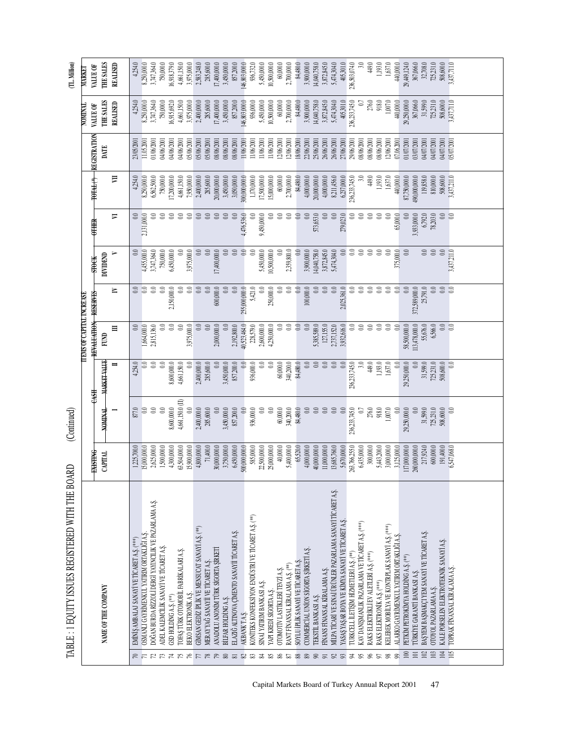# TABLE : 1 EQUITY ISSUES REGISTERED WITH THE BOARD (Continued)

(TL Million)

| | NAME OF THE COMPANY | EXISTING CAPITAL | CASH | | ITEMS OF CAPITAL INCREASE | | | | TOTAL (*) | REGISTRATION DATE | NOMINAL VALUE OF THE SALES REALISED | MARKET VALUE OF THE SALES REALISED |
|---|---|---|---|---|---|---|---|---|---|---|---|---|
| | | | NOMINAL | MARKET VALUE | REVALUATION FUND | RESERVES | STOCK DIVIDEND | OTHER | | | | |
| | | | I | II | III | IV | V | VI | VII | | | |
| 70 | EMİNİŞ AMBALAJ SANAYİ VE TİCARET A.Ş. (***) | 1,225,700.0 | 877.0 | 4,254.0 | 0.0 | 0.0 | 0.0 | 0.0 | 4,254.0 | 23/05/2001 | 4,254.0 | 4,254.0 |
| 71 | OSMANLI GAYRİMENKUL YATIRIM ORTAKLIĞI A.Ş. | 15,000,000.0 | 0.0 | 0.0 | 1,664,000.0 | 0.0 | 4,455,000.0 | 2,131,000.0 | 8,250,000.0 | 11/05/2001 | 8,250,000.0 | 8,250,000.0 |
| 72 | DOĞAN BURDA RIZZOLI DERGİ YAYINCILIK VE PAZARLAMA A.Ş. | 2,625,000.0 | 0.0 | 0.0 | 2,815,136.0 | 0.0 | 3,747,364.0 | 0.0 | 6,562,500.0 | 01/06/2001 | 3,747,364.0 | 3,747,364.0 |
| 73 | ADEL KALEMCİLİK SANAYİ VE TİCARET A.Ş. | 1,500,000.0 | 0.0 | 0.0 | 0.0 | 0.0 | 750,000.0 | 0.0 | 750,000.0 | 04/06/2001 | 750,000.0 | 750,000.0 |
| 74 | GSD HOLDİNG A.Ş. (**) | 4,300,000.0 | 8,600,000.0 | 8,600,000.0 | 0.0 | 2,150,000.0 | 6,450,000.0 | 0.0 | 17,200,000.0 | 04/06/2001 | 16,915,692.0 | 16,918,379.0 |
| 75 | TOFAŞ TÜRK OTOMOBİL FABRİKALARI A.Ş. | 63,504,000.0 | 4,661,150.0 (II) | 4,661,150.0 | 0.0 | 0.0 | 0.0 | 0.0 | 4,661,150.0 | 04/06/2001 | 4,661,150.0 | 4,661,150.0 |
| 76 | BEKO ELEKTRONİK A.Ş. | 15,900,000.0 | 0.0 | 0.0 | 3,975,000.0 | 0.0 | 3,975,000.0 | 0.0 | 7,950,000.0 | 05/06/2001 | 3,975,000.0 | 3,975,000.0 |
| 77 | GİMSAN GEDİZ İPLİK VE MENSUCAT SANAYİ A.Ş. (**) | 4,800,000.0 | 2,400,000.0 | 2,400,000.0 | 0.0 | 0.0 | 0.0 | 0.0 | 2,400,000.0 | 05/06/2001 | 2,400,000.0 | 2,583,248.0 |
| 78 | MERAY YAĞ SANAYİİ VE TİCARET A.Ş. | 71,400.0 | 285,600.0 | 285,600.0 | 0.0 | 0.0 | 0.0 | 0.0 | 285,600.0 | 05/06/2001 | 285,600.0 | 285,600.0 |
| 79 | ANADOLU ANONİM TÜRK SİGORTA ŞİRKETİ | 30,000,000.0 | 0.0 | 0.0 | 2,000,000.0 | 600,000.0 | 17,400,000.0 | 0.0 | 20,000,000.0 | 08/06/2001 | 17,400,000.0 | 17,400,000.0 |
| 80 | BİLFAR HOLDİNG A.Ş. | 3,750,000.0 | 3,450,000.0 | 3,450,000.0 | 0.0 | 0.0 | 0.0 | 0.0 | 3,450,000.0 | 08/06/2001 | 3,450,000.0 | 3,450,000.0 |
| 81 | ELAZIĞ ALTINOVA ÇİMENTO SANAYİİ TİCARET A.Ş. | 6,450,000.0 | 857,200.0 | 857,200.0 | 2,192,800.0 | 0.0 | 0.0 | 0.0 | 3,050,000.0 | 08/06/2001 | 857,200.0 | 857,200.0 |
| 82 | AKBANK T.A.Ş. | 500,000,000.0 | 0.0 | 0.0 | 40,523,464.0 | 255,000,000.0 | 0.0 | 4,476,536.0 | 300,000,000.0 | 11/06/2001 | 146,803,000.0 | 146,803,000.0 |
| 83 | KONİTEKS KONFEKSİYON ENDÜSTRİ VE TİCARET A.Ş. (**) | 585,000.0 | 936,000.0 | 936,000.0 | 228,579.0 | 5,421.0 | 0.0 | 0.0 | 1,170,000.0 | 11/06/2001 | 936,000.0 | 936,732.0 |
| 84 | SINAİ YATIRIM BANKASI A.Ş. | 22,500,000.0 | 0.0 | 0.0 | 2,600,000.0 | 0.0 | 5,450,000.0 | 9,450,000.0 | 17,500,000.0 | 11/06/2001 | 5,450,000.0 | 5,450,000.0 |
| 85 | YAPI KREDİ SİGORTA A.Ş. | 25,000,000.0 | 0.0 | 0.0 | 4,250,000.0 | 250,000.0 | 10,500,000.0 | 0.0 | 15,000,000.0 | 11/06/2001 | 10,500,000.0 | 10,500,000.0 |
| 86 | OTOMOTİV LASTİKLERİ TEVZİ A.Ş. | 40,000.0 | 60,000.0 | 60,000.0 | 0.0 | 0.0 | 0.0 | 0.0 | 60,000.0 | 12/06/2001 | 60,000.0 | 60,000.0 |
| 87 | RANT FİNANSAL KİRALAMA A.Ş. (**) | 5,400,000.0 | 340,200.0 | 340,200.0 | 0.0 | 0.0 | 2,359,800.0 | 0.0 | 2,700,000.0 | 12/06/2001 | 2,700,000.0 | 2,700,000.0 |
| 88 | SOYLU İPLİK SANAYİ VE TİCARET A.Ş. | 63,520.0 | 84,480.0 | 84,480.0 | 0.0 | 0.0 | 0.0 | 0.0 | 84,480.0 | 18/06/2001 | 84,480.0 | 84,480.0 |
| 89 | COMMERCIAL UNION SİGORTA ŞİRKETİ A.Ş. | 4,000,000.0 | 0.0 | 0.0 | 0.0 | 100,000.0 | 3,900,000.0 | 0.0 | 4,000,000.0 | 22/06/2001 | 3,900,000.0 | 3,900,000.0 |
| 90 | TEKSTİL BANKASI A.Ş. | 40,000,000.0 | 0.0 | 0.0 | 5,385,589.0 | 0.0 | 14,040,758.0 | 573,653.0 | 20,000,000.0 | 25/06/2001 | 14,040,758.0 | 14,040,758.0 |
| 91 | FİNANS FİNANSAL KİRALAMA A.Ş. | 11,000,000.0 | 0.0 | 0.0 | 127,155.0 | 0.0 | 3,872,845.0 | 0.0 | 4,000,000.0 | 26/06/2001 | 3,872,845.0 | 3,872,845.0 |
| 92 | MİLPA TİCARİ VE SINAİ ÜRÜNLER PAZARLAMA SANAYİ TİCARET A.Ş. | 13,685,760.0 | 0.0 | 0.0 | 2,737,152.0 | 0.0 | 5,474,304.0 | 0.0 | 8,211,456.0 | 26/06/2001 | 5,474,304.0 | 5,474,304.0 |
| 93 | YAŞAŞ YAŞAR BOYA VE KİMYA SANAYİ VE TİCARET A.Ş. | 5,670,000.0 | 0.0 | 0.0 | 3,932,616.0 | 2,025,361.0 | 0.0 | 279,023.0 | 6,237,000.0 | 27/06/2001 | 405,301.0 | 405,301.0 |
| 94 | TURKCELL İLETİŞİM HİZMETLERİ A.Ş. (**) | 263,766,255.0 | 236,233,745.0 | 236,233,745.0 | 0.0 | 0.0 | 0.0 | 0.0 | 236,233,745.0 | 29/06/2001 | 236,233,745.0 | 236,503,074.0 |
| 95 | KAV DANIŞMANLIK PAZARLAMA VE TİCARET A.Ş. (***) | 6,435,000.0 | 0.7 | 3.0 | 0.0 | 0.0 | 0.0 | 0.0 | 3.0 | 08/06/2001 | 0.7 | 3.0 |
| 96 | RAKS ELEKTRİKLİ EV ALETLERİ A.Ş. (***) | 300,000.0 | 276.0 | 449.0 | 0.0 | 0.0 | 0.0 | 0.0 | 449.0 | 08/06/2001 | 276.0 | 449.0 |
| 97 | RAKS ELEKTRONİK A.Ş. (***) | 5,443,200.0 | 918.0 | 1,193.0 | 0.0 | 0.0 | 0.0 | 0.0 | 1,193.0 | 08/06/2001 | 918.0 | 1,193.0 |
| 98 | KELEBEK MOBİLYA VE KONTRPLAK SANAYİ A.Ş. (***) | 3,000,000.0 | 1,007.0 | 1,637.0 | 0.0 | 0.0 | 0.0 | 0.0 | 1,637.0 | 12/06/2001 | 1,007.0 | 1,637.0 |
| 99 | ALARKO GAYRİMENKUL YATIRIM ORTAKLIĞI A.Ş. | 3,125,000.0 | 0.0 | 0.0 | 0.0 | 0.0 | 375,000.0 | 65,000.0 | 440,000.0 | 07/06/2001 | 440,000.0 | 440,000.0 |
| 100 | PETKİM PETROKİMYA HOLDİNG A.Ş. (**) | 117,000,000.0 | 29,250,000.0 | 29,250,000.0 | 58,500,000.0 | 0.0 | | 0.0 | 87,750,000.0 | 01/07/2001 | 29,250,000.0 | 29,449,124.0 |
| 101 | TÜRKİYE GARANTİ BANKASI A.Ş. | 260,000,000.0 | 0.0 | 0.0 | 113,478,000.0 | 372,589,000.0 | | 3,933,000.0 | 490,000,000.0 | 03/07/2001 | 367,066.0 | 367,066.0 |
| 102 | BAŞYEM BAŞMAKÇI YEM SANAYİ VE TİCARET A.Ş. | 217,924.0 | 31,599.0 | 31,599.0 | 55,676.0 | 25,791.0 | 0.0 | 6,792.0 | 119,858.0 | 04/07/2001 | 31,599.0 | 32,708.0 |
| 103 | OTOYOL PAZARLAMA A.Ş. | 600,000.0 | 725,231.0 | 725,231.0 | 6,566.0 | 0.0 | 0.0 | 78,203.0 | 810,000.0 | 04/07/2001 | 725,231.0 | 725,231.0 |
| 104 | KALE PORSELEN ELEKTROTEKNİK SANAYİ A.Ş. | 191,400.0 | 508,600.0 | 508,600.0 | 0.0 | 0.0 | 0.0 | 0.0 | 508,600.0 | 04/07/2001 | 508,600.0 | 508,600.0 |
| 105 | TOPRAK FİNANSAL KİRALAMA A.Ş. | 6,547,068.0 | 0.0 | 0.0 | 0.0 | 0.0 | 3,437,211.0 | 0.0 | 3,437,211.0 | 05/07/2001 | 3,437,211.0 | 3,437,711.0 |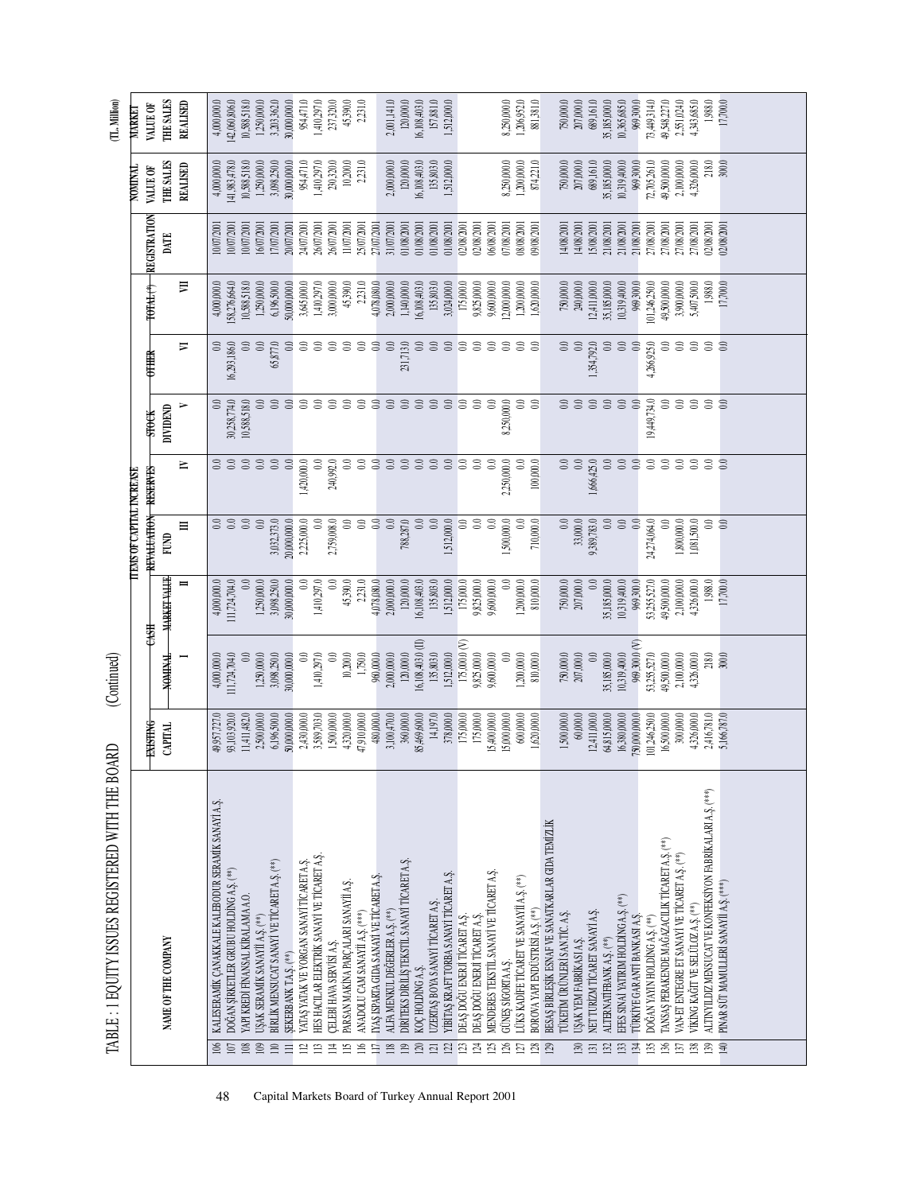# TABLE : 1 EQUITY ISSUES REGISTERED WITH THE BOARD (Continued)

(TL Million)

| | NAME OF THE COMPANY | EXISTING CAPITAL | ITEMS OF CAPITAL INCREASE | | | | | | | REGISTRATION DATE | NOMINAL VALUE OF THE SALES REALISED | MARKET VALUE OF THE SALES REALISED |
|---|---|---|---|---|---|---|---|---|---|---|---|---|
| | | | CASH | | REVALUATION FUND | RESERVES | STOCK DIVIDEND | OTHER | TOTAL (*) | | | |
| | | | NOMINAL | MARKET VALUE | | | | | | | | |
| | | | I | II | III | IV | V | VI | VII | | | |
| 106 | KALESERAMİK ÇANAKKALE KALEBODUR SERAMİK SANAYİ A.Ş. | 49,957,727.0 | 4,000,000.0 | 4,000,000.0 | 0.0 | 0.0 | 0.0 | 0.0 | 4,000,000.0 | 10/07/2001 | 4,000,000.0 | 4,000,000.0 |
| 107 | DOĞAN ŞİRKETLER GRUBU HOLDİNG A.Ş. (**) | 93,103,922.0 | 111,724,704.0 | 111,724,704.0 | 0.0 | 0.0 | 30,258,774.0 | 16,293,186.0 | 158,276,664.0 | 10/07/2001 | 141,983,478.0 | 142,060,806.0 |
| 108 | YAPI KREDİ FİNANSAL KİRALAMA A.O. | 11,411,482.0 | 0.0 | 0.0 | 0.0 | 0.0 | 10,588,518.0 | 0.0 | 10,588,518.0 | 10/07/2001 | 10,588,518.0 | 10,588,518.0 |
| 109 | UŞAK SERAMİK SANAYİİ A.Ş. (**) | 2,500,000.0 | 1,250,000.0 | 1,250,000.0 | 0.0 | 0.0 | 0.0 | 0.0 | 1,250,000.0 | 16/07/2001 | 1,250,000.0 | 1,250,000.0 |
| 110 | BİRLİK MENSUCAT SANAYİ VE TİCARET A.Ş. (**) | 6,196,500.0 | 3,098,250.0 | 3,098,250.0 | 3,032,373.0 | 0.0 | 0.0 | 65,877.0 | 6,196,500.0 | 17/07/2001 | 3,098,250.0 | 3,203,362.0 |
| 111 | ŞEKERBANK T.A.Ş. (**) | 50,000,000.0 | 30,000,000.0 | 30,000,000.0 | 20,000,000.0 | 0.0 | 0.0 | 0.0 | 50,000,000.0 | 20/07/2001 | 30,000,000.0 | 30,000,000.0 |
| 112 | YATAŞ YATAK VE YORGAN SANAYİ TİCARET A.Ş. | 2,430,000.0 | 0.0 | 0.0 | 2,225,000.0 | 1,420,000.0 | 0.0 | 0.0 | 3,645,000.0 | 24/07/2001 | 954,471.0 | 954,471.0 |
| 113 | HES HACILAR ELEKTRİK SANAYİ VE TİCARET A.Ş. | 3,589,703.0 | 1,410,297.0 | 1,410,297.0 | 0.0 | 0.0 | 0.0 | 0.0 | 1,410,297.0 | 26/07/2001 | 1,410,297.0 | 1,410,297.0 |
| 114 | ÇELEBİ HAVA SERVİSİ A.Ş. | 1,500,000.0 | 0.0 | 0.0 | 2,759,008.0 | 240,992.0 | 0.0 | 0.0 | 3,000,000.0 | 26/07/2001 | 230,320.0 | 237,320.0 |
| 115 | PARSAN MAKİNA PARÇALARI SANAYİİ A.Ş. | 4,320,000.0 | 10,200.0 | 45,390.0 | 0.0 | 0.0 | 0.0 | 0.0 | 45,390.0 | 11/07/2001 | 10,200.0 | 45,390.0 |
| 116 | ANADOLU CAM SANAYİİ A.Ş. (***) | 47,910,000.0 | 1,750.0 | 2,231.0 | 0.0 | 0.0 | 0.0 | 0.0 | 2,231.0 | 25/07/2001 | 2,231.0 | 2,231.0 |
| 117 | İYAŞ ISPARTA GIDA SANAYİ VE TİCARET A.Ş. | 480,000.0 | 960,000.0 | 4,078,080.0 | 0.0 | 0.0 | 0.0 | 0.0 | 4,078,080.0 | 27/07/2001 | | |
| 118 | ALFA MENKUL DEĞERLER A.Ş. (**) | 3,100,470.0 | 2,000,000.0 | 2,000,000.0 | 0.0 | 0.0 | 0.0 | 0.0 | 2,000,000.0 | 31/07/2001 | 2,000,000.0 | 2,001,141.0 |
| 119 | DİRİTEKS DİRİLİŞ TEKSTİL SANAYİ TİCARET A.Ş. | 360,000.0 | 120,000.0 | 120,000.0 | 788,287.0 | 0.0 | 0.0 | 231,713.0 | 1,140,000.0 | 01/08/2001 | 120,000.0 | 120,000.0 |
| 120 | KOÇ HOLDİNG A.Ş. | 85,469,600.0 | 16,108,403.0 (II) | 16,108,403.0 | 0.0 | 0.0 | 0.0 | 0.0 | 16,108,403.0 | 01/08/2001 | 16,108,403.0 | 16,108,403.0 |
| 121 | UZERTAŞ BOYA SANAYİ TİCARET A.Ş. | 14,197.0 | 135,803.0 | 135,803.0 | 0.0 | 0.0 | 0.0 | 0.0 | 135,803.0 | 01/08/2001 | 135,803.0 | 157,881.0 |
| 122 | YIBITAŞ KRAFT TORBA SANAYİ TİCARET A.Ş. | 378,000.0 | 1,512,000.0 | 1,512,000.0 | 1,512,000.0 | 0.0 | 0.0 | 0.0 | 3,024,000.0 | 01/08/2001 | 1,512,000.0 | 1,512,000.0 |
| 123 | DEAŞ DOĞU ENERJİ TİCARET A.Ş. | 175,000.0 | 175,000.0 (V) | 175,000.0 | 0.0 | 0.0 | 0.0 | 0.0 | 175,000.0 | 02/08/2001 | | |
| 124 | DEAŞ DOĞU ENERJİ TİCARET A.Ş. | 175,000.0 | 9,825,000.0 | 9,825,000.0 | 0.0 | 0.0 | 0.0 | 0.0 | 9,825,000.0 | 02/08/2001 | | |
| 125 | MENDERES TEKSTİL SANAYİ VE TİCARET A.Ş. | 15,400,000.0 | 9,600,000.0 | 9,600,000.0 | 0.0 | 0.0 | 0.0 | 0.0 | 9,600,000.0 | 06/08/2001 | | |
| 126 | GÜNEŞ SİGORTA A.Ş. | 15,000,000.0 | 0 | 0.0 | 1,500,000.0 | 2,250,000.0 | 8,250,000.0 | 0.0 | 12,000,000.0 | 07/08/2001 | 8,250,000.0 | 8,250,000.0 |
| 127 | LÜKS KADİFE TİCARET VE SANAYİİ A.Ş. (**) | 600,000.0 | 1,200,000.0 | 1,200,000.0 | 0.0 | 0.0 | 0.0 | 0.0 | 1,200,000.0 | 08/08/2001 | 1,200,000.0 | 1,206,952.0 |
| 128 | BOROVA YAPI ENDÜSTRİSİ A.Ş. (**) | 1,620,000.0 | 810,000.0 | 810,000.0 | 710,000.0 | 100,000.0 | 0.0 | 0.0 | 1,620,000.0 | 09/08/2001 | 874,221.0 | 881,381.0 |
| 129 | BESAŞ BİRLEŞİK ESNAF VE SANATKARLAR GIDA TEMİZLİK TÜKETİM ÜRÜNLERİ SAN.TİC. A.Ş. | 1,500,000.0 | 750,000.0 | 750,000.0 | 0.0 | 0.0 | 0.0 | 0.0 | 750,000.0 | 14/08/2001 | 750,000.0 | 750,000.0 |
| 130 | UŞAK YEM FABRİKASI A.Ş. | 60,000.0 | 207,000.0 | 207,000.0 | 33,000.0 | 0.0 | 0.0 | 0.0 | 240,000.0 | 14/08/2001 | 207,000.0 | 207,000.0 |
| 131 | NET TURİZM TİCARET SANAYİİ A.Ş. | 12,411,000.0 | 0.0 | 0.0 | 9,389,783.0 | 1,666,425.0 | 0.0 | 1,354,792.0 | 12,411,000.0 | 15/08/2001 | 689,161.0 | 689,161.0 |
| 132 | ALTERNATİFBANK A.Ş. (**) | 64,815,000.0 | 35,185,000.0 | 35,185,000.0 | 0.0 | 0.0 | 0.0 | 0.0 | 35,185,000.0 | 21/08/2001 | 35,185,000.0 | 35,185,000.0 |
| 133 | EFES SINAİ YATIRIM HOLDİNG A.Ş. (**) | 16,380,000.0 | 10,319,400.0 | 10,319,400.0 | 0.0 | 0.0 | 0.0 | 0.0 | 10,319,400.0 | 21/08/2001 | 10,319,400.0 | 10,365,685.0 |
| 134 | TÜRKİYE GARANTİ BANKASI A.Ş. | 750,000,000.0 | 969,300.0 (V) | 969,300.0 | 0.0 | 0.0 | 0.0 | 0.0 | 969,300.0 | 21/08/2001 | 969,300.0 | 969,300.0 |
| 135 | DOĞAN YAYIN HOLDİNG A.Ş. (**) | 101,246,250.0 | 53,255,527.0 | 53,255,527.0 | 24,274,064.0 | 0.0 | 19,449,734.0 | 4,266,925.0 | 101,246,250.0 | 27/08/2001 | 72,705,261.0 | 73,449,314.0 |
| 136 | TANSAŞ PERAKENDE MAĞAZACILIK TİCARET A.Ş. (**) | 16,500,000.0 | 49,500,000.0 | 49,500,000.0 | 0.0 | 0.0 | 0.0 | 0.0 | 49,500,000.0 | 27/08/2001 | 49,500,000.0 | 49,548,227.0 |
| 137 | VAN-ET ENTEGRE ET SANAYİ VE TİCARET A.Ş. (**) | 300,000.0 | 2,100,000.0 | 2,100,000.0 | 1,800,000.0 | 0.0 | 0.0 | 0.0 | 3,900,000.0 | 27/08/2001 | 2,100,000.0 | 2,551,024.0 |
| 138 | VİKİNG KAĞIT VE SELÜLOZ A.Ş. (**) | 4,326,000.0 | 4,326,000.0 | 4,326,000.0 | 1,081,500.0 | 0.0 | 0.0 | 0.0 | 5,407,500.0 | 27/08/2001 | 4,326,000.0 | 4,343,685.0 |
| 139 | ALTINYILDIZ MENSUCAT VE KONFEKSİYON FABRİKALARI A.Ş. (***) | 2,416,781.0 | 218.0 | 1,988.0 | 0.0 | 0.0 | 0.0 | 0.0 | 1,988.0 | 02/08/2001 | 218.0 | 1,988.0 |
| 140 | PINAR SÜT MAMULLERİ SANAYİİ A.Ş. (***) | 5,166,787.0 | 300.0 | 17,700.0 | 0.0 | 0.0 | 0.0 | 0.0 | 17,700.0 | 02/08/2001 | 300.0 | 17,700.0 |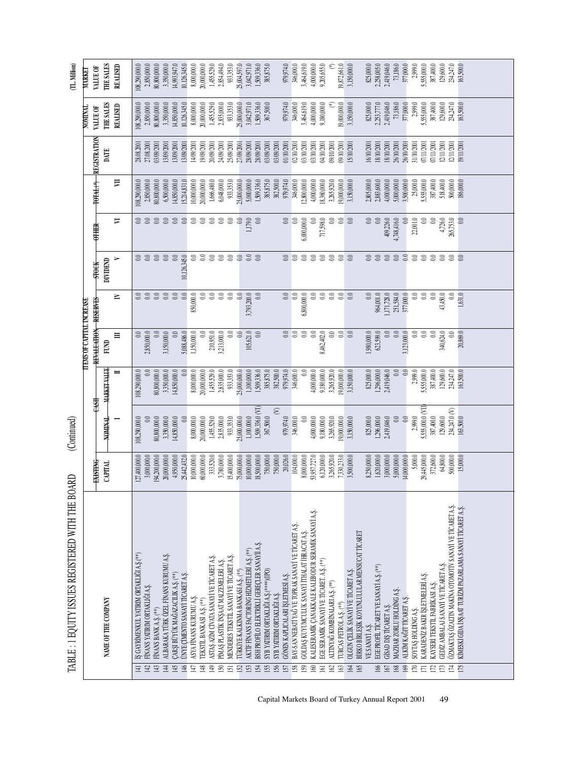# TABLE : 1 EQUITY ISSUES REGISTERED WITH THE BOARD (Continued)

(TL Million)

| | NAME OF THE COMPANY | EXISTING CAPITAL | CASH NOMINAL I | CASH MARKET VALUE II | REVALUATION FUND III | RESERVES IV | STOCK DIVIDEND V | OTHER VI | TOTAL (*) VII | REGISTRATION DATE | NOMINAL VALUE OF THE SALES REALISED | MARKET VALUE OF THE SALES REALISED |
|---|---|---|---|---|---|---|---|---|---|---|---|---|
| | | | ITEMS OF CAPITAL INCREASE | | | | | | | | | |
| 141 | İŞ GAYRİMENKUL YATIRIM ORTAKLIĞI A.Ş.(**) | 127,400,000.0 | 108,290,000.0 | 108,290,000.0 | 0.0 | 0.0 | 0.0 | 0.0 | 108,290,000.0 | 28/08/2001 | 108,290,000.0 | 108,290,000.0 |
| 142 | FİNANS YATIRIM ORTAKLIĞI A.Ş. | 3,000,000.0 | 0.0 | 0.0 | 2,850,000.0 | 0.0 | 0.0 | 0.0 | 2,850,000.0 | 27/08/2001 | 2,850,000.0 | 2,850,000.0 |
| 143 | FİNANS BANK A.Ş. (**) | 194,200,000.0 | 80,800,000.0 | 80,800,000.0 | 0.0 | 0.0 | 0.0 | 0.0 | 80,800,000.0 | 03/09/2001 | 80,800,000.0 | 80,800,000.0 |
| 144 | ALBARAKA TÜRK ÖZEL FİNANS KURUMU A.Ş. | 20,000,000.0 | 3,350,000.0 | 3,350,000.0 | 3,150,000.0 | 0.0 | 0.0 | 0.0 | 6,500,000.0 | 13/09/2001 | 3,350,000.0 | 3,350,000.0 |
| 145 | ÇARŞI BÜYÜK MAĞAZACILIK A.Ş. (**) | 4,950,000.0 | 14,850,000.0 | 14,850,000.0 | 0.0 | 0.0 | 0.0 | 0.0 | 14,850,000.0 | 13/09/2001 | 14,850,000.0 | 14,993,947.0 |
| 146 | ÜNYE ÇİMENTO SANAYİ TİCARET A.Ş. | 25,442,432.0 | 0.0 | 0.0 | 5,088,486.0 | 0.0 | 10,126,345.0 | 0.0 | 15,214,831.0 | 13/09/2001 | 10,126,345.0 | 10,126,345.0 |
| 147 | ASYA FİNANS KURUMU A.Ş. | 10,000,000.0 | 8,000,000.0 | 8,000,000.0 | 1,150,000.0 | 850,000.0 | 0.0 | 0.0 | 10,000,000.0 | 14/09/2001 | 8,000,000.0 | 8,000,000.0 |
| 148 | TEKSTİL BANKASI A.Ş. (**) | 60,000,000.0 | 20,000,000.0 | 20,000,000.0 | 0.0 | 0.0 | 0.0 | 0.0 | 20,000,000.0 | 19/09/2001 | 20,000,000.0 | 20,000,000.0 |
| 149 | ASTAŞ AZİM CIVATA SANAYİ VE TİCARET A.Ş. | 333,520.0 | 1,455,529.0 | 1,455,529.0 | 210,951.0 | 0.0 | 0.0 | 0.0 | 1,666,480.0 | 20/09/2001 | 1,455,529.0 | 1,455,529.0 |
| 150 | PİMAŞ PLASTİK İNŞAAT MALZEMELERİ A.Ş. | 3,780,000.0 | 2,835,000.0 | 2,835,000.0 | 3,213,000.0 | 0.0 | 0.0 | 0.0 | 6,048,000.0 | 24/09/2001 | 2,835,000.0 | 2,854,494.0 |
| 151 | MENDERES TEKSTİL SANAYİ VE TİCARET A.Ş. | 15,400,000.0 | 933,353.0 | 933,353.0 | 0.0 | 0.0 | 0.0 | 0.0 | 933,353.0 | 25/09/2001 | 933,353.0 | 933,353.0 |
| 152 | TÜRKİYE KALKINMA BANKASI A.Ş. (**) | 75,000,000.0 | 25,000,000.0 | 25,000,000.0 | 0.0 | 0.0 | 0.0 | 0.0 | 25,000,000.0 | 27/09/2001 | 25,000,000.0 | 25,004,597.0 |
| 153 | AKTİF FİNANS FACTORİNG HİZMETLERİ A.Ş. (**) | 10,000,000.0 | 1,100,000.0 | 1,100,000.0 | 105,621.0 | 3,793,200.0 | 0.0 | 1,179.0 | 5,000,000.0 | 28/09/2001 | 3,042,971.0 | 3,042,971.0 |
| 154 | BSH PROFİLO ELEKTRİKLİ GEREÇLER SANAYİİ A.Ş. | 18,500,000.0 | 1,509,336.0 (VI) | 1,509,336.0 | 0.0 | 0.0 | 0.0 | 0.0 | 1,509,336.0 | 28/09/2001 | 1,509,336.0 | 1,509,336.0 |
| 155 | SYB YATIRIM ORTAKLIĞI A.Ş.(****)(IPO) | 750,000.0 | 367,500.0 | 385,875.0 | | | | | 385,875.0 | 03/09/2001 | 367,500.0 | 385,875.0 |
| 156 | SYB YATIRIM ORTAKLIĞI A.Ş. | 750,000.0 | (V) | 382,500.0 | | | | | 382,500.0 | 03/09/2001 | | |
| 157 | GÖNEN KAPLICALARI İŞLETMESİ A.Ş. | 20,126.0 | 979,974.0 | 979,974.0 | 0.0 | 0.0 | 0.0 | 0.0 | 979,974.0 | 01/10/2001 | 979,974.0 | 979,974.0 |
| 158 | BAY-SAN NEBATİ YAĞ VE TOPRAK SANAYİ VE TİCARET A.Ş. | 104,000.0 | 346,000.0 | 346,000.0 | 0.0 | 0.0 | 0.0 | 0.0 | 346,000.0 | 02/10/2001 | 346,000.0 | 346,000.0 |
| 159 | GOLDAŞ KUYUMCULUK SANAYİ İTHALAT İHRACAT A.Ş. | 8,000,000.0 | 0.0 | 0.0 | 0.0 | 6,800,000.0 | 0.0 | 6,000,000.0 | 12,800,000.0 | 03/10/2001 | 3,464,619.0 | 3,464,619.0 |
| 160 | KALESERAMİK ÇANAKKALE KALEBODUR SERAMİK SANAYİ A.Ş. | 53,957,727.0 | 4,000,000.0 | 4,000,000.0 | 0.0 | 0.0 | 0.0 | 0.0 | 4,000,000.0 | 03/10/2001 | 4,000,000.0 | 4,000,000.0 |
| 161 | EGE SERAMİK SANAYİ VE TİCARET A.Ş. (**) | 6,120,000.0 | 9,180,000.0 | 9,180,000.0 | 8,462,402.0 | 0.0 | 0.0 | 717,598.0 | 18,360,000.0 | 04/10/2001 | 9,180,000.0 | 9,205,655.0 |
| 162 | ALTINYAĞ KOMBİNALARI A.Ş. (**) | 3,265,920.0 | 3,265,920.0 | 3,265,920.0 | 0.0 | 0.0 | 0.0 | 0.0 | 3,265,920.0 | 09/10/2001 | (*) | (*) |
| 163 | TURCAS PETROL A.Ş. (**) | 7,330,233.0 | 19,000,000.0 | 19,000,000.0 | 0.0 | 0.0 | 0.0 | 0.0 | 19,000,000.0 | 09/10/2001 | 19,000,000.0 | 19,872,661.0 |
| 164 | OLGUN ÇELİK SANAYİ VE TİCARET A.Ş. | 3,500,000.0 | 3,150,000.0 | 3,150,000.0 | 0.0 | 0.0 | 0.0 | 0.0 | 3,150,000.0 | 15/10/2001 | 3,150,000.0 | 3,150,000.0 |
| 165 | BİRKO BİRLEŞİK KOYUNLULULAR MENSUCAT TİCARET VE SANAYİ A.Ş. | 8,250,000.0 | 825,000.0 | 825,000.0 | 1,980,000.0 | 0.0 | 0.0 | 0.0 | 2,805,000.0 | 16/10/2001 | 825,000.0 | 825,000.0 |
| 166 | EGE PROFİL TİCARET VE SANAYİ A.Ş. (**) | 1,620,000.0 | 1,296,000.0 | 1,296,000.0 | 623,599.0 | 964,001.0 | 0.0 | 0.0 | 2,883,600.0 | 18/10/2001 | 2,253,777.0 | 2,258,005.0 |
| 167 | GİSAD DIŞ TİCARET A.Ş. | 3,000,000.0 | 2,419,046.0 | 2,419,046.0 | 0.0 | 1,171,728.0 | 0.0 | 409,226.0 | 4,000,000.0 | 18/10/2001 | 2,419,046.0 | 2,419,046.0 |
| 168 | MAZHAR ZORLU HOLDİNG A.Ş. | 5,000,000.0 | 0.0 | 0.0 | 0.0 | 251,584.0 | 0.0 | 4,748,416.0 | 5,000,000.0 | 26/10/2001 | 73,186.0 | 73,186.0 |
| 169 | ALKİM KAĞIT TİCARET A.Ş. | 14,000,000.0 | 0.0 | 0.0 | 3,123,000.0 | 377,000.0 | 0.0 | 0.0 | 3,500,000.0 | 26/10/2001 | 377,000.0 | 377,000.0 |
| 170 | SOYTAŞ HOLDİNG A.Ş. | 5,000.0 | 2,999.0 | 2,999.0 | 0.0 | 0.0 | 0.0 | 22,001.0 | 25,000.0 | 31/10/2001 | 2,999.0 | 2,999.0 |
| 171 | KARADENİZ BAKIR İŞLETMELERİ A.Ş. | 29,445,000.0 | 5,555,000.0 (VII) | 5,555,000.0 | 0.0 | 0.0 | 0.0 | 0.0 | 5,555,000.0 | 07/11/2001 | 5,555,000.0 | 5,555,000.0 |
| 172 | KAYSERİ TEKSTİL FABRİKASI A.Ş. | 372,600.0 | 387,400.0 | 387,400.0 | 0.0 | 0.0 | 0.0 | 0.0 | 387,400.0 | 07/11/2001 | 387,400.0 | 387,400.0 |
| 173 | GEDİZ AMBALAJ SANAYİ VE TİCARET A.Ş. | 64,800.0 | 129,600.0 | 129,600.0 | 340,624.0 | 43,450.0 | 0.0 | 4,726.0 | 518,400.0 | 12/11/2001 | 129,600.0 | 129,600.0 |
| 174 | ÖZMAKTAŞ ÖZALTIN MAKİNA OTOMOTİV SANAYİ VE TİCARET A.Ş. | 500,000.0 | 234,247.0 (V) | 234,247.0 | 0.0 | 0.0 | 0.0 | 265,753.0 | 500,000.0 | 12/11/2001 | 234,247.0 | 234,247.0 |
| 175 | KİMESKİ GIDA İNŞAAT TURİZM PAZARLAMA SANAYİ TİCARET A.Ş. | 15,000.0 | 163,500.0 | 163,500.0 | 20,869.0 | 1,631.0 | 0.0 | 0.0 | 186,000.0 | 19/11/2001 | 163,500.0 | 163,500.0 |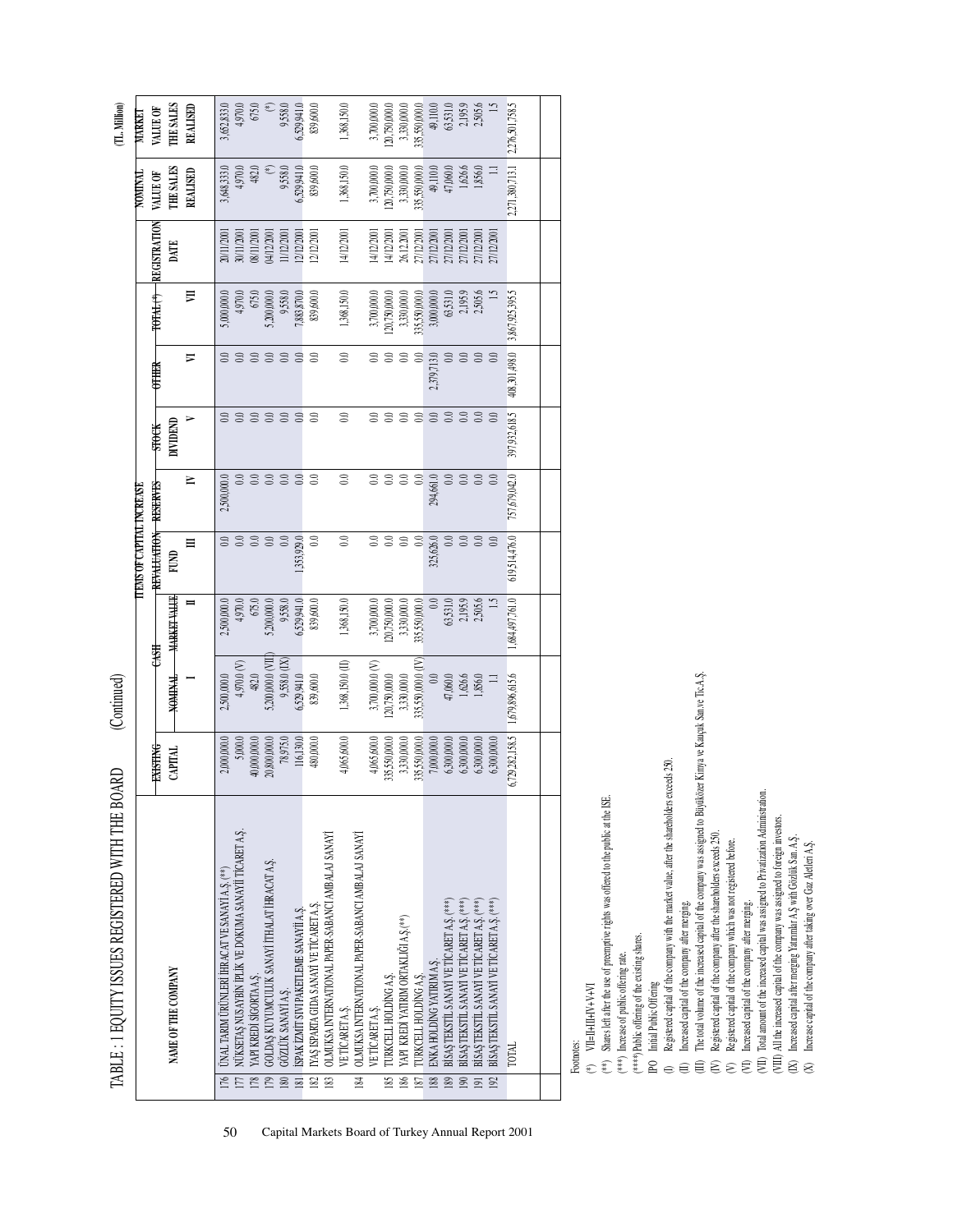# TABLE : 1 EQUITY ISSUES REGISTERED WITH THE BOARD (Continued)

(TL Million)

| | NAME OF THE COMPANY | EXISTING CAPITAL | ITEMS OF CAPITAL INCREASE | | | | | | TOTAL (*) | REGISTRATION DATE | NOMINAL VALUE OF THE SALES REALISED | MARKET VALUE OF THE SALES REALISED |
|---|---|---|---|---|---|---|---|---|---|---|---|---|
| | | | CASH | | REVALUATION FUND | RESERVES | STOCK DIVIDEND | OTHER | | | | |
| | | | NOMINAL | MARKET VALUE | | | | | | | | |
| | | | I | II | III | IV | V | VI | VII | | | |
| 176 | ÜNAL TARIM ÜRÜNLERİ İHRACAT VE SANAYİ A.Ş. (**) | 2,000,000.0 | 2,500,000.0 | 2,500,000.0 | 0.0 | 2,500,000.0 | 0.0 | 0.0 | 5,000,000.0 | 20/11/2001 | 3,648,333.0 | 3,652,833.0 |
| 177 | NÜKSETAŞ NUSAYBİN İPLİK VE DOKUMA SANAYİİ TİCARET A.Ş. | 5,000.0 | 4,970.0 (V) | 4,970.0 | 0.0 | 0.0 | 0.0 | 0.0 | 4,970.0 | 30/11/2001 | 4,970.0 | 4,970.0 |
| 178 | YAPI KREDİ SİGORTA A.Ş. | 40,000,000.0 | 482.0 | 675.0 | 0.0 | 0.0 | 0.0 | 0.0 | 675.0 | 08/11/2001 | 482.0 | 675.0 |
| 179 | GOLDAŞ KUYUMCULUK SANAYİ İTHALAT İHRACAT A.Ş. | 20,800,000.0 | 5,200,000.0 (VIII) | 5,200,000.0 | 0.0 | 0.0 | 0.0 | 0.0 | 5,200,000.0 | 04/12/2001 | (*) | (*) |
| 180 | GÖZLÜK SANAYİ A.Ş. | 78,975.0 | 9,558.0 (IX) | 9,558.0 | 0.0 | 0.0 | 0.0 | 0.0 | 9,558.0 | 11/12/2001 | 9,558.0 | 9,558.0 |
| 181 | İSPAK İZMİT SIVI PAKETLEME SANAYİİ A.Ş. | 116,130.0 | 6,529,941.0 | 6,529,941.0 | 1,353,929.0 | 0.0 | 0.0 | 0.0 | 7,883,870.0 | 12/12/2001 | 6,529,941.0 | 6,529,941.0 |
| 182 | IYAŞ ISPARTA GIDA SANAYİ VE TİCARET A.Ş. | 480,000.0 | 839,600.0 | 839,600.0 | 0.0 | 0.0 | 0.0 | 0.0 | 839,600.0 | 12/12/2001 | 839,600.0 | 839,600.0 |
| 183 | OLMUKSA INTERNATIONAL PAPER-SABANCI AMBALAJ SANAYİ VE TİCARET A.Ş. | 4,065,600.0 | 1,368,150.0 (II) | 1,368,150.0 | 0.0 | 0.0 | 0.0 | 0.0 | 1,368,150.0 | 14/12/2001 | 1,368,150.0 | 1,368,150.0 |
| 184 | OLMUKSA INTERNATIONAL PAPER-SABANCI AMBALAJ SANAYİ VE TİCARET A.Ş. | 4,065,600.0 | 3,700,000.0 (V) | 3,700,000.0 | 0.0 | 0.0 | 0.0 | 0.0 | 3,700,000.0 | 14/12/2001 | 3,700,000.0 | 3,700,000.0 |
| 185 | TURKCELL HOLDING A.Ş. | 335,550,000.0 | 120,750,000.0 | 120,750,000.0 | 0.0 | 0.0 | 0.0 | 0.0 | 120,750,000.0 | 14/12/2001 | 120,750,000.0 | 120,750,000.0 |
| 186 | YAPI KREDİ YATIRIM ORTAKLIĞI A.Ş.(**) | 3,330,000.0 | 3,330,000.0 | 3,330,000.0 | 0.0 | 0.0 | 0.0 | 0.0 | 3,330,000.0 | 26.12.2001 | 3,330,000.0 | 3,330,000.0 |
| 187 | TURKCELL HOLDING A.Ş. | 335,550,000.0 | 335,550,000.0 (V) | 335,550,000.0 | 0.0 | 0.0 | 0.0 | 0.0 | 335,550,000.0 | 27/12/2001 | 335,550,000.0 | 335,550,000.0 |
| 188 | ENKA HOLDING YATIRIM A.Ş. | 7,000,000.0 | 0.0 | 0.0 | 325,626.0 | 294,660.0 | 0.0 | 2,379,713.0 | 3,000,000.0 | 27/12/2001 | 49,110.0 | 49,110.0 |
| 189 | BİSAŞ TEKSTİL SANAYİ VE TİCARET A.Ş. (***) | 6,300,000.0 | 47,060.0 | 63,531.0 | 0.0 | 0.0 | 0.0 | 0.0 | 63,531.0 | 27/12/2001 | 47,060.0 | 63,531.0 |
| 190 | BİSAŞ TEKSTİL SANAYİ VE TİCARET A.Ş. (***) | 6,300,000.0 | 1,626.6 | 2,195.9 | 0.0 | 0.0 | 0.0 | 0.0 | 2,195.9 | 27/12/2001 | 1,626.6 | 2,195.9 |
| 191 | BİSAŞ TEKSTİL SANAYİ VE TİCARET A.Ş. (***) | 6,300,000.0 | 1,856.0 | 2,505.6 | 0.0 | 0.0 | 0.0 | 0.0 | 2,505.6 | 27/12/2001 | 1,856.0 | 2,505.6 |
| 192 | BİSAŞ TEKSTİL SANAYİ VE TİCARET A.Ş. (***) | 6,300,000.0 | 1.1 | 1.5 | 0.0 | 0.0 | 0.0 | 0.0 | 1.5 | 27/12/2001 | 1.1 | 1.5 |
| | TOTAL | 6,729,282,158.5 | 1,679,896,615.6 | 1,684,497,761.0 | 619,514,476.0 | 757,679,042.0 | 397,932,618.5 | 408,301,498.0 | 3,867,925,395.5 | | 2,271,380,713.1 | 2,276,501,758.5 |

Footnotes:

(*) VII=II+III+IV+V+VI

(**) Shares left after the use of preemptive rights was offered to the public at the ISE.

(***) Increase of public offering rate.

(****) Public offering of the existing shares.

IPO Initial Public Offering

(I) Registered capital of the company with the market value, after the shareholders exceeds 250.

(II) Increased capital of the company after merging.

(III) The total volume of the increased capital of the company was assigned to Büyükköer Kimya ve Kauçuk San.ve Tic.A.Ş.

(IV) Registered capital of the company after the shareholders exceeds 250.

(V) Registered capital of the company which was not registered before.

(VI) Increased capital of the company after merging.

(VII) Total amount of the increased capital was assigned to Privatization Administration.

(VIII) All the increased capital of the company was assigned to foreign investors.

(IX) Increased capital after merging Yatırımlar A.Ş with Gözlük San. A.Ş.

(X) Increase capital of the company after taking over Gaz Aletleri A.Ş.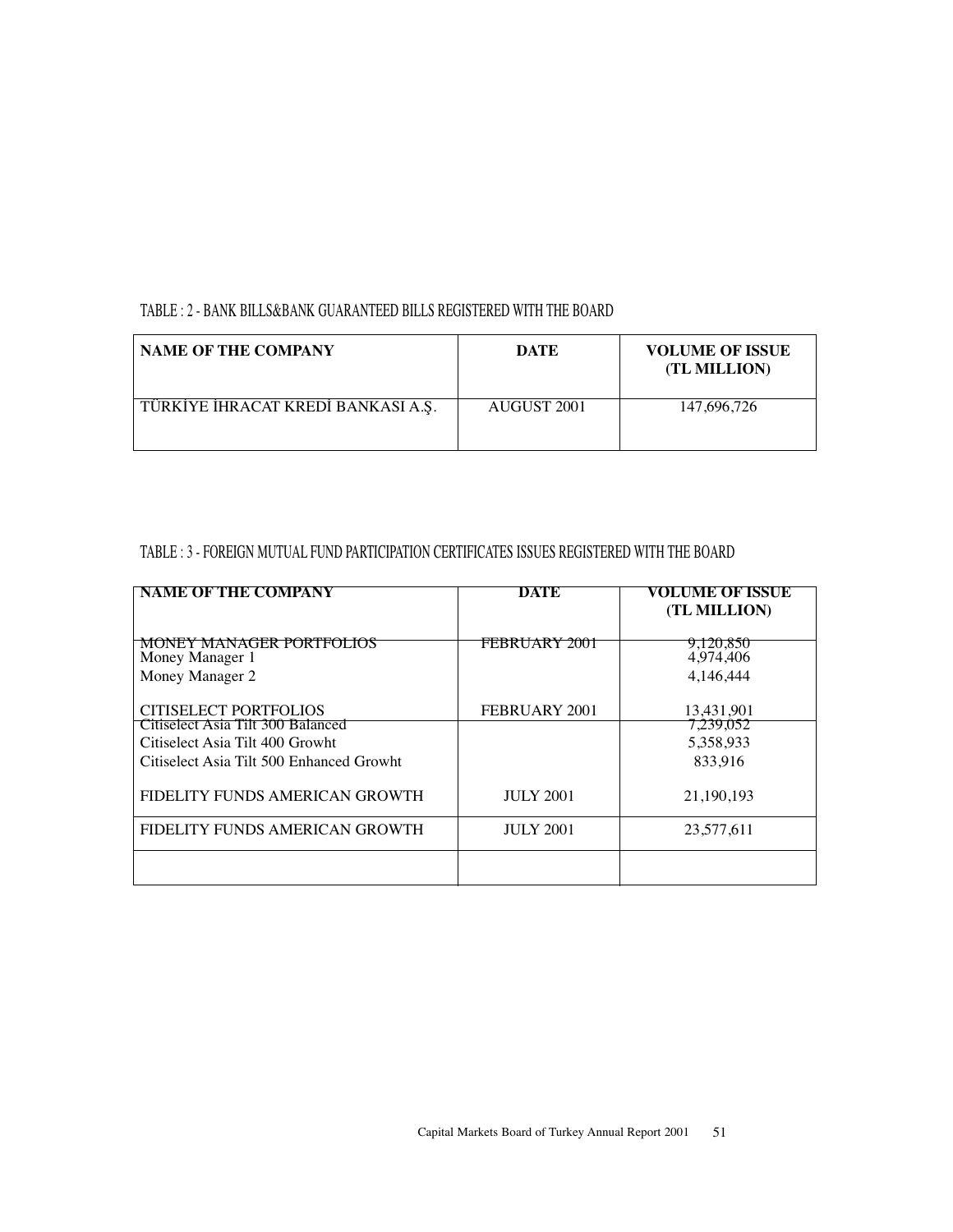TABLE : 2 - BANK BILLS&BANK GUARANTEED BILLS REGISTERED WITH THE BOARD

| NAME OF THE COMPANY | DATE | VOLUME OF ISSUE (TL MILLION) |
|---|---|---|
| TÜRKİYE İHRACAT KREDİ BANKASI A.Ş. | AUGUST 2001 | 147,696,726 |

TABLE : 3 - FOREIGN MUTUAL FUND PARTICIPATION CERTIFICATES ISSUES REGISTERED WITH THE BOARD

| NAME OF THE COMPANY | DATE | VOLUME OF ISSUE (TL MILLION) |
|---|---|---|
| MONEY MANAGER PORTFOLIOS | FEBRUARY 2001 | 9,120,850 |
| Money Manager 1 | | 4,974,406 |
| Money Manager 2 | | 4,146,444 |
| CITISELECT PORTFOLIOS | FEBRUARY 2001 | 13,431,901 |
| Citiselect Asia Tilt 300 Balanced | | 7,239,052 |
| Citiselect Asia Tilt 400 Growht | | 5,358,933 |
| Citiselect Asia Tilt 500 Enhanced Growht | | 833,916 |
| FIDELITY FUNDS AMERICAN GROWTH | JULY 2001 | 21,190,193 |
| FIDELITY FUNDS AMERICAN GROWTH | JULY 2001 | 23,577,611 |
| | | |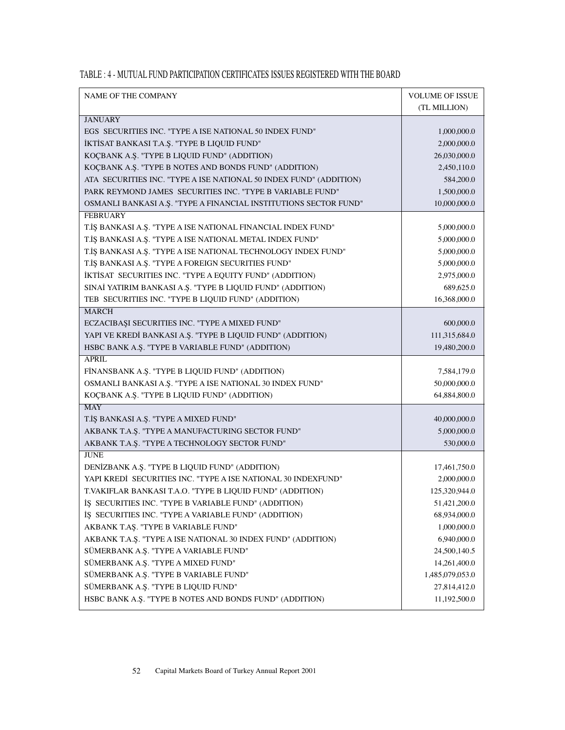TABLE : 4 - MUTUAL FUND PARTICIPATION CERTIFICATES ISSUES REGISTERED WITH THE BOARD

| NAME OF THE COMPANY | VOLUME OF ISSUE (TL MILLION) |
|---|---|
| JANUARY | |
| EGS SECURITIES INC. "TYPE A ISE NATIONAL 50 INDEX FUND" | 1,000,000.0 |
| İKTİSAT BANKASI T.A.Ş. "TYPE B LIQUID FUND" | 2,000,000.0 |
| KOÇBANK A.Ş. "TYPE B LIQUID FUND" (ADDITION) | 26,030,000.0 |
| KOÇBANK A.Ş. "TYPE B NOTES AND BONDS FUND" (ADDITION) | 2,450,110.0 |
| ATA SECURITIES INC. "TYPE A ISE NATIONAL 50 INDEX FUND" (ADDITION) | 584,200.0 |
| PARK REYMOND JAMES SECURITIES INC. "TYPE B VARIABLE FUND" | 1,500,000.0 |
| OSMANLI BANKASI A.Ş. "TYPE A FINANCIAL INSTITUTIONS SECTOR FUND" | 10,000,000.0 |
| FEBRUARY | |
| T.İŞ BANKASI A.Ş. "TYPE A ISE NATIONAL FINANCIAL INDEX FUND" | 5,000,000.0 |
| T.İŞ BANKASI A.Ş. "TYPE A ISE NATIONAL METAL INDEX FUND" | 5,000,000.0 |
| T.İŞ BANKASI A.Ş. "TYPE A ISE NATIONAL TECHNOLOGY INDEX FUND" | 5,000,000.0 |
| T.İŞ BANKASI A.Ş. "TYPE A FOREIGN SECURITIES FUND" | 5,000,000.0 |
| İKTİSAT SECURITIES INC. "TYPE A EQUITY FUND" (ADDITION) | 2,975,000.0 |
| SINAİ YATIRIM BANKASI A.Ş. "TYPE B LIQUID FUND" (ADDITION) | 689,625.0 |
| TEB SECURITIES INC. "TYPE B LIQUID FUND" (ADDITION) | 16,368,000.0 |
| MARCH | |
| ECZACIBAŞI SECURITIES INC. "TYPE A MIXED FUND" | 600,000.0 |
| YAPI VE KREDİ BANKASI A.Ş. "TYPE B LIQUID FUND" (ADDITION) | 111,315,684.0 |
| HSBC BANK A.Ş. "TYPE B VARIABLE FUND" (ADDITION) | 19,480,200.0 |
| APRIL | |
| FİNANSBANK A.Ş. "TYPE B LIQUID FUND" (ADDITION) | 7,584,179.0 |
| OSMANLI BANKASI A.Ş. "TYPE A ISE NATIONAL 30 INDEX FUND" | 50,000,000.0 |
| KOÇBANK A.Ş. "TYPE B LIQUID FUND" (ADDITION) | 64,884,800.0 |
| MAY | |
| T.İŞ BANKASI A.Ş. "TYPE A MIXED FUND" | 40,000,000.0 |
| AKBANK T.A.Ş. "TYPE A MANUFACTURING SECTOR FUND" | 5,000,000.0 |
| AKBANK T.A.Ş. "TYPE A TECHNOLOGY SECTOR FUND" | 530,000.0 |
| JUNE | |
| DENİZBANK A.Ş. "TYPE B LIQUID FUND" (ADDITION) | 17,461,750.0 |
| YAPI KREDİ SECURITIES INC. "TYPE A ISE NATIONAL 30 INDEXFUND" | 2,000,000.0 |
| T.VAKIFLAR BANKASI T.A.O. "TYPE B LIQUID FUND" (ADDITION) | 125,320,944.0 |
| İŞ SECURITIES INC. "TYPE B VARIABLE FUND" (ADDITION) | 51,421,200.0 |
| İŞ SECURITIES INC. "TYPE A VARIABLE FUND" (ADDITION) | 68,934,000.0 |
| AKBANK T.AŞ. "TYPE B VARIABLE FUND" | 1,000,000.0 |
| AKBANK T.A.Ş. "TYPE A ISE NATIONAL 30 INDEX FUND" (ADDITION) | 6,940,000.0 |
| SÜMERBANK A.Ş. "TYPE A VARIABLE FUND" | 24,500,140.5 |
| SÜMERBANK A.Ş. "TYPE A MIXED FUND" | 14,261,400.0 |
| SÜMERBANK A.Ş. "TYPE B VARIABLE FUND" | 1,485,079,053.0 |
| SÜMERBANK A.Ş. "TYPE B LIQUID FUND" | 27,814,412.0 |
| HSBC BANK A.Ş. "TYPE B NOTES AND BONDS FUND" (ADDITION) | 11,192,500.0 |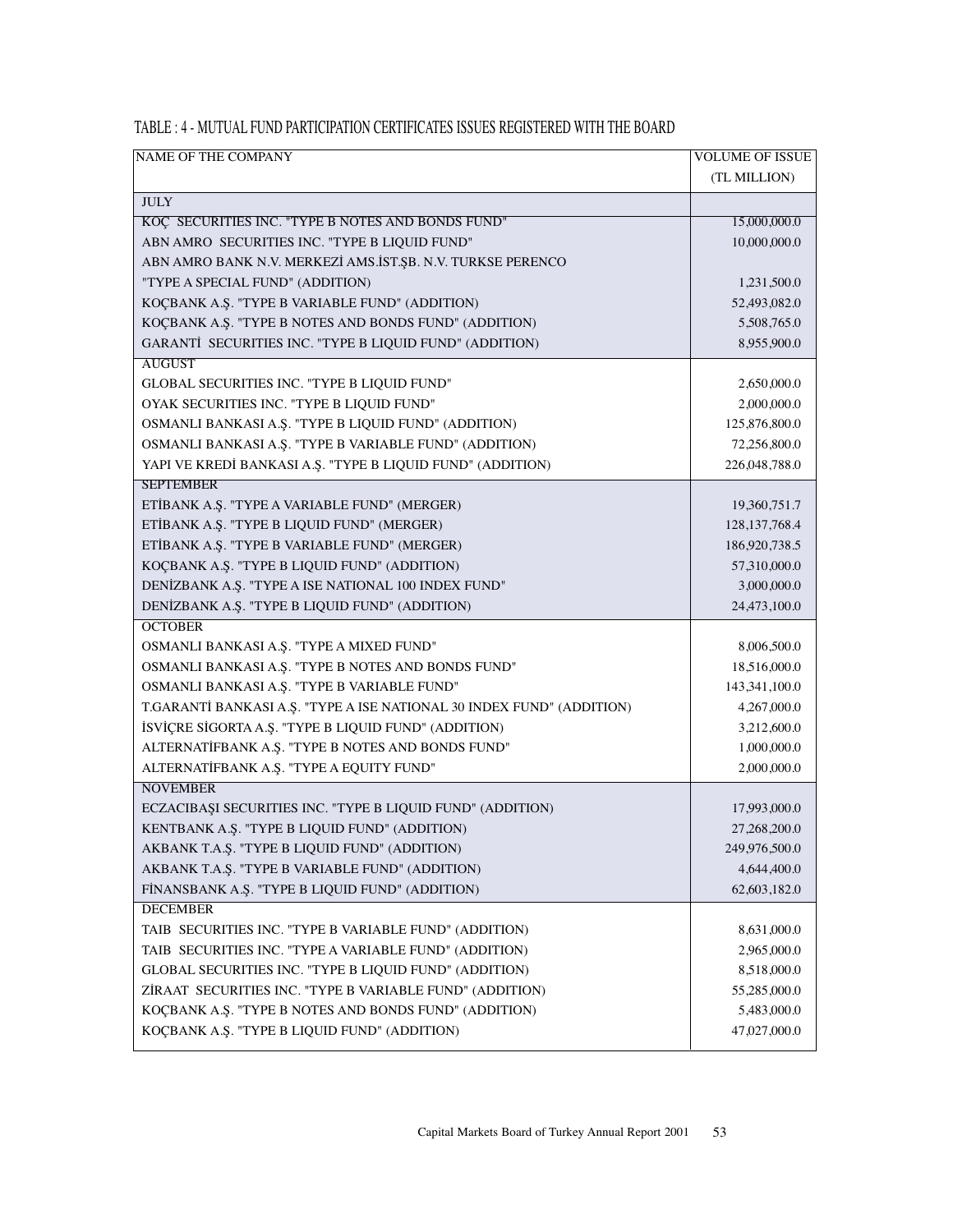TABLE : 4 - MUTUAL FUND PARTICIPATION CERTIFICATES ISSUES REGISTERED WITH THE BOARD

| NAME OF THE COMPANY | VOLUME OF ISSUE (TL MILLION) |
|---|---|
| JULY | |
| KOÇ SECURITIES INC. "TYPE B NOTES AND BONDS FUND" | 15,000,000.0 |
| ABN AMRO SECURITIES INC. "TYPE B LIQUID FUND" | 10,000,000.0 |
| ABN AMRO BANK N.V. MERKEZİ AMS.İST.ŞB. N.V. TURKSE PERENCO "TYPE A SPECIAL FUND" (ADDITION) | 1,231,500.0 |
| KOÇBANK A.Ş. "TYPE B VARIABLE FUND" (ADDITION) | 52,493,082.0 |
| KOÇBANK A.Ş. "TYPE B NOTES AND BONDS FUND" (ADDITION) | 5,508,765.0 |
| GARANTİ SECURITIES INC. "TYPE B LIQUID FUND" (ADDITION) | 8,955,900.0 |
| AUGUST | |
| GLOBAL SECURITIES INC. "TYPE B LIQUID FUND" | 2,650,000.0 |
| OYAK SECURITIES INC. "TYPE B LIQUID FUND" | 2,000,000.0 |
| OSMANLI BANKASI A.Ş. "TYPE B LIQUID FUND" (ADDITION) | 125,876,800.0 |
| OSMANLI BANKASI A.Ş. "TYPE B VARIABLE FUND" (ADDITION) | 72,256,800.0 |
| YAPI VE KREDİ BANKASI A.Ş. "TYPE B LIQUID FUND" (ADDITION) | 226,048,788.0 |
| SEPTEMBER | |
| ETİBANK A.Ş. "TYPE A VARIABLE FUND" (MERGER) | 19,360,751.7 |
| ETİBANK A.Ş. "TYPE B LIQUID FUND" (MERGER) | 128,137,768.4 |
| ETİBANK A.Ş. "TYPE B VARIABLE FUND" (MERGER) | 186,920,738.5 |
| KOÇBANK A.Ş. "TYPE B LIQUID FUND" (ADDITION) | 57,310,000.0 |
| DENİZBANK A.Ş. "TYPE A ISE NATIONAL 100 INDEX FUND" | 3,000,000.0 |
| DENİZBANK A.Ş. "TYPE B LIQUID FUND" (ADDITION) | 24,473,100.0 |
| OCTOBER | |
| OSMANLI BANKASI A.Ş. "TYPE A MIXED FUND" | 8,006,500.0 |
| OSMANLI BANKASI A.Ş. "TYPE B NOTES AND BONDS FUND" | 18,516,000.0 |
| OSMANLI BANKASI A.Ş. "TYPE B VARIABLE FUND" | 143,341,100.0 |
| T.GARANTİ BANKASI A.Ş. "TYPE A ISE NATIONAL 30 INDEX FUND" (ADDITION) | 4,267,000.0 |
| İSVİÇRE SİGORTA A.Ş. "TYPE B LIQUID FUND" (ADDITION) | 3,212,600.0 |
| ALTERNATİFBANK A.Ş. "TYPE B NOTES AND BONDS FUND" | 1,000,000.0 |
| ALTERNATİFBANK A.Ş. "TYPE A EQUITY FUND" | 2,000,000.0 |
| NOVEMBER | |
| ECZACIBAŞI SECURITIES INC. "TYPE B LIQUID FUND" (ADDITION) | 17,993,000.0 |
| KENTBANK A.Ş. "TYPE B LIQUID FUND" (ADDITION) | 27,268,200.0 |
| AKBANK T.A.Ş. "TYPE B LIQUID FUND" (ADDITION) | 249,976,500.0 |
| AKBANK T.A.Ş. "TYPE B VARIABLE FUND" (ADDITION) | 4,644,400.0 |
| FİNANSBANK A.Ş. "TYPE B LIQUID FUND" (ADDITION) | 62,603,182.0 |
| DECEMBER | |
| TAIB SECURITIES INC. "TYPE B VARIABLE FUND" (ADDITION) | 8,631,000.0 |
| TAIB SECURITIES INC. "TYPE A VARIABLE FUND" (ADDITION) | 2,965,000.0 |
| GLOBAL SECURITIES INC. "TYPE B LIQUID FUND" (ADDITION) | 8,518,000.0 |
| ZİRAAT SECURITIES INC. "TYPE B VARIABLE FUND" (ADDITION) | 55,285,000.0 |
| KOÇBANK A.Ş. "TYPE B NOTES AND BONDS FUND" (ADDITION) | 5,483,000.0 |
| KOÇBANK A.Ş. "TYPE B LIQUID FUND" (ADDITION) | 47,027,000.0 |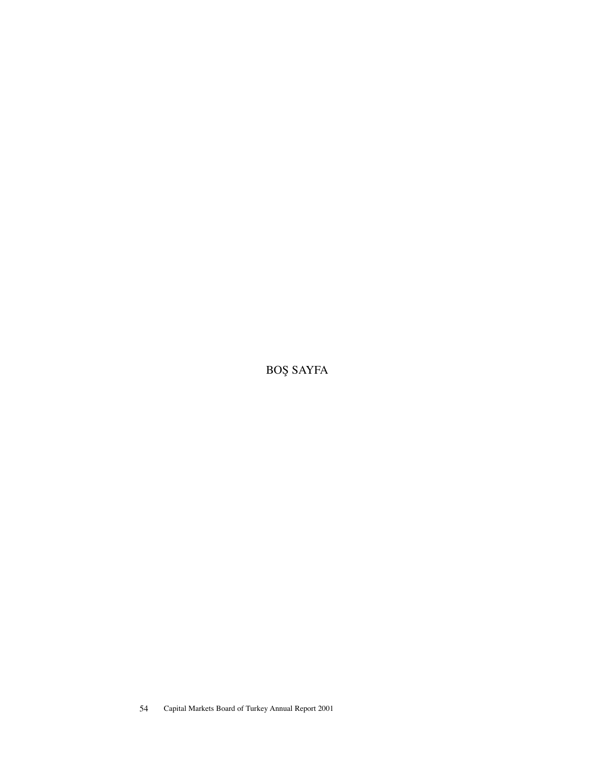BOŞ SAYFA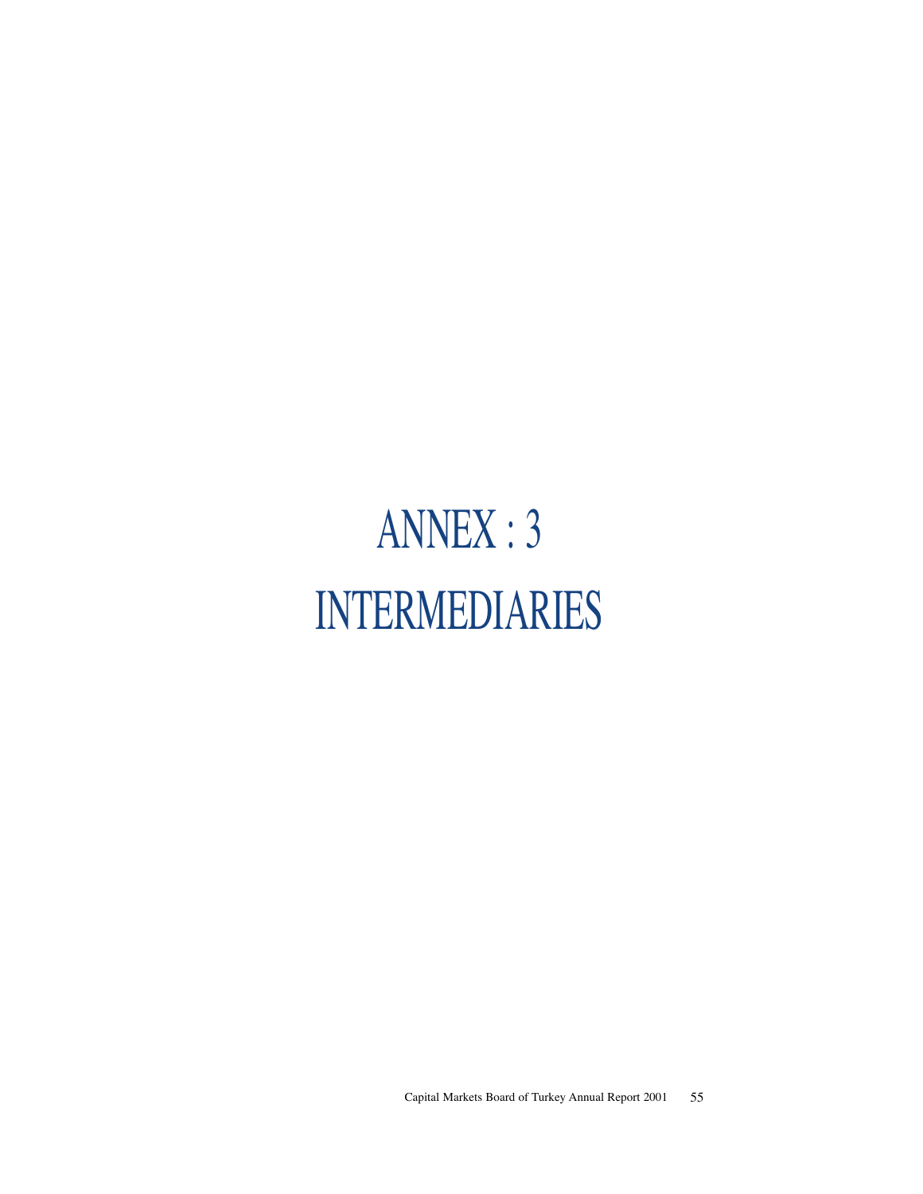# ANNEX : 3

# INTERMEDIARIES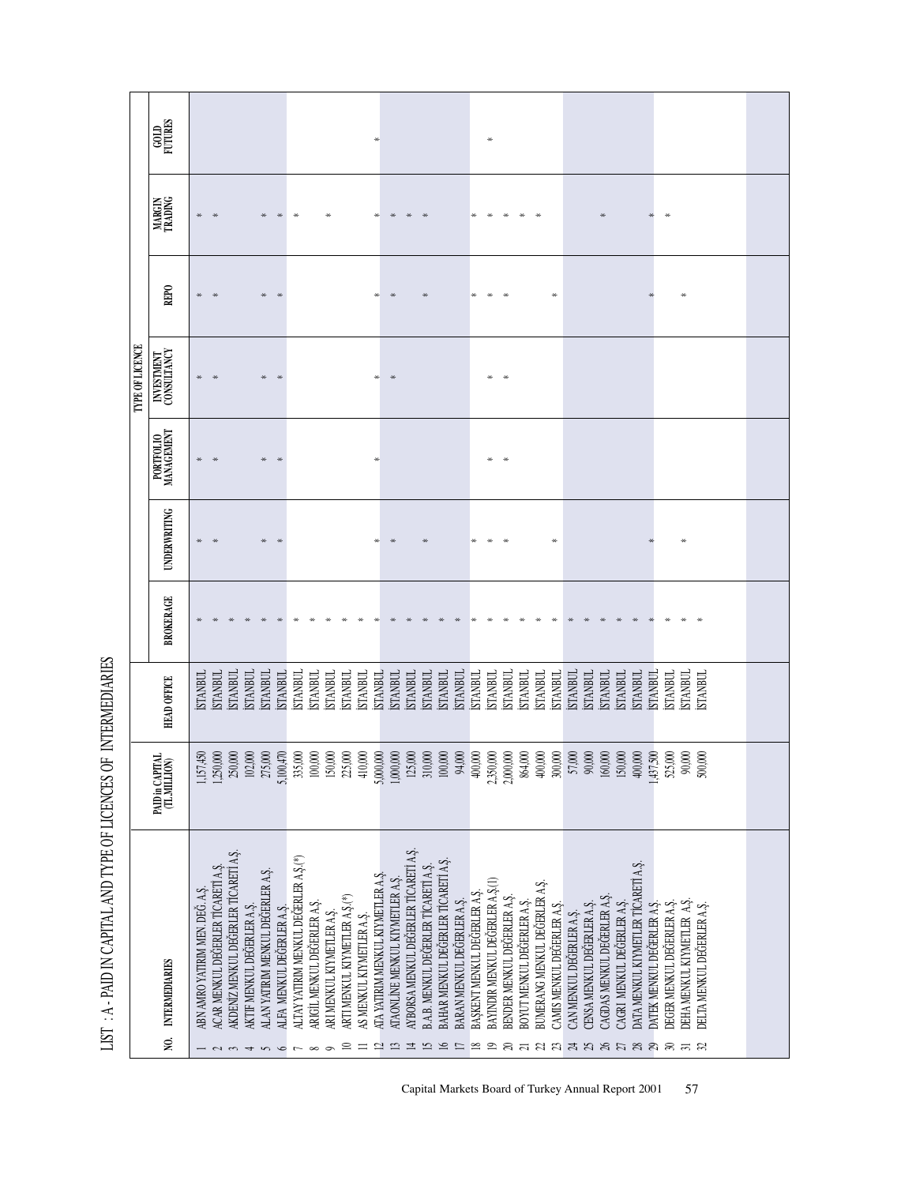# LIST : A - PAID IN CAPITAL AND TYPE OF LICENCES OF INTERMEDIARIES

| NO. | INTERMEDIARIES | PAID in CAPITAL (TL MILLION) | HEAD OFFICE | TYPE OF LICENCE | | | | | | |
|---|---|---|---|---|---|---|---|---|---|---|
| | | | | BROKERAGE | UNDERWRITING | PORTFOLIO MANAGEMENT | INVESTMENT CONSULTANCY | REPO | MARGIN TRADING | GOLD FUTURES |
| 1 | ABN AMRO YATIRIM MEN. DEĞ. A.Ş. | 1,157,450 | İSTANBUL | * | * | * | * | * | * | |
| 2 | ACAR MENKUL DEĞERLER TİCARETİ A.Ş. | 1,250,000 | İSTANBUL | * | * | * | * | * | * | |
| 3 | AKDENİZ MENKUL DEĞERLER TİCARETİ A.Ş. | 250,000 | İSTANBUL | * | | | | | | |
| 4 | AKTİF MENKUL DEĞERLER A.Ş. | 102,000 | İSTANBUL | * | | | | | | |
| 5 | ALAN YATIRIM MENKUL DEĞERLER A.Ş. | 275,000 | İSTANBUL | * | * | * | * | * | * | |
| 6 | ALFA MENKUL DEĞERLER A.Ş. | 5,100,470 | İSTANBUL | * | * | * | * | * | * | |
| 7 | ALTAY YATIRIM MENKUL DEĞERLER A.Ş.(*) | 335,000 | İSTANBUL | * | | | | | * | |
| 8 | ARİGİL MENKUL DEĞERLER A.Ş. | 100,000 | İSTANBUL | * | | | | | | |
| 9 | ARI MENKUL KIYMETLER A.Ş. | 150,000 | İSTANBUL | * | | | | | * | |
| 10 | ARTI MENKUL KIYMETLER A.Ş.(*) | 225,000 | İSTANBUL | * | | | | | | |
| 11 | AS MENKUL KIYMETLER A.Ş. | 410,000 | İSTANBUL | * | | | | | | * |
| 12 | ATA YATIRIM MENKUL KIYMETLER A.Ş. | 5,000,000 | İSTANBUL | * | * | * | * | * | * | |
| 13 | ATAONLİNE MENKUL KIYMETLER A.Ş. | 1,000,000 | İSTANBUL | * | * | | * | * | * | |
| 14 | AYBORSA MENKUL DEĞERLER TİCARETİ A.Ş. | 125,000 | İSTANBUL | * | | | | | * | |
| 15 | B.A.B. MENKUL DEĞERLER TİCARETİ A.Ş. | 310,000 | İSTANBUL | * | * | | | * | * | |
| 16 | BAHAR MENKUL DEĞERLER TİCARETİ A.Ş. | 100,000 | İSTANBUL | * | | | | | | |
| 17 | BARAN MENKUL DEĞERLER A.Ş. | 94,000 | İSTANBUL | * | | | | | | |
| 18 | BAŞKENT MENKUL DEĞERLER A.Ş. | 400,000 | İSTANBUL | * | * | | | * | * | |
| 19 | BAYINDIR MENKUL DEĞERLER A.Ş.(1) | 2,350,000 | İSTANBUL | * | * | * | * | * | * | * |
| 20 | BENDER MENKUL DEĞERLER A.Ş. | 2,000,000 | İSTANBUL | * | * | * | * | * | * | |
| 21 | BOYUT MENKUL DEĞERLER A.Ş. | 864,000 | İSTANBUL | * | | | | | * | |
| 22 | BUMERANG MENKUL DEĞERLER A.Ş. | 400,000 | İSTANBUL | * | | | | | * | |
| 23 | CAMİS MENKUL DEĞERLER A.Ş. | 300,000 | İSTANBUL | * | * | | | * | | |
| 24 | CAN MENKUL DEĞERLER A.Ş. | 57,000 | İSTANBUL | * | | | | | | |
| 25 | CENSA MENKUL DEĞERLER A.Ş. | 90,000 | İSTANBUL | * | | | | | | |
| 26 | CAGDAS MENKUL DEĞERLER A.Ş. | 160,000 | İSTANBUL | * | | | | | * | |
| 27 | CAGRI MENKUL DEĞERLER A.Ş. | 150,000 | İSTANBUL | * | | | | | | |
| 28 | DATA MENKUL KIYMETLER TİCARETİ A.Ş. | 400,000 | İSTANBUL | * | | | | | | |
| 29 | DATEK MENKUL DEĞERLER A.Ş. | 1,437,500 | İSTANBUL | * | * | | | * | * | |
| 30 | DEĞER MENKUL DEĞERLER A.Ş. | 525,000 | İSTANBUL | * | | | | | * | |
| 31 | DEHA MENKUL KIYMETLER A.Ş. | 90,000 | İSTANBUL | * | * | | | * | | |
| 32 | DELTA MENKUL DEĞERLER A.Ş. | 500,000 | İSTANBUL | * | | | | | | |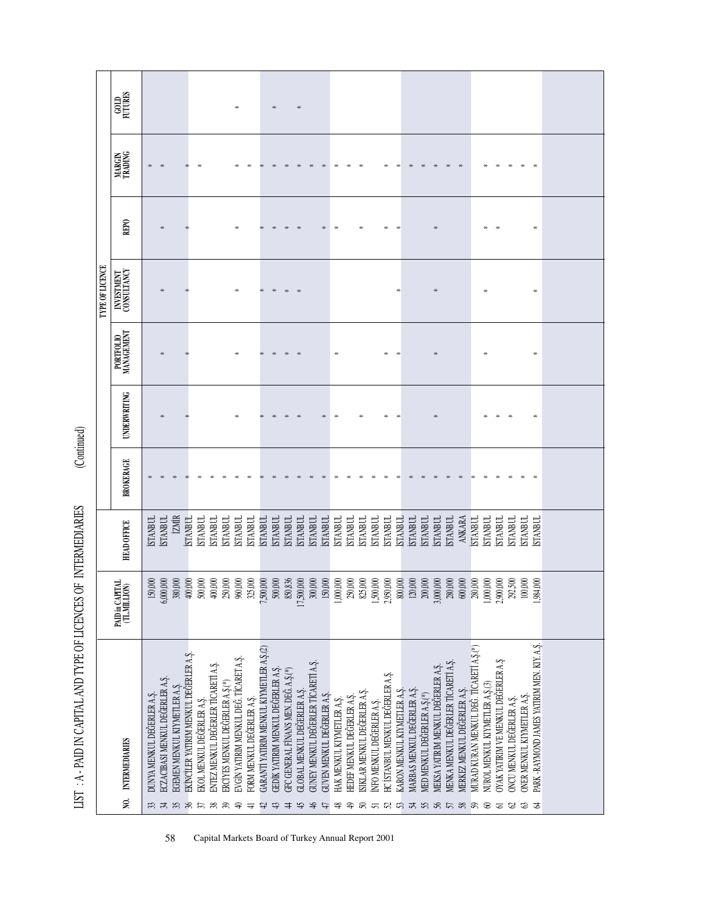# LIST : A - PAID IN CAPITAL AND TYPE OF LICENCES OF INTERMEDIARIES (Continued)

| NO. | INTERMEDIARIES | PAID in CAPITAL (TL.MILLION) | HEAD OFFICE | TYPE OF LICENCE | | | | | | |
|---|---|---|---|---|---|---|---|---|---|---|
| | | | | BROKERAGE | UNDERWRITING | PORTFOLIO MANAGEMENT | INVESTMENT CONSULTANCY | REPO | MARGIN TRADING | GOLD FUTURES |
| 33 | DUNYA MENKUL DEĞERLER A.Ş. | 150,000 | İSTANBUL | * | | | | | * | |
| 34 | ECZACIBAŞI MENKUL DEĞERLER A.Ş. | 6,000,000 | İSTANBUL | * | * | * | * | * | * | |
| 35 | EGEMEN MENKUL KIYMETLER A.Ş. | 380,000 | İZMİR | * | | | | | | |
| 36 | EKİNCİLER YATIRIM MENKUL DEĞERLER A.Ş. | 400,000 | İSTANBUL | * | * | * | * | * | * | |
| 37 | EKOL MENKUL DEĞERLER A.Ş. | 500,000 | İSTANBUL | * | | | | | * | |
| 38 | ENTEZ MENKUL DEĞERLER TİCARETİ A.Ş. | 400,000 | İSTANBUL | * | | | | | | |
| 39 | ERCİYES MENKUL DEĞERLER A.Ş.(*) | 250,000 | İSTANBUL | * | | | | | | |
| 40 | EVGİN YATIRIM MENKUL DEĞ. TİCARET A.Ş. | 960,000 | İSTANBUL | * | * | * | * | * | * | * |
| 41 | FORM MENKUL DEĞERLER A.Ş. | 325,000 | İSTANBUL | * | | | | | * | |
| 42 | GARANTİ YATIRIM MENKUL KIYMETLER A.Ş.(2) | 7,500,000 | İSTANBUL | * | * | * | * | * | * | |
| 43 | GEDİK YATIRIM MENKUL DEĞERLER A.Ş. | 500,000 | İSTANBUL | * | * | * | * | * | * | * |
| 44 | GFC GENERAL FİNANS MEN. DEĞ. A.Ş.(*) | 850,836 | İSTANBUL | * | * | * | * | * | * | |
| 45 | GLOBAL MENKUL DEĞERLER A.Ş. | 17,500,000 | İSTANBUL | * | * | * | * | * | * | * |
| 46 | GUNEY MENKUL DEĞERLER TİCARETİ A.Ş. | 300,000 | İSTANBUL | * | | | | | * | |
| 47 | GUVEN MENKUL DEĞERLER A.Ş. | 150,000 | İSTANBUL | * | * | | | * | * | |
| 48 | HAK MENKUL KIYMETLER A.Ş. | 1,000,000 | İSTANBUL | * | * | * | | * | * | |
| 49 | HEDEF MENKUL DEĞERLER A.Ş. | 250,000 | İSTANBUL | * | | | | | * | |
| 50 | ISIKLAR MENKUL DEĞERLER A.Ş. | 825,000 | İSTANBUL | * | * | | | * | * | |
| 51 | İNFO MENKUL DEĞERLER A.Ş. | 1,500,000 | İSTANBUL | * | | | | | | |
| 52 | HC İSTANBUL MENKUL DEĞERLER A.Ş. | 2,950,000 | İSTANBUL | * | * | * | | * | * | |
| 53 | KARON MENKUL KIYMETLER A.Ş. | 800,000 | İSTANBUL | * | * | * | * | * | * | |
| 54 | MARBAŞ MENKUL DEĞERLER A.Ş. | 120,000 | İSTANBUL | * | | | | | * | |
| 55 | MED MENKUL DEĞERLER A.Ş.(*) | 200,000 | İSTANBUL | * | | | | | * | |
| 56 | MEKSA YATIRIM MENKUL DEĞERLER A.Ş. | 3,000,000 | İSTANBUL | * | * | * | * | * | * | |
| 57 | MENKA MENKUL DEĞERLER TİCARETİ A.Ş. | 280,000 | İSTANBUL | * | | | | | * | |
| 58 | MERKEZ MENKUL DEĞERLER A.Ş. | 600,000 | ANKARA | * | | | | | * | |
| 59 | MURAD KURAN MENKUL DEĞ. TİCARETİ A.Ş.(*) | 280,000 | İSTANBUL | * | | | | | | |
| 60 | NUROL MENKUL KIYMETLER A.Ş.(3) | 1,000,000 | İSTANBUL | * | * | * | * | * | * | |
| 61 | OYAK YATIRIM VE MENKUL DEĞERLER A.Ş | 2,900,000 | İSTANBUL | * | * | | | * | * | |
| 62 | ONCU MENKUL DEĞERLER A.Ş. | 292,500 | İSTANBUL | * | * | | | | * | |
| 63 | ONER MENKUL KIYMETLER A.Ş. | 100,000 | İSTANBUL | * | | | | | * | |
| 64 | PARK - RAYMOND JAMES YATIRIM MEN. KIY. A.Ş. | 1,984,000 | İSTANBUL | * | * | * | * | * | * | |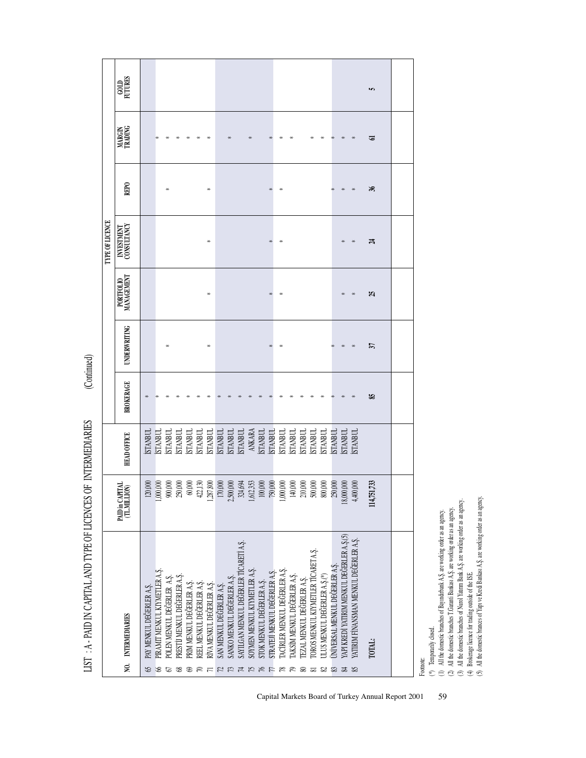# LIST : A - PAID IN CAPITAL AND TYPE OF LICENCES OF INTERMEDIARIES (Continued)

| NO. | INTERMEDIARIES | PAID in CAPITAL (TL MILLION) | HEAD OFFICE | TYPE OF LICENCE | | | | | | |
|---|---|---|---|---|---|---|---|---|---|---|
| | | | | BROKERAGE | UNDERWRITING | PORTFOLIO MANAGEMENT | INVESTMENT CONSULTANCY | REPO | MARGIN TRADING | GOLD FUTURES |
| 65 | PAY MENKUL DEĞERLER A.Ş. | 120,000 | İSTANBUL | * | | | | | | |
| 66 | PİRAMİT MENKUL KIYMETLER A.Ş. | 1,000,000 | İSTANBUL | * | | | | | * | |
| 67 | POLEN MENKUL DEĞERLER A.Ş. | 900,000 | İSTANBUL | * | * | | | * | * | |
| 68 | PRESTİJ MENKUL DEĞERLER A.Ş. | 250,000 | İSTANBUL | * | | | | | * | |
| 69 | PRİM MENKUL DEĞERLER A.Ş. | 60,000 | İSTANBUL | * | | | | | * | |
| 70 | REEL MENKUL DEĞERLER A.Ş. | 422,130 | İSTANBUL | * | | | | | * | |
| 71 | RİVA MENKUL DEĞERLER A.Ş. | 1,287,800 | İSTANBUL | * | * | * | * | * | * | |
| 72 | SAN MENKUL DEĞERLER A.Ş. | 170,000 | İSTANBUL | * | | | | | | |
| 73 | SANKO MENKUL DEĞERLER A.Ş. | 2,500,000 | İSTANBUL | * | | | | | * | |
| 74 | SAYILGAN MENKUL DEĞERLER TİCARETİ A.Ş. | 324,694 | İSTANBUL | * | | | | | | |
| 75 | SOYMEN MENKUL KIYMETLER A.Ş. | 1,612,353 | ANKARA | * | | | | | * | |
| 76 | STOK MENKUL DEĞERLER A.Ş. | 100,000 | İSTANBUL | * | | | | | | |
| 77 | STRATEJİ MENKUL DEĞERLER A.Ş. | 750,000 | İSTANBUL | * | * | * | * | * | * | |
| 78 | TACİRLER MENKUL DEĞERLER A.Ş. | 1,000,000 | İSTANBUL | * | * | * | * | * | * | |
| 79 | TAKSİM MENKUL DEĞERLER A.Ş. | 140,000 | İSTANBUL | * | | | | | * | |
| 80 | TEZAL MENKUL DEĞERLER A.Ş. | 210,000 | İSTANBUL | * | | | | | | |
| 81 | TOROS MENKUL KIYMETLER TİCARET A.Ş. | 500,000 | İSTANBUL | * | | | | | * | |
| 82 | ULUS MENKUL DEĞERLER A.Ş.(*) | 800,000 | İSTANBUL | * | | | | | * | |
| 83 | ÜNİVERSAL MENKUL DEĞERLER A.Ş. | 250,000 | İSTANBUL | * | * | | | * | * | |
| 84 | YAPI KREDİ YATIRIM MENKUL DEĞERLER A.Ş.(5) | 18,000,000 | İSTANBUL | * | * | * | * | * | * | |
| 85 | YATIRIM FİNANSMAN MENKUL DEĞERLER A.Ş. | 4,400,000 | İSTANBUL | * | * | * | * | * | * | |
| | **TOTAL:** | **114,751,733** | | **85** | **37** | **25** | **24** | **36** | **61** | **5** |

Footnote:

(*) Temporarily closed.

(1) All the domestic branches of Bayındırbank A.Ş. are working order as an agency.

(2) All the domestic branches T.Garanti Bankası A.Ş. are working order as an agency.

(3) All the domestic branches of Nurol Yatırım Bank A.Ş. are working order as an agency.

(4) Brokerage licence for trading outside of the ISE.

(5) All the domestic brances of Yapı ve Kredi Bankası A.Ş. are working order as an agency.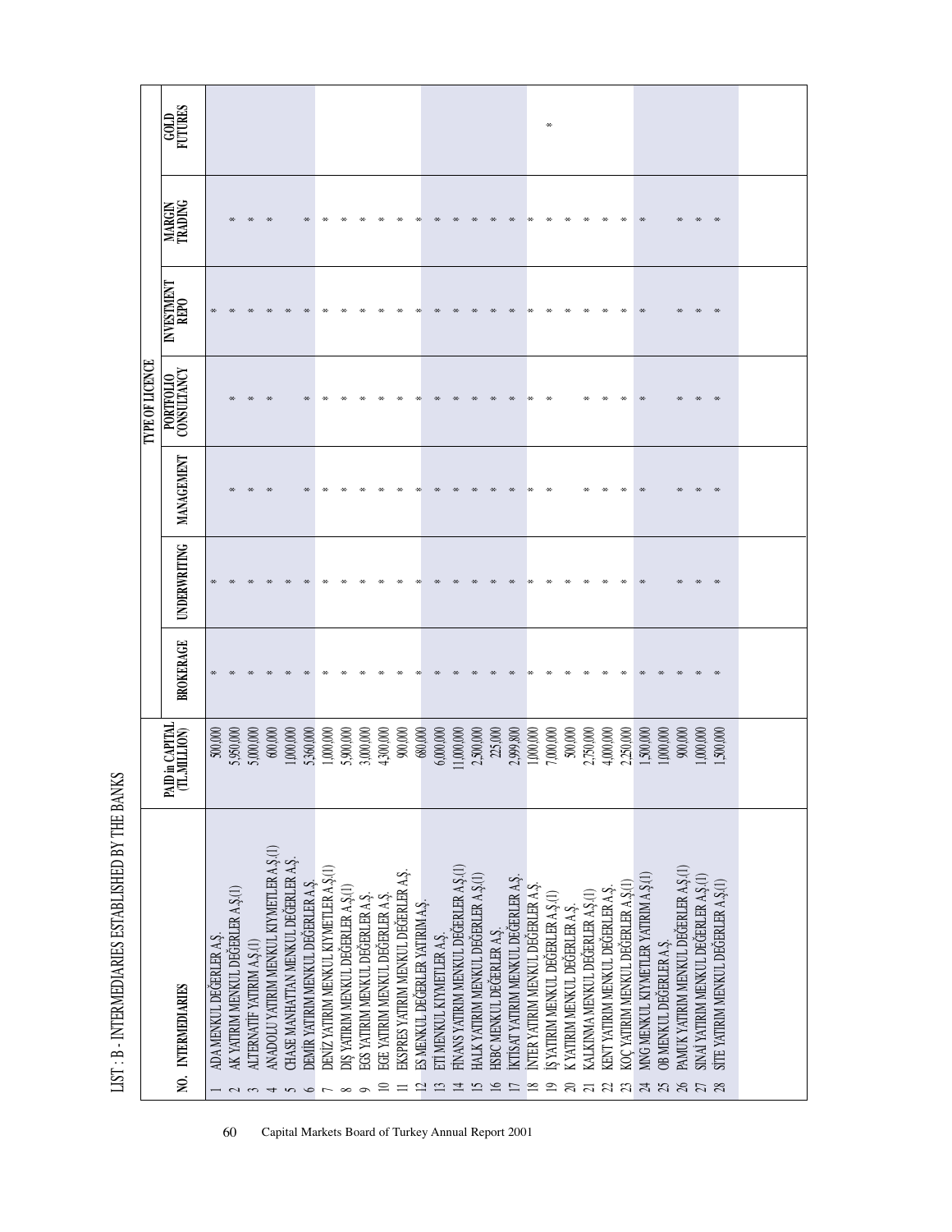# LIST : B - INTERMEDIARIES ESTABLISHED BY THE BANKS

| NO. | INTERMEDIARIES | PAID in CAPITAL (TL.MILLION) | TYPE OF LICENCE | | | | | | |
|---|---|---|---|---|---|---|---|---|---|
| | | | BROKERAGE | UNDERWRITING | MANAGEMENT | PORTFOLIO CONSULTANCY | INVESTMENT REPO | MARGIN TRADING | GOLD FUTURES |
| 1 | ADA MENKUL DEĞERLER A.Ş. | 500,000 | * | * | | | * | | |
| 2 | AK YATIRIM MENKUL DEĞERLER A.Ş.(1) | 5,950,000 | * | * | * | * | * | * | |
| 3 | ALTERNATİF YATIRIM A.Ş.(1) | 5,000,000 | * | * | * | * | * | * | |
| 4 | ANADOLU YATIRIM MENKUL KIYMETLER A.Ş.(1) | 600,000 | * | * | * | * | * | * | |
| 5 | CHASE MANHATTAN MENKUL DEĞERLER A.Ş. | 1,000,000 | * | * | | | * | | |
| 6 | DEMİR YATIRIM MENKUL DEĞERLER A.Ş. | 5,360,000 | * | * | * | * | * | * | |
| 7 | DENİZ YATIRIM MENKUL KIYMETLER A.Ş.(1) | 1,000,000 | * | * | * | * | * | * | |
| 8 | DIŞ YATIRIM MENKUL DEĞERLER A.Ş.(1) | 5,900,000 | * | * | * | * | * | * | |
| 9 | EGS YATIRIM MENKUL DEĞERLER A.Ş. | 3,000,000 | * | * | * | * | * | * | |
| 10 | EGE YATIRIM MENKUL DEĞERLER A.Ş. | 4,300,000 | * | * | * | * | * | * | |
| 11 | EKSPRES YATIRIM MENKUL DEĞERLER A.Ş. | 900,000 | * | * | * | * | * | * | |
| 12 | ES MENKUL DEĞERLER YATIRIM A.Ş. | 680,000 | * | * | * | * | * | * | |
| 13 | ETİ MENKUL KIYMETLER A.Ş. | 6,000,000 | * | * | * | * | * | * | |
| 14 | FİNANS YATIRIM MENKUL DEĞERLER A.Ş.(1) | 11,000,000 | * | * | * | * | * | * | |
| 15 | HALK YATIRIM MENKUL DEĞERLER A.Ş.(1) | 2,500,000 | * | * | * | * | * | * | |
| 16 | HSBC MENKUL DEĞERLER A.Ş. | 225,000 | * | * | * | * | * | * | |
| 17 | İKTİSAT YATIRIM MENKUL DEĞERLER A.Ş. | 2,999,800 | * | * | * | * | * | * | |
| 18 | İNTER YATIRIM MENKUL DEĞERLER A.Ş. | 1,000,000 | * | * | * | * | * | * | |
| 19 | İŞ YATIRIM MENKUL DEĞERLER A.Ş.(1) | 7,000,000 | * | * | * | * | * | * | * |
| 20 | K YATIRIM MENKUL DEĞERLER A.Ş. | 500,000 | * | * | | | * | * | |
| 21 | KALKINMA MENKUL DEĞERLER A.Ş.(1) | 2,750,000 | * | * | * | * | * | * | |
| 22 | KENT YATIRIM MENKUL DEĞERLER A.Ş. | 4,000,000 | * | * | * | * | * | * | |
| 23 | KOÇ YATIRIM MENKUL DEĞERLER A.Ş.(1) | 2,250,000 | * | * | * | * | * | * | |
| 24 | MNG MENKUL KIYMETLER YATIRIM A.Ş.(1) | 1,500,000 | * | * | * | * | * | * | |
| 25 | OB MENKUL DEĞERLER A.Ş. | 1,000,000 | * | | | | | | |
| 26 | PAMUK YATIRIM MENKUL DEĞERLER A.Ş.(1) | 900,000 | * | * | * | * | * | * | |
| 27 | SINAİ YATIRIM MENKUL DEĞERLER A.Ş.(1) | 1,000,000 | * | * | * | * | * | * | |
| 28 | SİTE YATIRIM MENKUL DEĞERLER A.Ş.(1) | 1,500,000 | * | * | * | * | * | * | |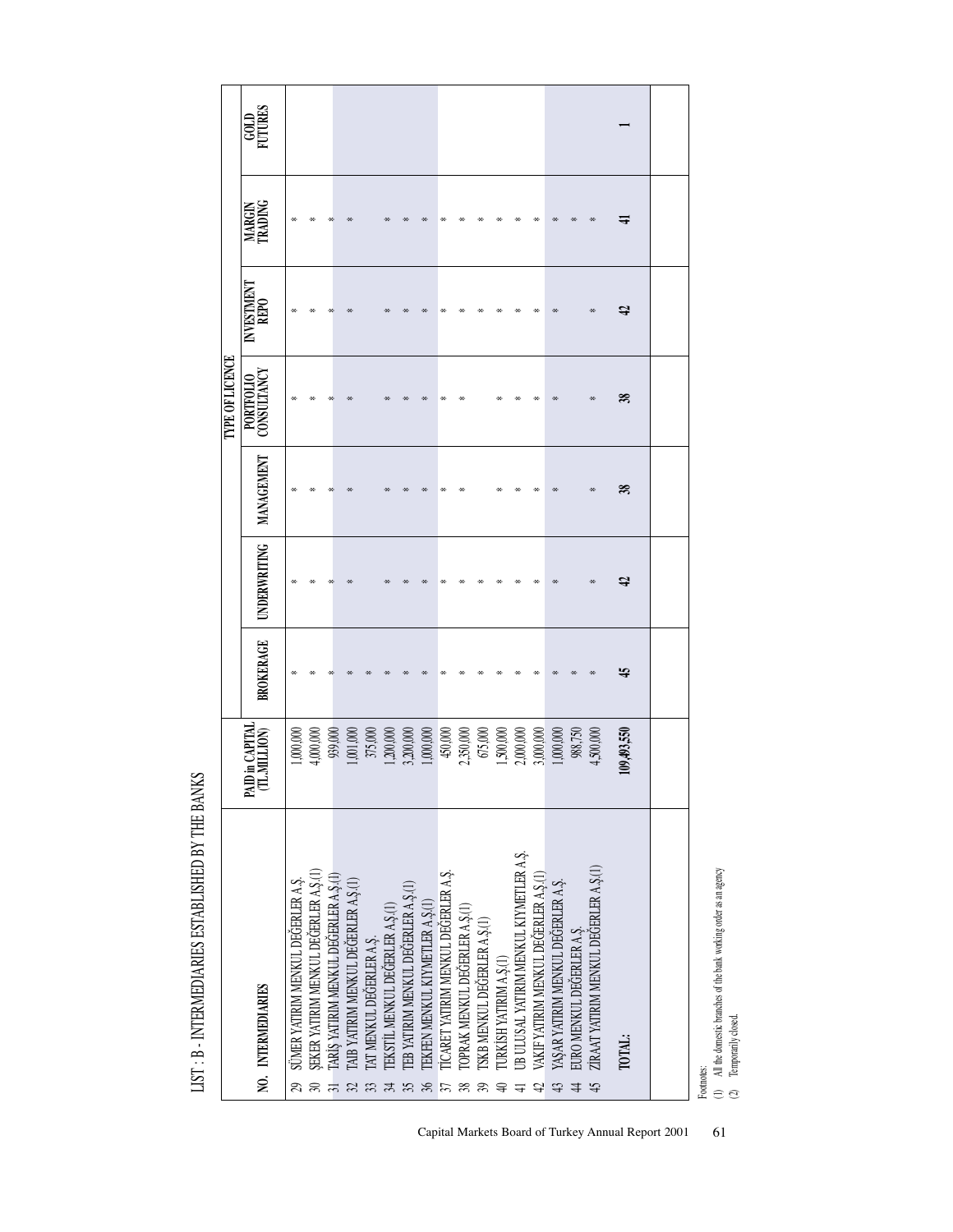## LIST : B - INTERMEDIARIES ESTABLISHED BY THE BANKS

| NO. | INTERMEDIARIES | PAID in CAPITAL (TL.MILLION) | TYPE OF LICENCE | | | | | | |
|---|---|---|---|---|---|---|---|---|---|
| | | | BROKERAGE | UNDERWRITING | MANAGEMENT | PORTFOLIO CONSULTANCY | INVESTMENT REPO | MARGIN TRADING | GOLD FUTURES |
| 29 | SÜMER YATIRIM MENKUL DEĞERLER A.Ş. | 1,000,000 | * | * | * | * | * | * | |
| 30 | ŞEKER YATIRIM MENKUL DEĞERLER A.Ş.(1) | 4,000,000 | * | * | * | * | * | * | |
| 31 | TARİŞ YATIRIM MENKUL DEĞERLER A.Ş.(1) | 939,000 | * | * | * | * | * | * | |
| 32 | TAIB YATIRIM MENKUL DEĞERLER A.Ş.(1) | 1,001,000 | * | * | * | * | * | * | |
| 33 | TAT MENKUL DEĞERLER A.Ş. | 375,000 | * | | | | | | |
| 34 | TEKSTİL MENKUL DEĞERLER A.Ş.(1) | 1,200,000 | * | * | * | * | * | * | |
| 35 | TEB YATIRIM MENKUL DEĞERLER A.Ş.(1) | 3,200,000 | * | * | * | * | * | * | |
| 36 | TEKFEN MENKUL KIYMETLER A.Ş.(1) | 1,000,000 | * | * | * | * | * | * | |
| 37 | TİCARET YATIRIM MENKUL DEĞERLER A.Ş. | 450,000 | * | * | * | * | * | * | |
| 38 | TOPRAK MENKUL DEĞERLER A.Ş.(1) | 2,350,000 | * | * | * | * | * | * | |
| 39 | TSKB MENKUL DEĞERLER A.Ş.(1) | 675,000 | * | * | | | * | * | |
| 40 | TURKİSH YATIRIM A.Ş.(1) | 1,500,000 | * | * | * | * | * | * | |
| 41 | UB ULUSAL YATIRIM MENKUL KIYMETLER A.Ş. | 2,000,000 | * | * | * | * | * | * | |
| 42 | VAKIF YATIRIM MENKUL DEĞERLER A.Ş.(1) | 3,000,000 | * | * | * | * | * | * | |
| 43 | YAŞAR YATIRIM MENKUL DEĞERLER A.Ş. | 1,000,000 | * | * | * | * | * | * | |
| 44 | EURO MENKUL DEĞERLER A.Ş. | 988,750 | * | | | | | * | |
| 45 | ZİRAAT YATIRIM MENKUL DEĞERLER A.Ş.(1) | 4,500,000 | * | * | * | * | * | * | |
| | **TOTAL:** | **109,493,550** | **45** | **42** | **38** | **38** | **42** | **41** | **1** |

Footnotes:
(1) All the domestic branches of the bank working order as an agency
(2) Temporarily closed.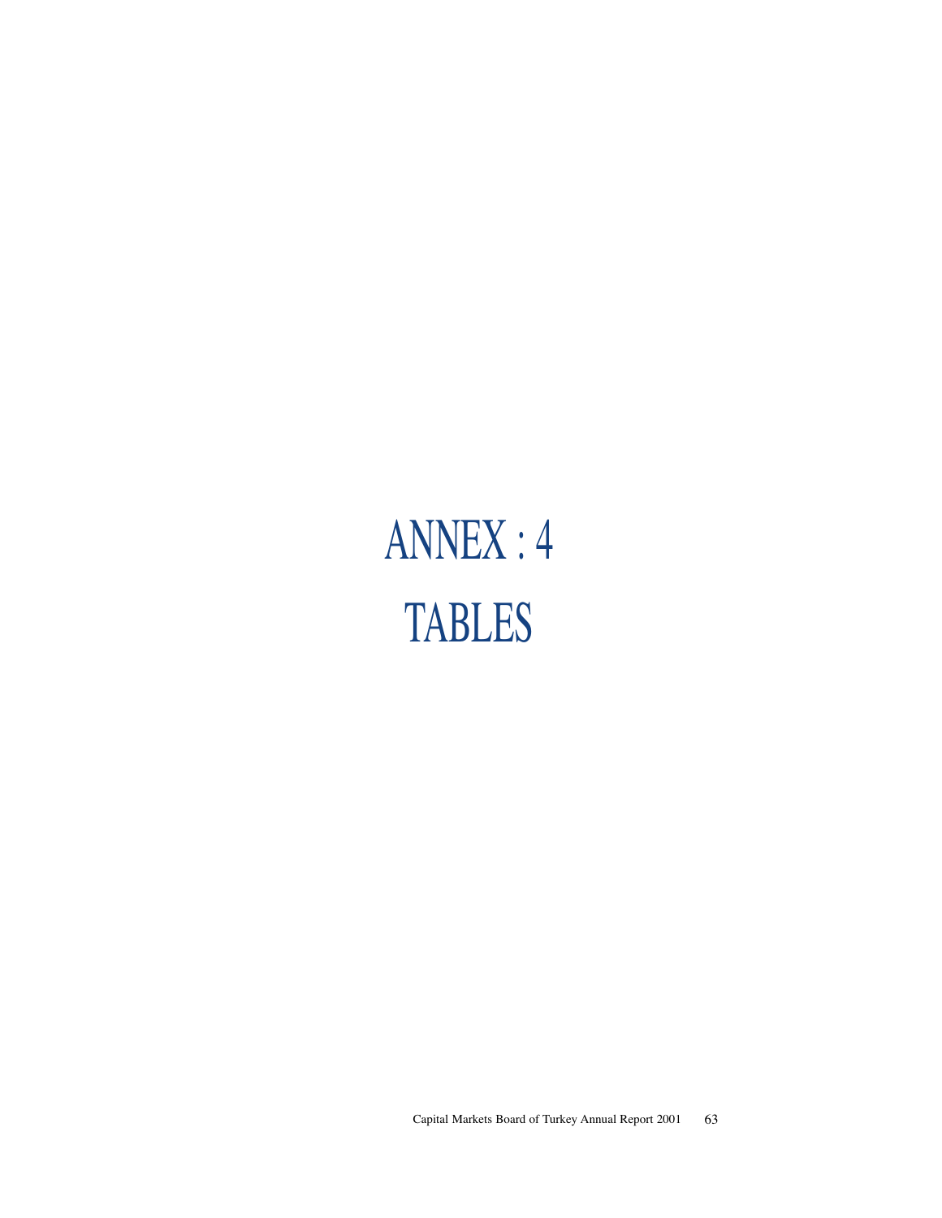# ANNEX : 4

# TABLES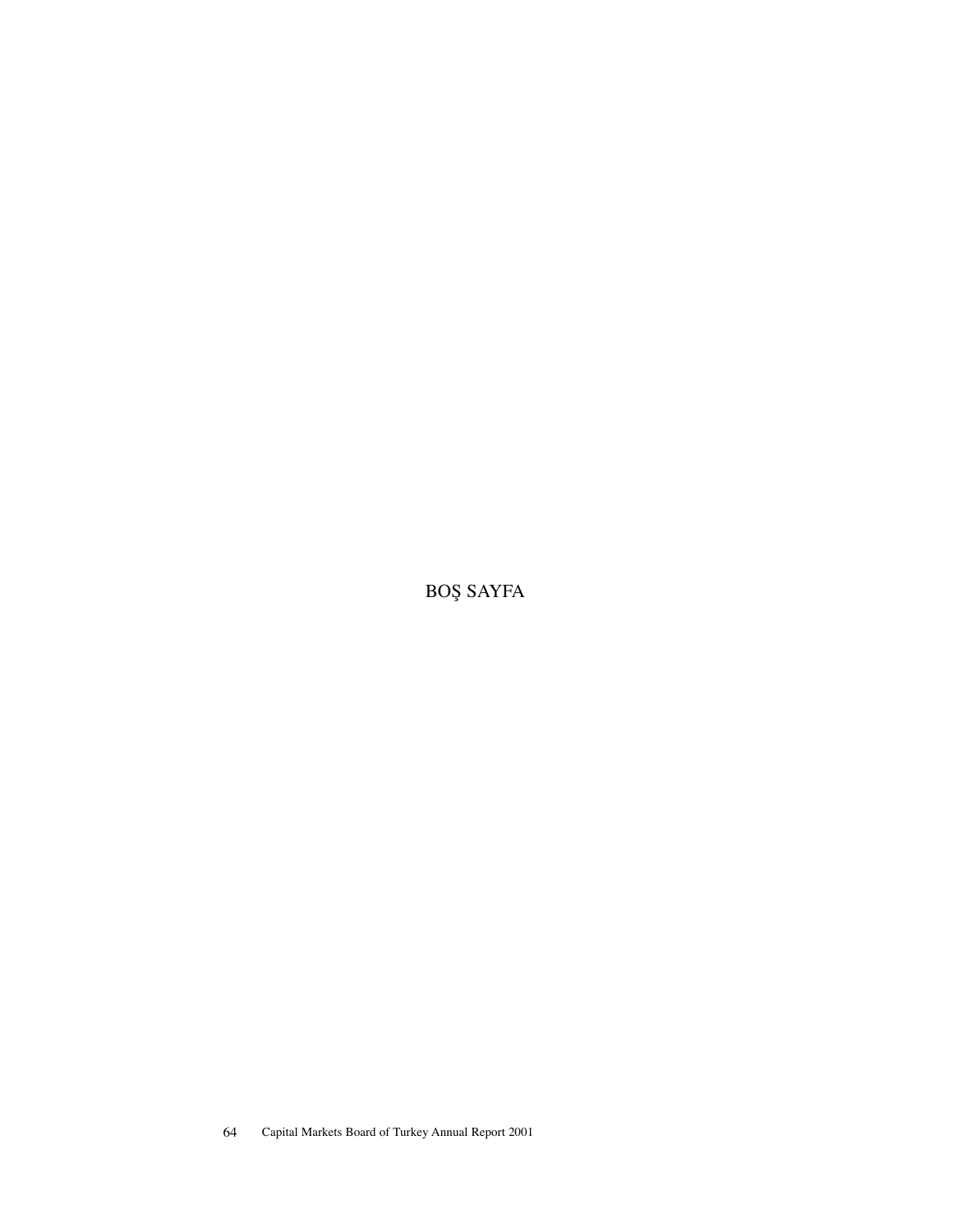BOŞ SAYFA